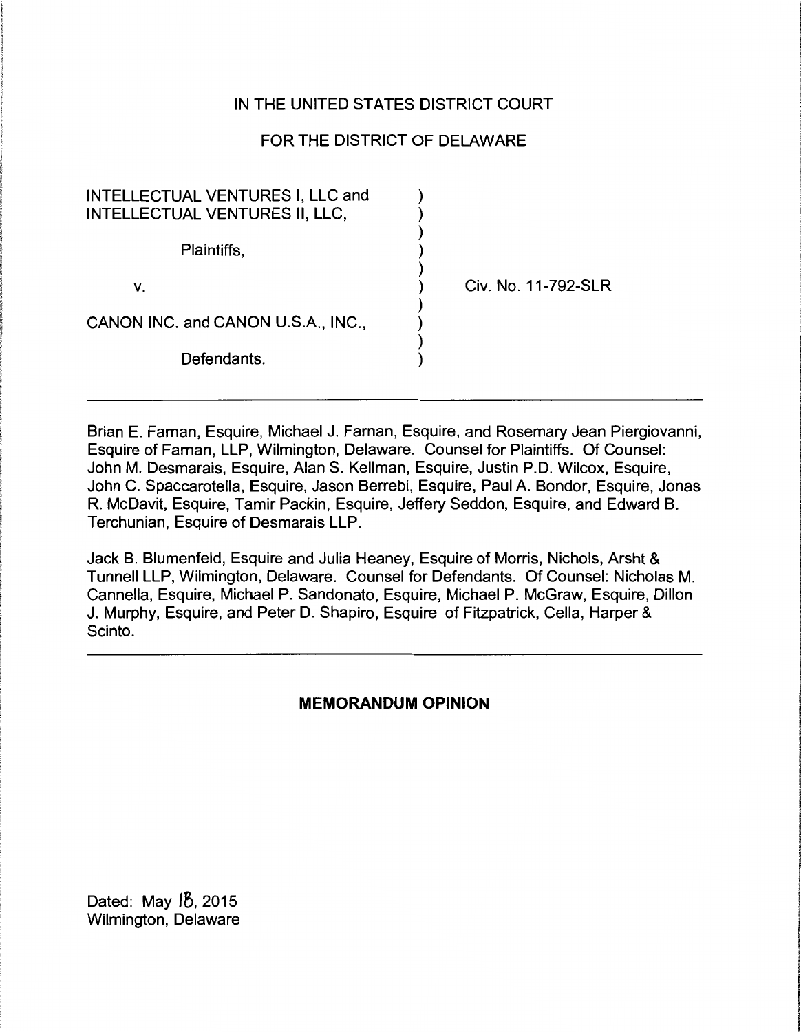IN THE UNITED STATES DISTRICT COURT

FOR THE DISTRICT OF DELAWARE

| | | |
|---|---|---|
| INTELLECTUAL VENTURES I, LLC and INTELLECTUAL VENTURES II, LLC, | ) | |
| Plaintiffs, | ) | |
| v. | ) | Civ. No. 11-792-SLR |
| CANON INC. and CANON U.S.A., INC., | ) | |
| Defendants. | ) | |

---

Brian E. Farnan, Esquire, Michael J. Farnan, Esquire, and Rosemary Jean Piergiovanni, Esquire of Farnan, LLP, Wilmington, Delaware. Counsel for Plaintiffs. Of Counsel: John M. Desmarais, Esquire, Alan S. Kellman, Esquire, Justin P.D. Wilcox, Esquire, John C. Spaccarotella, Esquire, Jason Berrebi, Esquire, Paul A. Bondor, Esquire, Jonas R. McDavit, Esquire, Tamir Packin, Esquire, Jeffery Seddon, Esquire, and Edward B. Terchunian, Esquire of Desmarais LLP.

Jack B. Blumenfeld, Esquire and Julia Heaney, Esquire of Morris, Nichols, Arsht & Tunnell LLP, Wilmington, Delaware. Counsel for Defendants. Of Counsel: Nicholas M. Cannella, Esquire, Michael P. Sandonato, Esquire, Michael P. McGraw, Esquire, Dillon J. Murphy, Esquire, and Peter D. Shapiro, Esquire of Fitzpatrick, Cella, Harper & Scinto.

---

**MEMORANDUM OPINION**

Dated: May 18, 2015
Wilmington, Delaware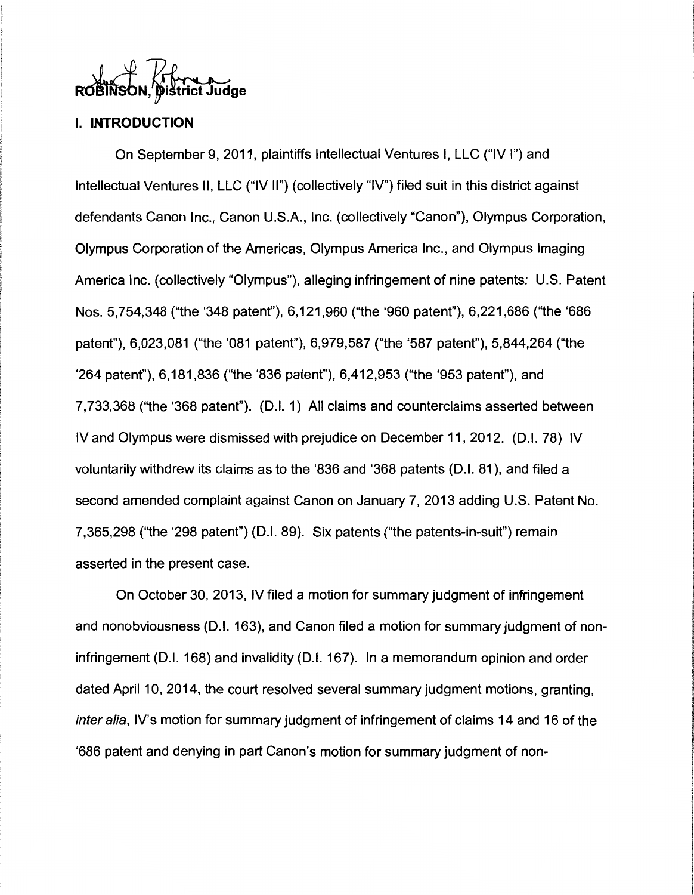ROBINSON, District Judge

## I. INTRODUCTION

On September 9, 2011, plaintiffs Intellectual Ventures I, LLC ("IV I") and Intellectual Ventures II, LLC ("IV II") (collectively "IV") filed suit in this district against defendants Canon Inc., Canon U.S.A., Inc. (collectively "Canon"), Olympus Corporation, Olympus Corporation of the Americas, Olympus America Inc., and Olympus Imaging America Inc. (collectively "Olympus"), alleging infringement of nine patents: U.S. Patent Nos. 5,754,348 ("the '348 patent"), 6,121,960 ("the '960 patent"), 6,221,686 ("the '686 patent"), 6,023,081 ("the '081 patent"), 6,979,587 ("the '587 patent"), 5,844,264 ("the '264 patent"), 6,181,836 ("the '836 patent"), 6,412,953 ("the '953 patent"), and 7,733,368 ("the '368 patent"). (D.I. 1) All claims and counterclaims asserted between IV and Olympus were dismissed with prejudice on December 11, 2012. (D.I. 78) IV voluntarily withdrew its claims as to the '836 and '368 patents (D.I. 81), and filed a second amended complaint against Canon on January 7, 2013 adding U.S. Patent No. 7,365,298 ("the '298 patent") (D.I. 89). Six patents ("the patents-in-suit") remain asserted in the present case.

On October 30, 2013, IV filed a motion for summary judgment of infringement and nonobviousness (D.I. 163), and Canon filed a motion for summary judgment of non-infringement (D.I. 168) and invalidity (D.I. 167). In a memorandum opinion and order dated April 10, 2014, the court resolved several summary judgment motions, granting, *inter alia*, IV's motion for summary judgment of infringement of claims 14 and 16 of the '686 patent and denying in part Canon's motion for summary judgment of non-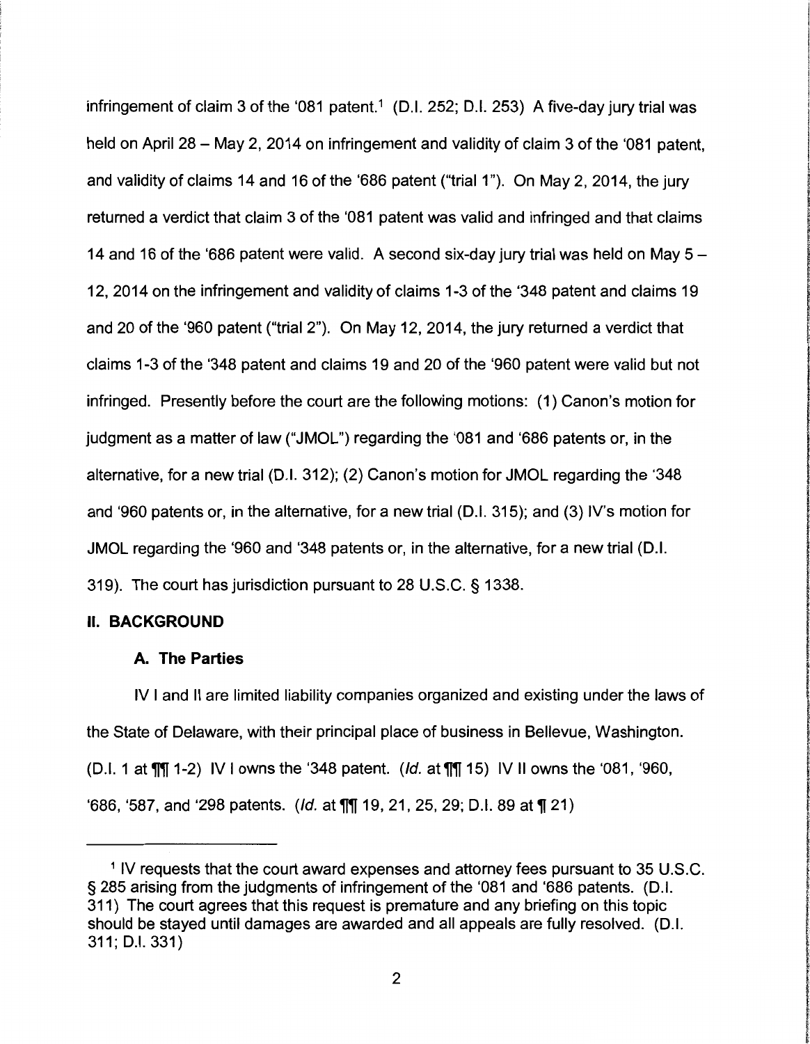infringement of claim 3 of the '081 patent.[1] (D.I. 252; D.I. 253) A five-day jury trial was held on April 28 – May 2, 2014 on infringement and validity of claim 3 of the '081 patent, and validity of claims 14 and 16 of the '686 patent ("trial 1"). On May 2, 2014, the jury returned a verdict that claim 3 of the '081 patent was valid and infringed and that claims 14 and 16 of the '686 patent were valid. A second six-day jury trial was held on May 5 – 12, 2014 on the infringement and validity of claims 1-3 of the '348 patent and claims 19 and 20 of the '960 patent ("trial 2"). On May 12, 2014, the jury returned a verdict that claims 1-3 of the '348 patent and claims 19 and 20 of the '960 patent were valid but not infringed. Presently before the court are the following motions: (1) Canon's motion for judgment as a matter of law ("JMOL") regarding the '081 and '686 patents or, in the alternative, for a new trial (D.I. 312); (2) Canon's motion for JMOL regarding the '348 and '960 patents or, in the alternative, for a new trial (D.I. 315); and (3) IV's motion for JMOL regarding the '960 and '348 patents or, in the alternative, for a new trial (D.I. 319). The court has jurisdiction pursuant to 28 U.S.C. § 1338.

## II. BACKGROUND

### A. The Parties

IV I and II are limited liability companies organized and existing under the laws of the State of Delaware, with their principal place of business in Bellevue, Washington. (D.I. 1 at ¶¶ 1-2) IV I owns the '348 patent. (*Id.* at ¶¶ 15) IV II owns the '081, '960, '686, '587, and '298 patents. (*Id.* at ¶¶ 19, 21, 25, 29; D.I. 89 at ¶ 21)

---

[1] IV requests that the court award expenses and attorney fees pursuant to 35 U.S.C. § 285 arising from the judgments of infringement of the '081 and '686 patents. (D.I. 311) The court agrees that this request is premature and any briefing on this topic should be stayed until damages are awarded and all appeals are fully resolved. (D.I. 311; D.I. 331)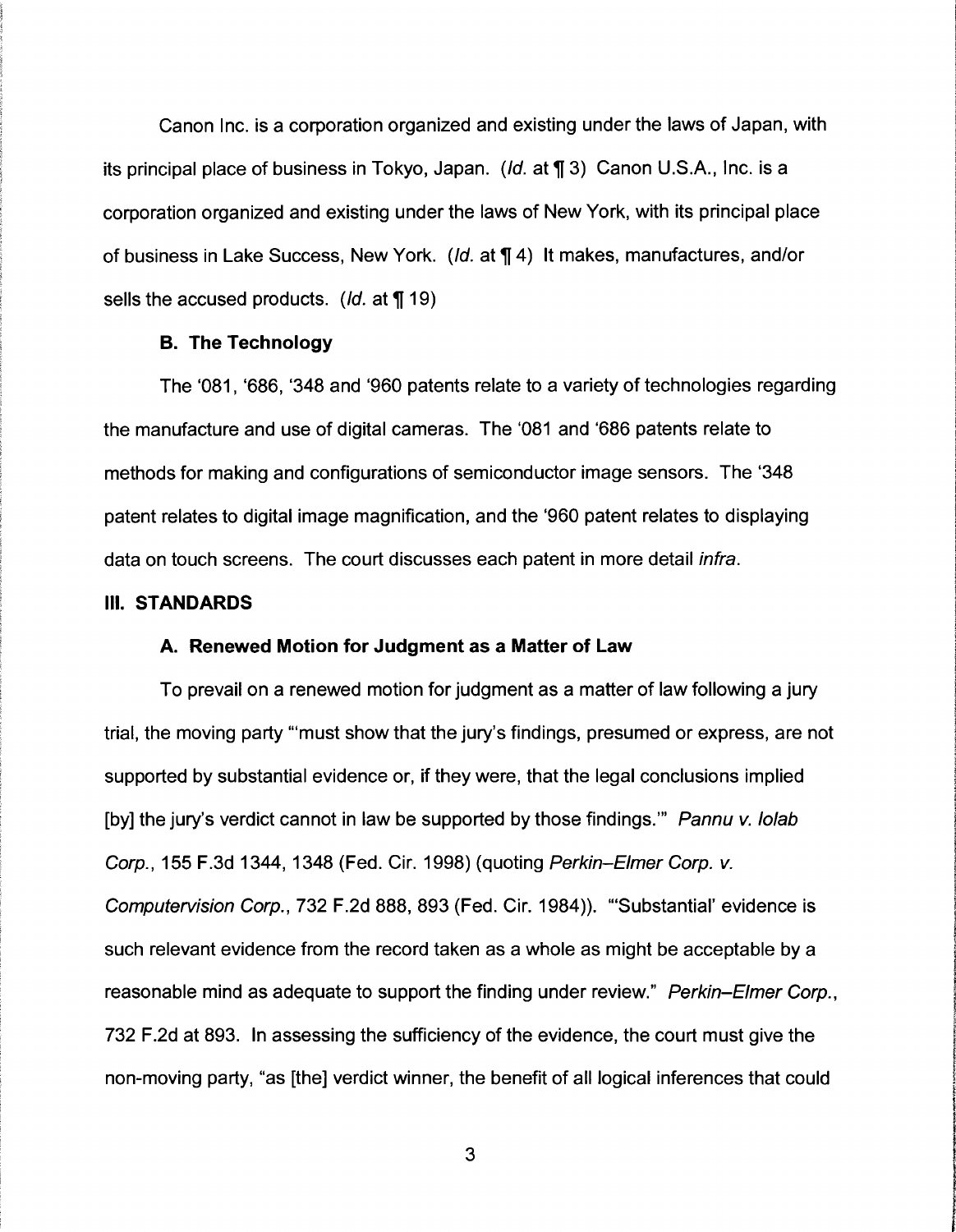Canon Inc. is a corporation organized and existing under the laws of Japan, with its principal place of business in Tokyo, Japan. (*Id.* at ¶ 3) Canon U.S.A., Inc. is a corporation organized and existing under the laws of New York, with its principal place of business in Lake Success, New York. (*Id.* at ¶ 4) It makes, manufactures, and/or sells the accused products. (*Id.* at ¶ 19)

### B. The Technology

The '081, '686, '348 and '960 patents relate to a variety of technologies regarding the manufacture and use of digital cameras. The '081 and '686 patents relate to methods for making and configurations of semiconductor image sensors. The '348 patent relates to digital image magnification, and the '960 patent relates to displaying data on touch screens. The court discusses each patent in more detail *infra*.

## III. STANDARDS

### A. Renewed Motion for Judgment as a Matter of Law

To prevail on a renewed motion for judgment as a matter of law following a jury trial, the moving party "'must show that the jury's findings, presumed or express, are not supported by substantial evidence or, if they were, that the legal conclusions implied [by] the jury's verdict cannot in law be supported by those findings.'" *Pannu v. Iolab Corp.*, 155 F.3d 1344, 1348 (Fed. Cir. 1998) (quoting *Perkin–Elmer Corp. v. Computervision Corp.*, 732 F.2d 888, 893 (Fed. Cir. 1984)). "'Substantial' evidence is such relevant evidence from the record taken as a whole as might be acceptable by a reasonable mind as adequate to support the finding under review." *Perkin–Elmer Corp.*, 732 F.2d at 893. In assessing the sufficiency of the evidence, the court must give the non-moving party, "as [the] verdict winner, the benefit of all logical inferences that could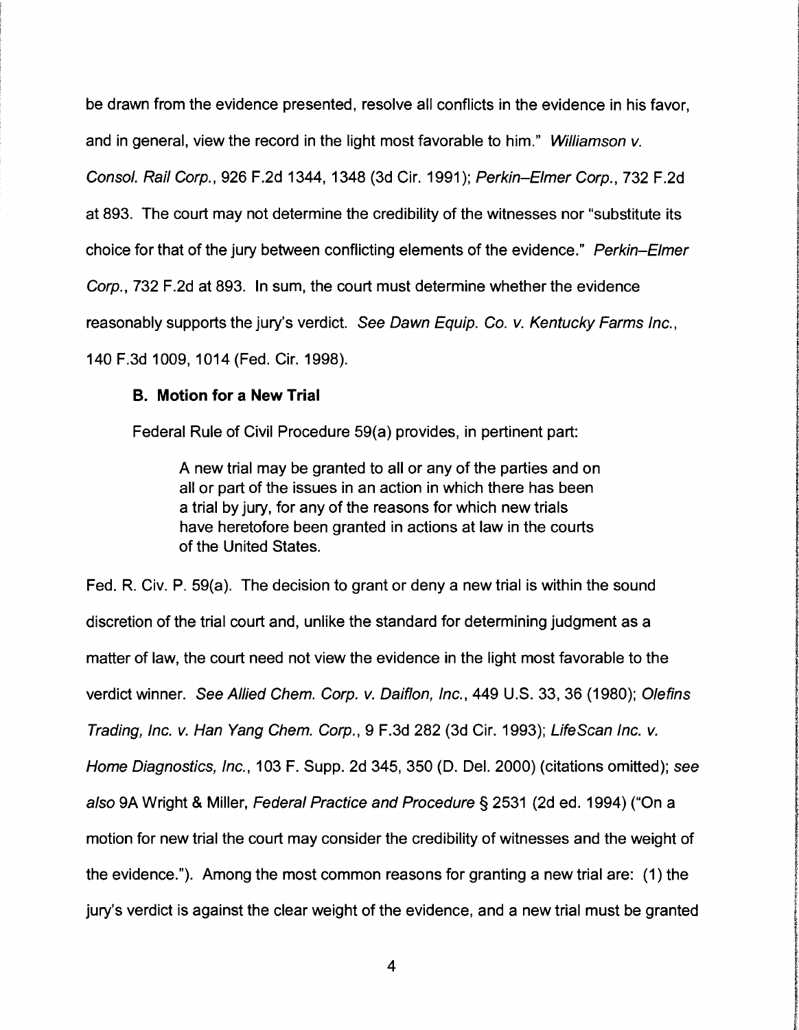be drawn from the evidence presented, resolve all conflicts in the evidence in his favor, and in general, view the record in the light most favorable to him." *Williamson v. Consol. Rail Corp.*, 926 F.2d 1344, 1348 (3d Cir. 1991); *Perkin–Elmer Corp.*, 732 F.2d at 893. The court may not determine the credibility of the witnesses nor "substitute its choice for that of the jury between conflicting elements of the evidence." *Perkin–Elmer Corp.*, 732 F.2d at 893. In sum, the court must determine whether the evidence reasonably supports the jury's verdict. *See Dawn Equip. Co. v. Kentucky Farms Inc.*, 140 F.3d 1009, 1014 (Fed. Cir. 1998).

### B. Motion for a New Trial

Federal Rule of Civil Procedure 59(a) provides, in pertinent part:

> A new trial may be granted to all or any of the parties and on all or part of the issues in an action in which there has been a trial by jury, for any of the reasons for which new trials have heretofore been granted in actions at law in the courts of the United States.

Fed. R. Civ. P. 59(a). The decision to grant or deny a new trial is within the sound discretion of the trial court and, unlike the standard for determining judgment as a matter of law, the court need not view the evidence in the light most favorable to the verdict winner. *See Allied Chem. Corp. v. Daiflon, Inc.*, 449 U.S. 33, 36 (1980); *Olefins Trading, Inc. v. Han Yang Chem. Corp.*, 9 F.3d 282 (3d Cir. 1993); *LifeScan Inc. v. Home Diagnostics, Inc.*, 103 F. Supp. 2d 345, 350 (D. Del. 2000) (citations omitted); *see also* 9A Wright & Miller, *Federal Practice and Procedure* § 2531 (2d ed. 1994) ("On a motion for new trial the court may consider the credibility of witnesses and the weight of the evidence."). Among the most common reasons for granting a new trial are: (1) the jury's verdict is against the clear weight of the evidence, and a new trial must be granted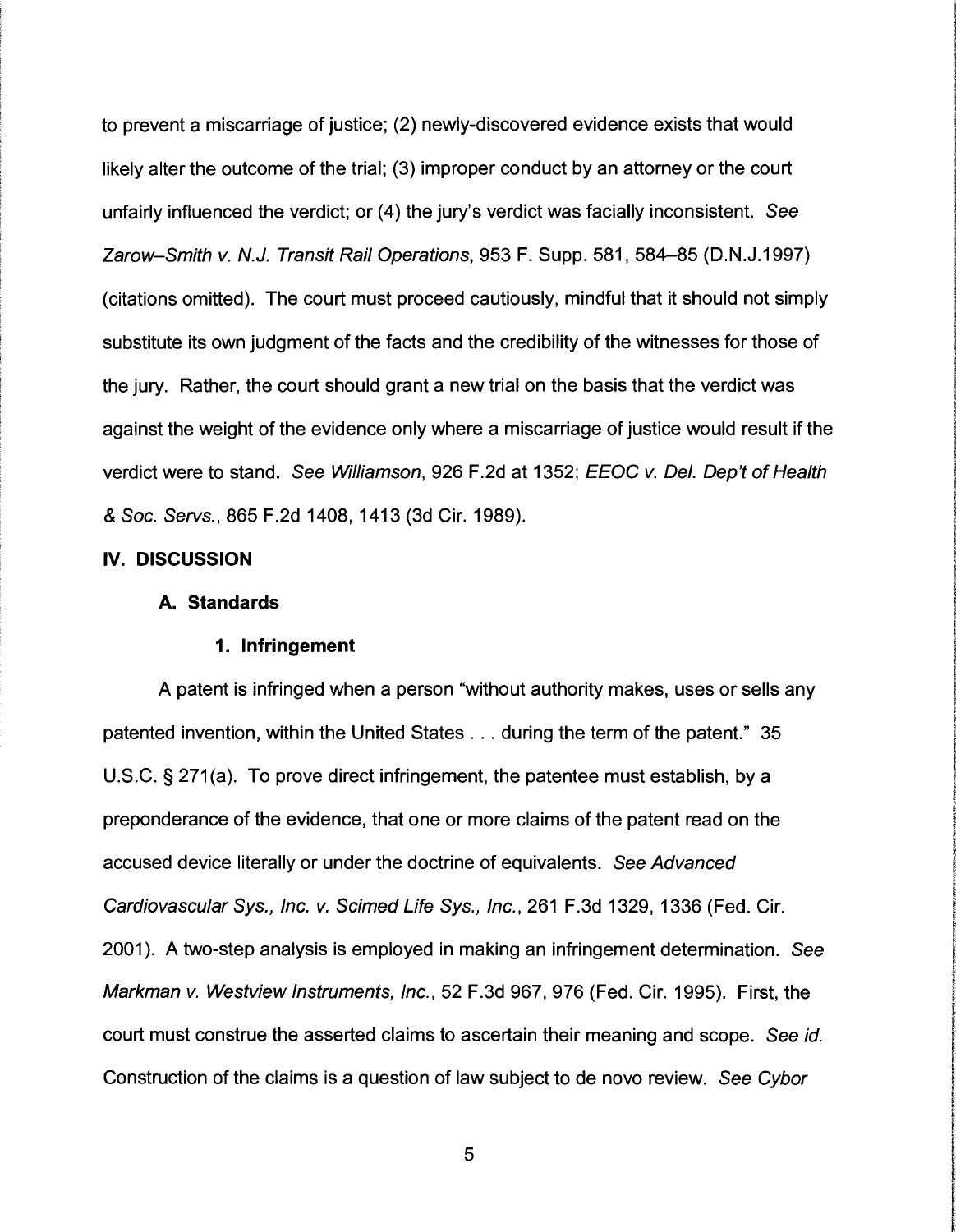to prevent a miscarriage of justice; (2) newly-discovered evidence exists that would likely alter the outcome of the trial; (3) improper conduct by an attorney or the court unfairly influenced the verdict; or (4) the jury's verdict was facially inconsistent. *See Zarow–Smith v. N.J. Transit Rail Operations*, 953 F. Supp. 581, 584–85 (D.N.J.1997) (citations omitted). The court must proceed cautiously, mindful that it should not simply substitute its own judgment of the facts and the credibility of the witnesses for those of the jury. Rather, the court should grant a new trial on the basis that the verdict was against the weight of the evidence only where a miscarriage of justice would result if the verdict were to stand. *See Williamson*, 926 F.2d at 1352; *EEOC v. Del. Dep't of Health & Soc. Servs.*, 865 F.2d 1408, 1413 (3d Cir. 1989).

## IV. DISCUSSION

### A. Standards

#### 1. Infringement

A patent is infringed when a person "without authority makes, uses or sells any patented invention, within the United States . . . during the term of the patent." 35 U.S.C. § 271(a). To prove direct infringement, the patentee must establish, by a preponderance of the evidence, that one or more claims of the patent read on the accused device literally or under the doctrine of equivalents. *See Advanced Cardiovascular Sys., Inc. v. Scimed Life Sys., Inc.*, 261 F.3d 1329, 1336 (Fed. Cir. 2001). A two-step analysis is employed in making an infringement determination. *See Markman v. Westview Instruments, Inc.*, 52 F.3d 967, 976 (Fed. Cir. 1995). First, the court must construe the asserted claims to ascertain their meaning and scope. *See id.* Construction of the claims is a question of law subject to de novo review. *See Cybor*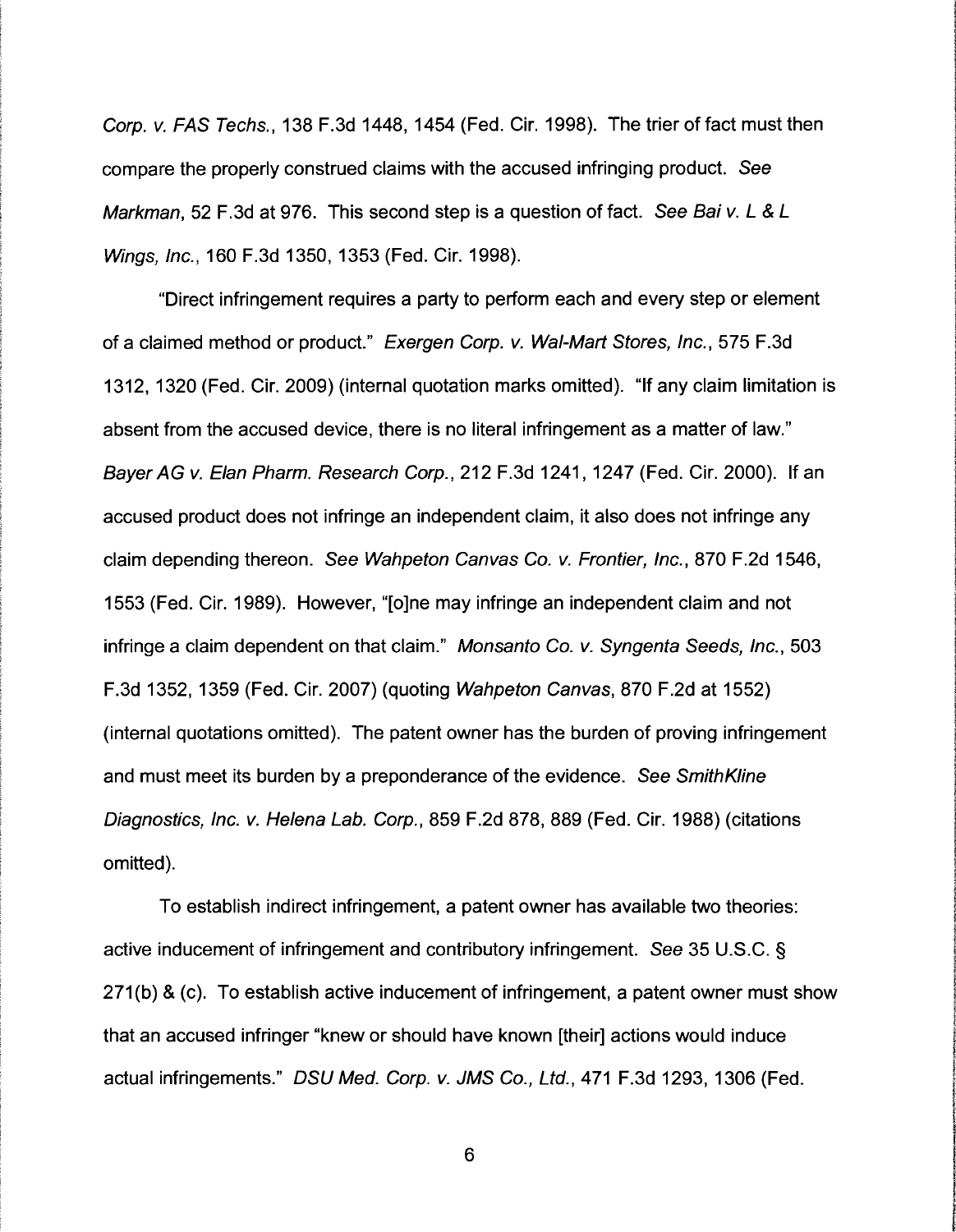*Corp. v. FAS Techs.*, 138 F.3d 1448, 1454 (Fed. Cir. 1998). The trier of fact must then compare the properly construed claims with the accused infringing product. *See Markman*, 52 F.3d at 976. This second step is a question of fact. *See Bai v. L & L Wings, Inc.*, 160 F.3d 1350, 1353 (Fed. Cir. 1998).

"Direct infringement requires a party to perform each and every step or element of a claimed method or product." *Exergen Corp. v. Wal-Mart Stores, Inc.*, 575 F.3d 1312, 1320 (Fed. Cir. 2009) (internal quotation marks omitted). "If any claim limitation is absent from the accused device, there is no literal infringement as a matter of law." *Bayer AG v. Elan Pharm. Research Corp.*, 212 F.3d 1241, 1247 (Fed. Cir. 2000). If an accused product does not infringe an independent claim, it also does not infringe any claim depending thereon. *See Wahpeton Canvas Co. v. Frontier, Inc.*, 870 F.2d 1546, 1553 (Fed. Cir. 1989). However, "[o]ne may infringe an independent claim and not infringe a claim dependent on that claim." *Monsanto Co. v. Syngenta Seeds, Inc.*, 503 F.3d 1352, 1359 (Fed. Cir. 2007) (quoting *Wahpeton Canvas*, 870 F.2d at 1552) (internal quotations omitted). The patent owner has the burden of proving infringement and must meet its burden by a preponderance of the evidence. *See SmithKline Diagnostics, Inc. v. Helena Lab. Corp.*, 859 F.2d 878, 889 (Fed. Cir. 1988) (citations omitted).

To establish indirect infringement, a patent owner has available two theories: active inducement of infringement and contributory infringement. *See* 35 U.S.C. § 271(b) & (c). To establish active inducement of infringement, a patent owner must show that an accused infringer "knew or should have known [their] actions would induce actual infringements." *DSU Med. Corp. v. JMS Co., Ltd.*, 471 F.3d 1293, 1306 (Fed.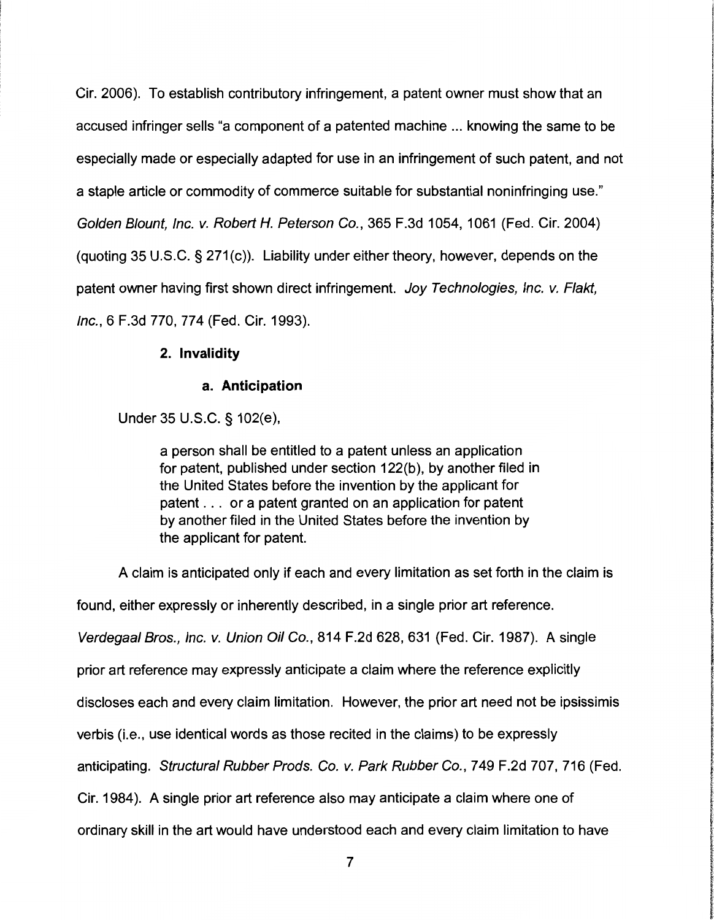Cir. 2006). To establish contributory infringement, a patent owner must show that an accused infringer sells "a component of a patented machine ... knowing the same to be especially made or especially adapted for use in an infringement of such patent, and not a staple article or commodity of commerce suitable for substantial noninfringing use." *Golden Blount, Inc. v. Robert H. Peterson Co.*, 365 F.3d 1054, 1061 (Fed. Cir. 2004) (quoting 35 U.S.C. § 271(c)). Liability under either theory, however, depends on the patent owner having first shown direct infringement. *Joy Technologies, Inc. v. Flakt, Inc.*, 6 F.3d 770, 774 (Fed. Cir. 1993).

### 2. Invalidity

#### a. Anticipation

Under 35 U.S.C. § 102(e),

> a person shall be entitled to a patent unless an application for patent, published under section 122(b), by another filed in the United States before the invention by the applicant for patent . . . or a patent granted on an application for patent by another filed in the United States before the invention by the applicant for patent.

A claim is anticipated only if each and every limitation as set forth in the claim is found, either expressly or inherently described, in a single prior art reference. *Verdegaal Bros., Inc. v. Union Oil Co.*, 814 F.2d 628, 631 (Fed. Cir. 1987). A single prior art reference may expressly anticipate a claim where the reference explicitly discloses each and every claim limitation. However, the prior art need not be ipsissimis verbis (i.e., use identical words as those recited in the claims) to be expressly anticipating. *Structural Rubber Prods. Co. v. Park Rubber Co.*, 749 F.2d 707, 716 (Fed. Cir. 1984). A single prior art reference also may anticipate a claim where one of ordinary skill in the art would have understood each and every claim limitation to have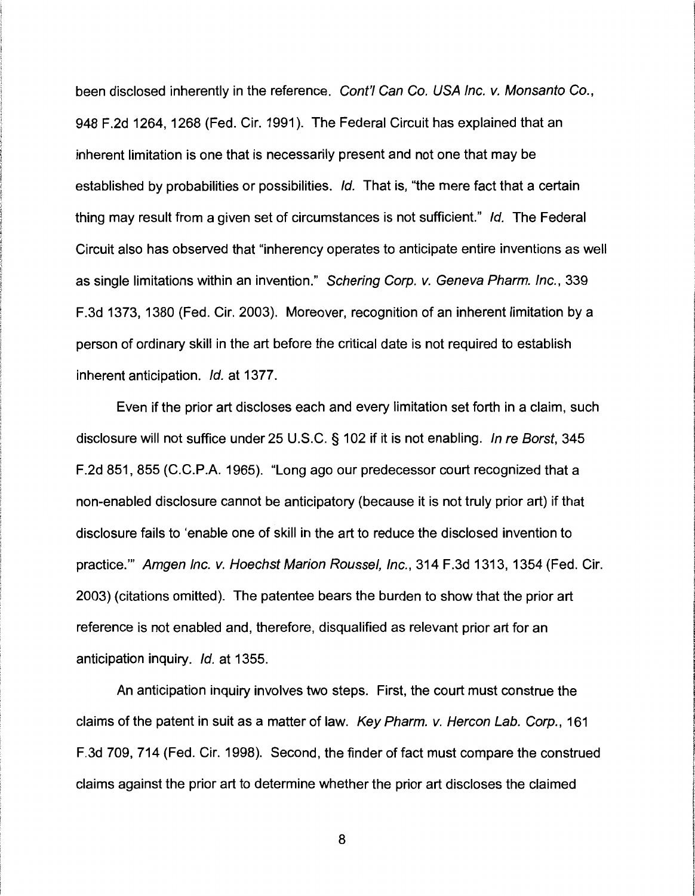been disclosed inherently in the reference. *Cont'l Can Co. USA Inc. v. Monsanto Co.*, 948 F.2d 1264, 1268 (Fed. Cir. 1991). The Federal Circuit has explained that an inherent limitation is one that is necessarily present and not one that may be established by probabilities or possibilities. *Id.* That is, "the mere fact that a certain thing may result from a given set of circumstances is not sufficient." *Id.* The Federal Circuit also has observed that "inherency operates to anticipate entire inventions as well as single limitations within an invention." *Schering Corp. v. Geneva Pharm. Inc.*, 339 F.3d 1373, 1380 (Fed. Cir. 2003). Moreover, recognition of an inherent limitation by a person of ordinary skill in the art before the critical date is not required to establish inherent anticipation. *Id.* at 1377.

Even if the prior art discloses each and every limitation set forth in a claim, such disclosure will not suffice under 25 U.S.C. § 102 if it is not enabling. *In re Borst*, 345 F.2d 851, 855 (C.C.P.A. 1965). "Long ago our predecessor court recognized that a non-enabled disclosure cannot be anticipatory (because it is not truly prior art) if that disclosure fails to 'enable one of skill in the art to reduce the disclosed invention to practice.'" *Amgen Inc. v. Hoechst Marion Roussel, Inc.*, 314 F.3d 1313, 1354 (Fed. Cir. 2003) (citations omitted). The patentee bears the burden to show that the prior art reference is not enabled and, therefore, disqualified as relevant prior art for an anticipation inquiry. *Id.* at 1355.

An anticipation inquiry involves two steps. First, the court must construe the claims of the patent in suit as a matter of law. *Key Pharm. v. Hercon Lab. Corp.*, 161 F.3d 709, 714 (Fed. Cir. 1998). Second, the finder of fact must compare the construed claims against the prior art to determine whether the prior art discloses the claimed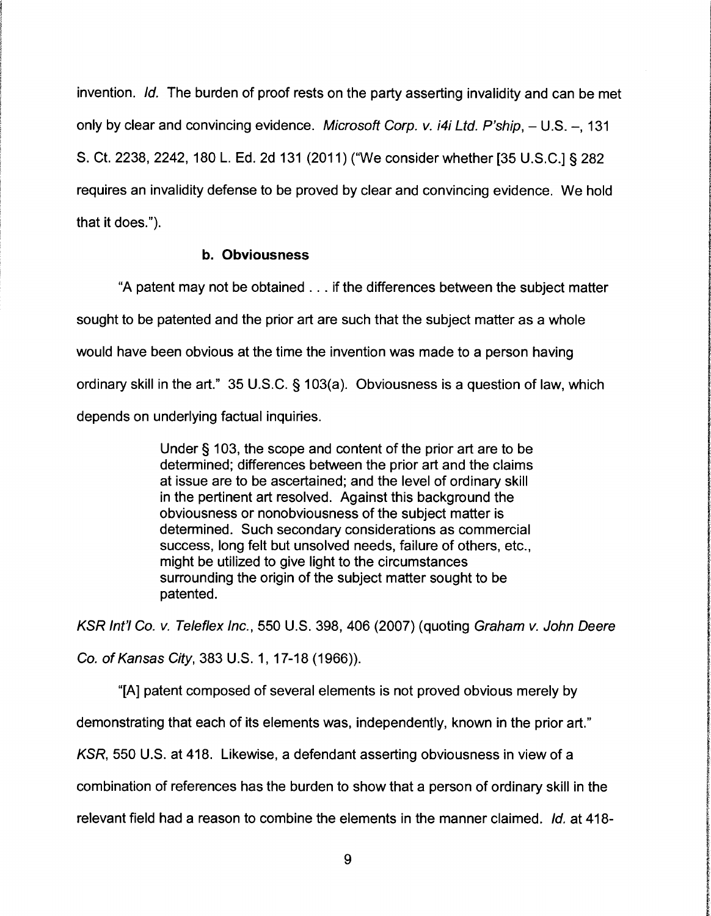invention. *Id.* The burden of proof rests on the party asserting invalidity and can be met only by clear and convincing evidence. *Microsoft Corp. v. i4i Ltd. P'ship*, – U.S. –, 131 S. Ct. 2238, 2242, 180 L. Ed. 2d 131 (2011) ("We consider whether [35 U.S.C.] § 282 requires an invalidity defense to be proved by clear and convincing evidence. We hold that it does.").

#### b. Obviousness

"A patent may not be obtained . . . if the differences between the subject matter sought to be patented and the prior art are such that the subject matter as a whole would have been obvious at the time the invention was made to a person having ordinary skill in the art." 35 U.S.C. § 103(a). Obviousness is a question of law, which depends on underlying factual inquiries.

> Under § 103, the scope and content of the prior art are to be determined; differences between the prior art and the claims at issue are to be ascertained; and the level of ordinary skill in the pertinent art resolved. Against this background the obviousness or nonobviousness of the subject matter is determined. Such secondary considerations as commercial success, long felt but unsolved needs, failure of others, etc., might be utilized to give light to the circumstances surrounding the origin of the subject matter sought to be patented.

*KSR Int'l Co. v. Teleflex Inc.*, 550 U.S. 398, 406 (2007) (quoting *Graham v. John Deere Co. of Kansas City*, 383 U.S. 1, 17-18 (1966)).

"[A] patent composed of several elements is not proved obvious merely by demonstrating that each of its elements was, independently, known in the prior art." *KSR*, 550 U.S. at 418. Likewise, a defendant asserting obviousness in view of a combination of references has the burden to show that a person of ordinary skill in the relevant field had a reason to combine the elements in the manner claimed. *Id.* at 418-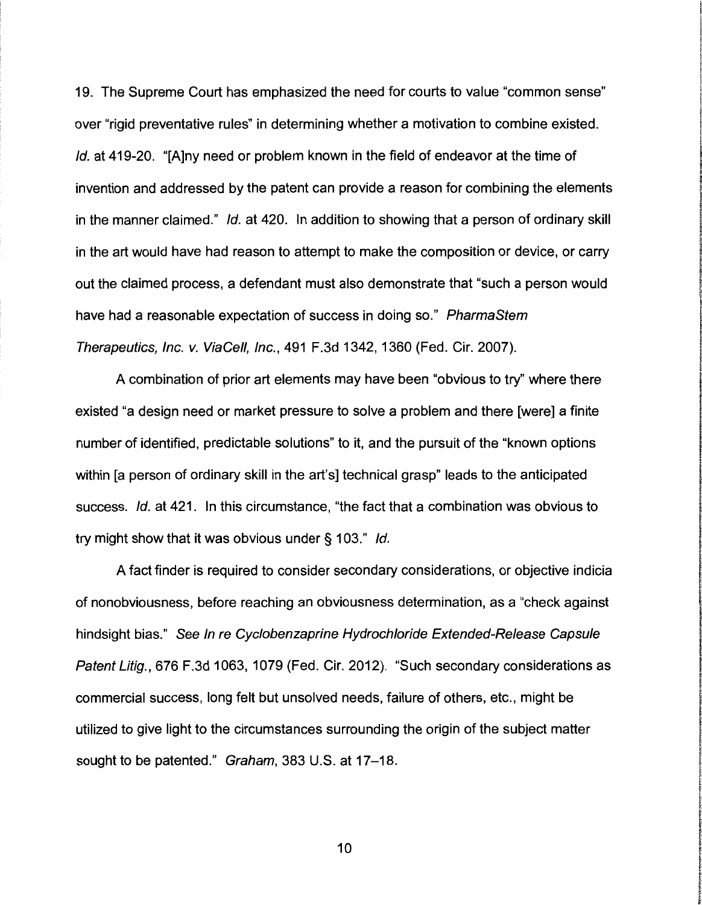19. The Supreme Court has emphasized the need for courts to value "common sense" over "rigid preventative rules" in determining whether a motivation to combine existed. *Id.* at 419-20. "[A]ny need or problem known in the field of endeavor at the time of invention and addressed by the patent can provide a reason for combining the elements in the manner claimed." *Id.* at 420. In addition to showing that a person of ordinary skill in the art would have had reason to attempt to make the composition or device, or carry out the claimed process, a defendant must also demonstrate that "such a person would have had a reasonable expectation of success in doing so." *PharmaStem Therapeutics, Inc. v. ViaCell, Inc.*, 491 F.3d 1342, 1360 (Fed. Cir. 2007).

A combination of prior art elements may have been "obvious to try" where there existed "a design need or market pressure to solve a problem and there [were] a finite number of identified, predictable solutions" to it, and the pursuit of the "known options within [a person of ordinary skill in the art's] technical grasp" leads to the anticipated success. *Id.* at 421. In this circumstance, "the fact that a combination was obvious to try might show that it was obvious under § 103." *Id.*

A fact finder is required to consider secondary considerations, or objective indicia of nonobviousness, before reaching an obviousness determination, as a "check against hindsight bias." *See In re Cyclobenzaprine Hydrochloride Extended-Release Capsule Patent Litig.*, 676 F.3d 1063, 1079 (Fed. Cir. 2012). "Such secondary considerations as commercial success, long felt but unsolved needs, failure of others, etc., might be utilized to give light to the circumstances surrounding the origin of the subject matter sought to be patented." *Graham*, 383 U.S. at 17–18.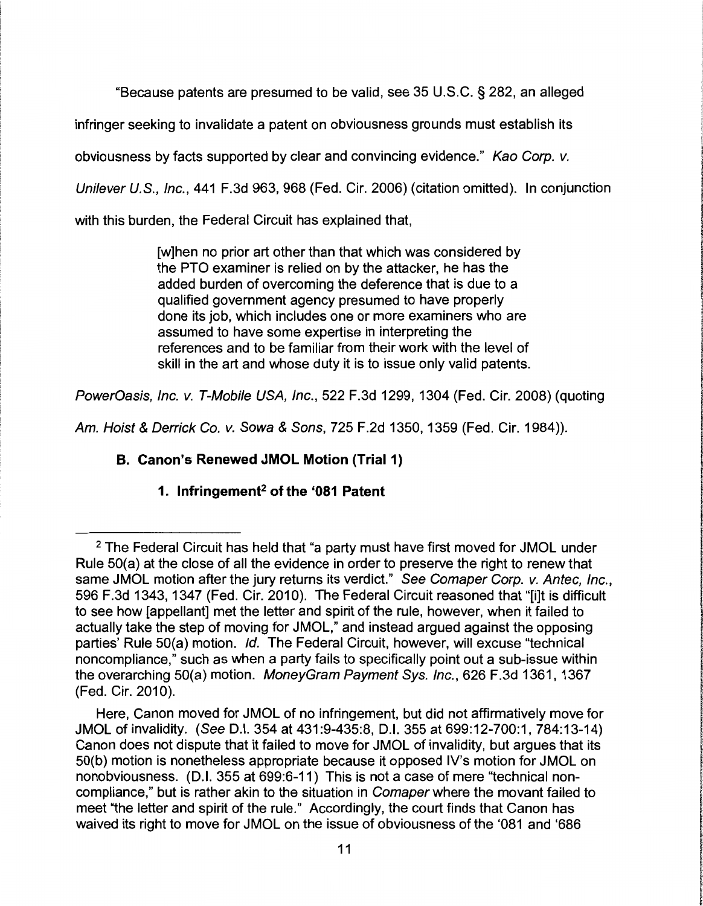"Because patents are presumed to be valid, see 35 U.S.C. § 282, an alleged infringer seeking to invalidate a patent on obviousness grounds must establish its obviousness by facts supported by clear and convincing evidence." *Kao Corp. v. Unilever U.S., Inc.*, 441 F.3d 963, 968 (Fed. Cir. 2006) (citation omitted). In conjunction with this burden, the Federal Circuit has explained that,

> [w]hen no prior art other than that which was considered by the PTO examiner is relied on by the attacker, he has the added burden of overcoming the deference that is due to a qualified government agency presumed to have properly done its job, which includes one or more examiners who are assumed to have some expertise in interpreting the references and to be familiar from their work with the level of skill in the art and whose duty it is to issue only valid patents.

*PowerOasis, Inc. v. T-Mobile USA, Inc.*, 522 F.3d 1299, 1304 (Fed. Cir. 2008) (quoting *Am. Hoist & Derrick Co. v. Sowa & Sons*, 725 F.2d 1350, 1359 (Fed. Cir. 1984)).

### B. Canon's Renewed JMOL Motion (Trial 1)

#### 1. Infringement[2] of the '081 Patent

---

[2] The Federal Circuit has held that "a party must have first moved for JMOL under Rule 50(a) at the close of all the evidence in order to preserve the right to renew that same JMOL motion after the jury returns its verdict." *See Comaper Corp. v. Antec, Inc.*, 596 F.3d 1343, 1347 (Fed. Cir. 2010). The Federal Circuit reasoned that "[i]t is difficult to see how [appellant] met the letter and spirit of the rule, however, when it failed to actually take the step of moving for JMOL," and instead argued against the opposing parties' Rule 50(a) motion. *Id.* The Federal Circuit, however, will excuse "technical noncompliance," such as when a party fails to specifically point out a sub-issue within the overarching 50(a) motion. *MoneyGram Payment Sys. Inc.*, 626 F.3d 1361, 1367 (Fed. Cir. 2010).

Here, Canon moved for JMOL of no infringement, but did not affirmatively move for JMOL of invalidity. (*See* D.I. 354 at 431:9-435:8, D.I. 355 at 699:12-700:1, 784:13-14) Canon does not dispute that it failed to move for JMOL of invalidity, but argues that its 50(b) motion is nonetheless appropriate because it opposed IV's motion for JMOL on nonobviousness. (D.I. 355 at 699:6-11) This is not a case of mere "technical non-compliance," but is rather akin to the situation in *Comaper* where the movant failed to meet "the letter and spirit of the rule." Accordingly, the court finds that Canon has waived its right to move for JMOL on the issue of obviousness of the '081 and '686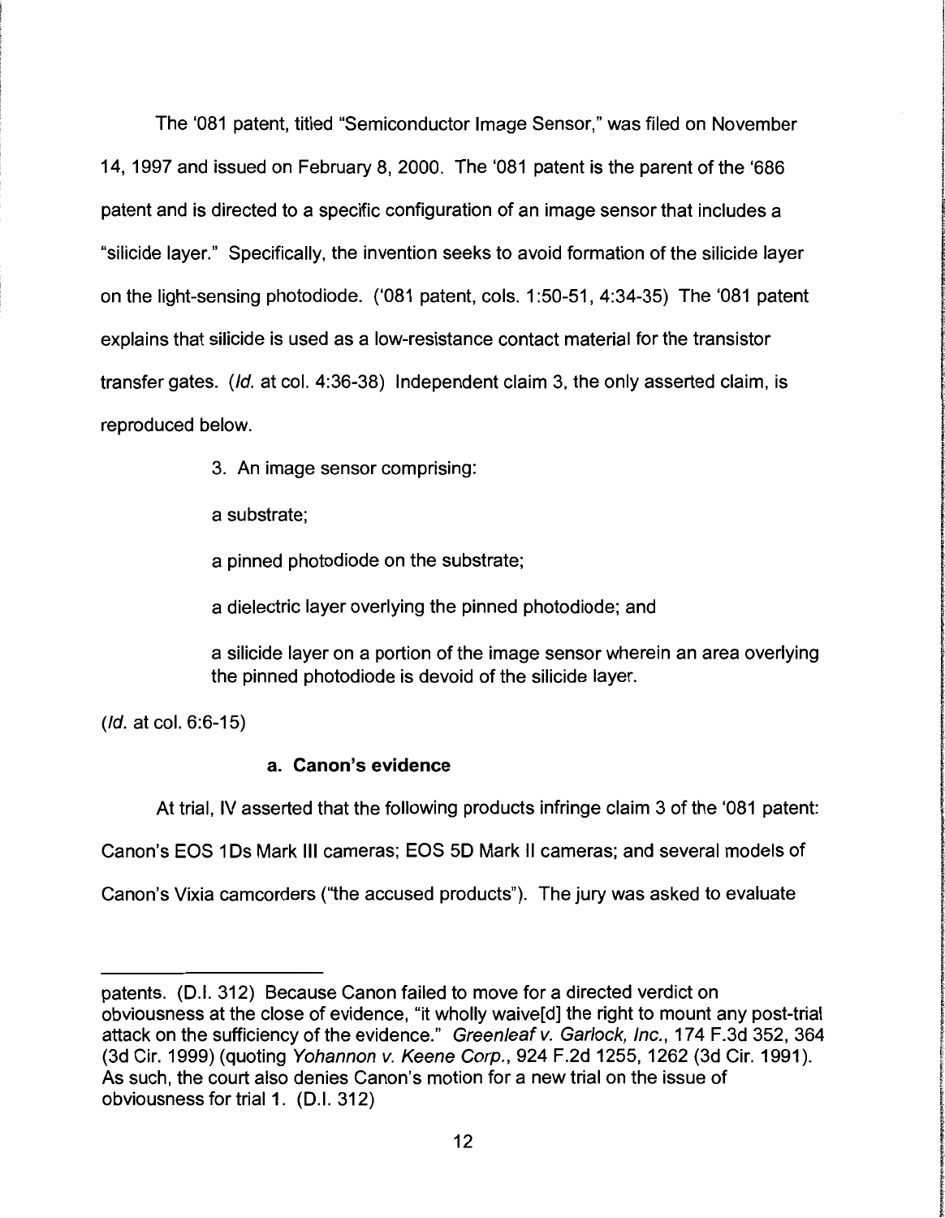The '081 patent, titled "Semiconductor Image Sensor," was filed on November 14, 1997 and issued on February 8, 2000. The '081 patent is the parent of the '686 patent and is directed to a specific configuration of an image sensor that includes a "silicide layer." Specifically, the invention seeks to avoid formation of the silicide layer on the light-sensing photodiode. ('081 patent, cols. 1:50-51, 4:34-35) The '081 patent explains that silicide is used as a low-resistance contact material for the transistor transfer gates. (*Id.* at col. 4:36-38) Independent claim 3, the only asserted claim, is reproduced below.

> 3. An image sensor comprising:
>
> a substrate;
>
> a pinned photodiode on the substrate;
>
> a dielectric layer overlying the pinned photodiode; and
>
> a silicide layer on a portion of the image sensor wherein an area overlying the pinned photodiode is devoid of the silicide layer.

(*Id.* at col. 6:6-15)

#### a. Canon's evidence

At trial, IV asserted that the following products infringe claim 3 of the '081 patent: Canon's EOS 1Ds Mark III cameras; EOS 5D Mark II cameras; and several models of Canon's Vixia camcorders ("the accused products"). The jury was asked to evaluate

---

patents. (D.I. 312) Because Canon failed to move for a directed verdict on obviousness at the close of evidence, "it wholly waive[d] the right to mount any post-trial attack on the sufficiency of the evidence." *Greenleaf v. Garlock, Inc.*, 174 F.3d 352, 364 (3d Cir. 1999) (quoting *Yohannon v. Keene Corp.*, 924 F.2d 1255, 1262 (3d Cir. 1991). As such, the court also denies Canon's motion for a new trial on the issue of obviousness for trial 1. (D.I. 312)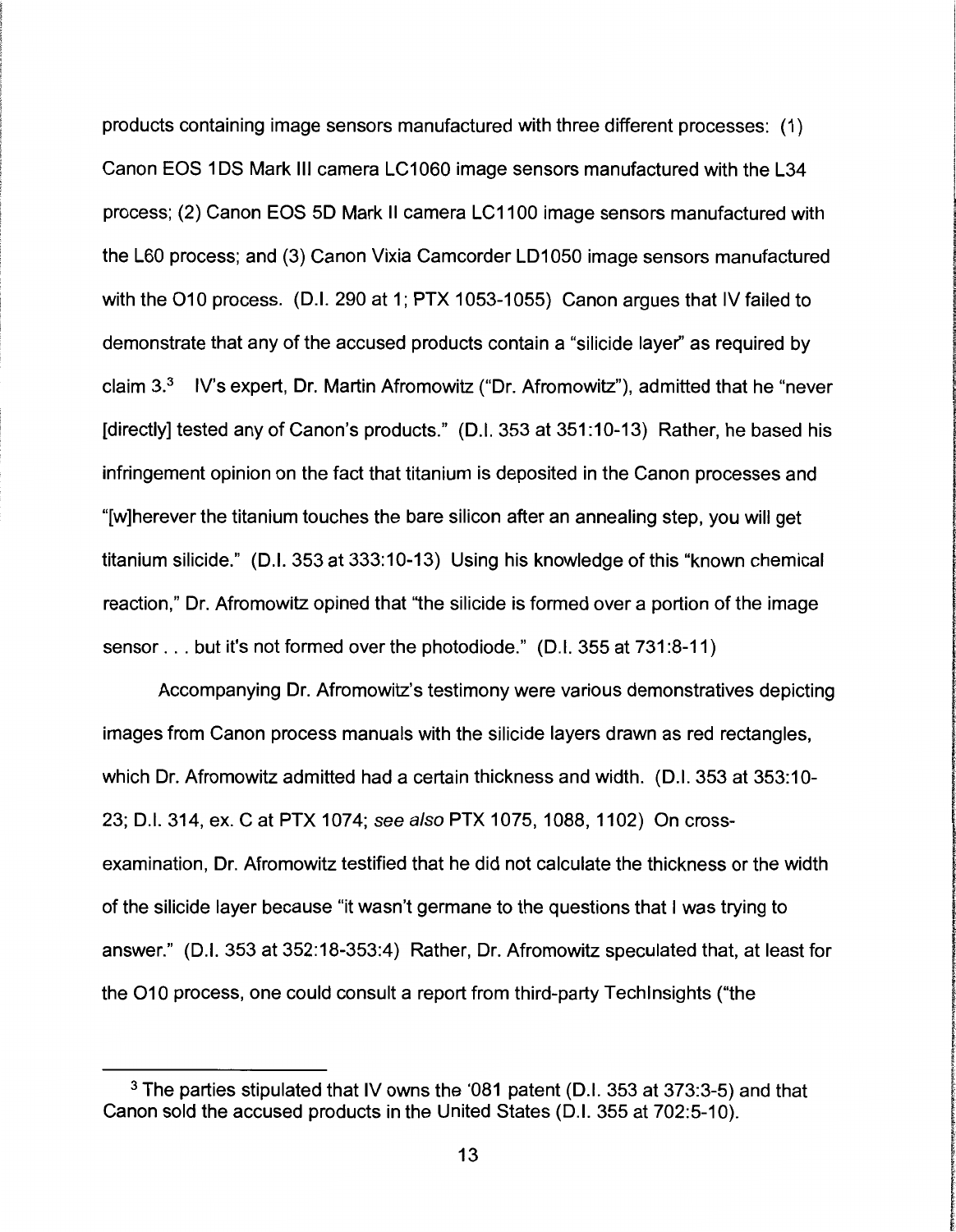products containing image sensors manufactured with three different processes: (1) Canon EOS 1DS Mark III camera LC1060 image sensors manufactured with the L34 process; (2) Canon EOS 5D Mark II camera LC1100 image sensors manufactured with the L60 process; and (3) Canon Vixia Camcorder LD1050 image sensors manufactured with the O10 process. (D.I. 290 at 1; PTX 1053-1055) Canon argues that IV failed to demonstrate that any of the accused products contain a "silicide layer" as required by claim 3.[3] IV's expert, Dr. Martin Afromowitz ("Dr. Afromowitz"), admitted that he "never [directly] tested any of Canon's products." (D.I. 353 at 351:10-13) Rather, he based his infringement opinion on the fact that titanium is deposited in the Canon processes and "[w]herever the titanium touches the bare silicon after an annealing step, you will get titanium silicide." (D.I. 353 at 333:10-13) Using his knowledge of this "known chemical reaction," Dr. Afromowitz opined that "the silicide is formed over a portion of the image sensor . . . but it's not formed over the photodiode." (D.I. 355 at 731:8-11)

Accompanying Dr. Afromowitz's testimony were various demonstratives depicting images from Canon process manuals with the silicide layers drawn as red rectangles, which Dr. Afromowitz admitted had a certain thickness and width. (D.I. 353 at 353:10-23; D.I. 314, ex. C at PTX 1074; *see also* PTX 1075, 1088, 1102) On cross-examination, Dr. Afromowitz testified that he did not calculate the thickness or the width of the silicide layer because "it wasn't germane to the questions that I was trying to answer." (D.I. 353 at 352:18-353:4) Rather, Dr. Afromowitz speculated that, at least for the O10 process, one could consult a report from third-party TechInsights ("the

[3] The parties stipulated that IV owns the '081 patent (D.I. 353 at 373:3-5) and that Canon sold the accused products in the United States (D.I. 355 at 702:5-10).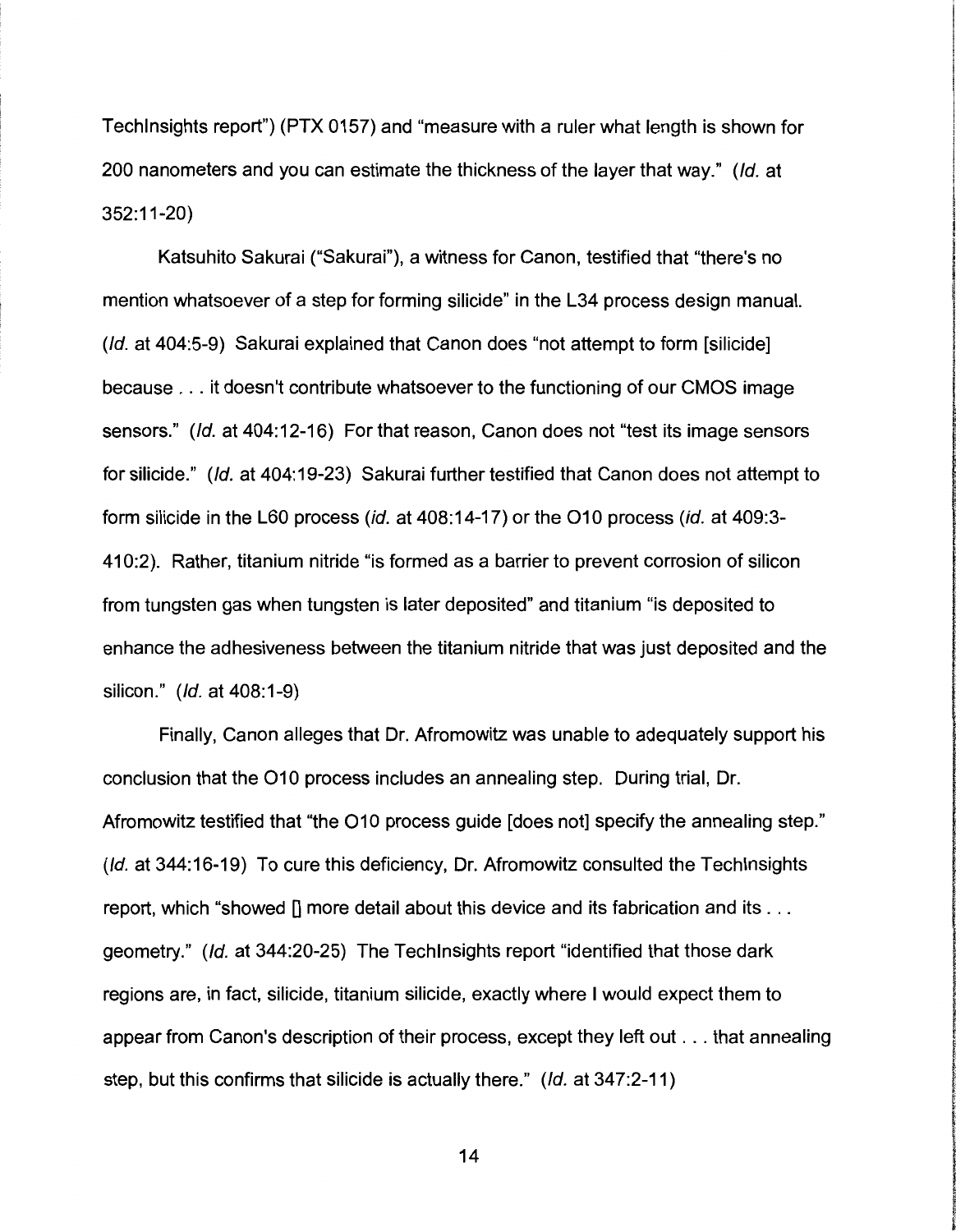TechInsights report") (PTX 0157) and "measure with a ruler what length is shown for 200 nanometers and you can estimate the thickness of the layer that way." (*Id.* at 352:11-20)

Katsuhito Sakurai ("Sakurai"), a witness for Canon, testified that "there's no mention whatsoever of a step for forming silicide" in the L34 process design manual. (*Id.* at 404:5-9) Sakurai explained that Canon does "not attempt to form [silicide] because . . . it doesn't contribute whatsoever to the functioning of our CMOS image sensors." (*Id.* at 404:12-16) For that reason, Canon does not "test its image sensors for silicide." (*Id.* at 404:19-23) Sakurai further testified that Canon does not attempt to form silicide in the L60 process (*id.* at 408:14-17) or the O10 process (*id.* at 409:3-410:2). Rather, titanium nitride "is formed as a barrier to prevent corrosion of silicon from tungsten gas when tungsten is later deposited" and titanium "is deposited to enhance the adhesiveness between the titanium nitride that was just deposited and the silicon." (*Id.* at 408:1-9)

Finally, Canon alleges that Dr. Afromowitz was unable to adequately support his conclusion that the O10 process includes an annealing step. During trial, Dr. Afromowitz testified that "the O10 process guide [does not] specify the annealing step." (*Id.* at 344:16-19) To cure this deficiency, Dr. Afromowitz consulted the TechInsights report, which "showed [] more detail about this device and its fabrication and its . . . geometry." (*Id.* at 344:20-25) The TechInsights report "identified that those dark regions are, in fact, silicide, titanium silicide, exactly where I would expect them to appear from Canon's description of their process, except they left out . . . that annealing step, but this confirms that silicide is actually there." (*Id.* at 347:2-11)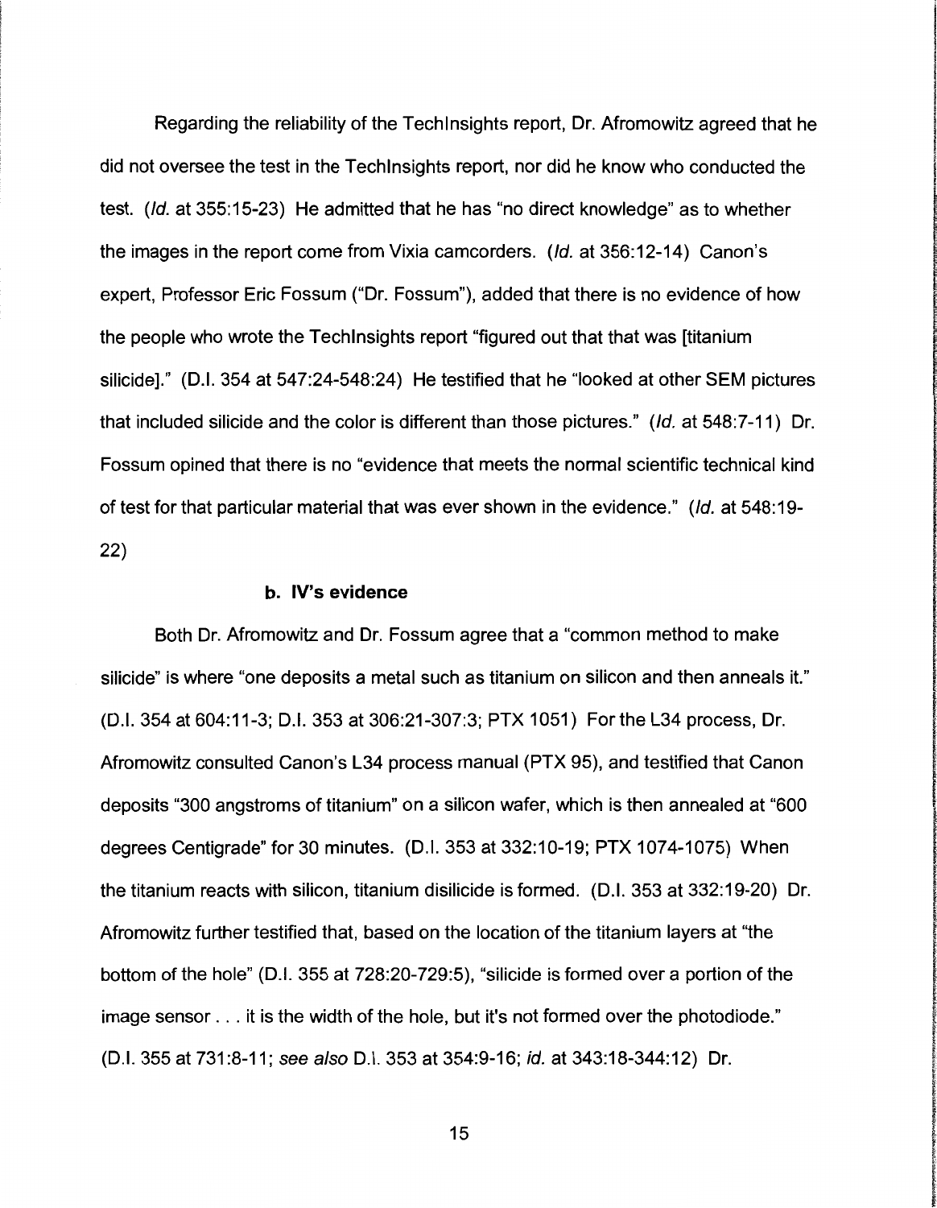Regarding the reliability of the TechInsights report, Dr. Afromowitz agreed that he did not oversee the test in the TechInsights report, nor did he know who conducted the test. (*Id.* at 355:15-23) He admitted that he has "no direct knowledge" as to whether the images in the report come from Vixia camcorders. (*Id.* at 356:12-14) Canon's expert, Professor Eric Fossum ("Dr. Fossum"), added that there is no evidence of how the people who wrote the TechInsights report "figured out that that was [titanium silicide]." (D.I. 354 at 547:24-548:24) He testified that he "looked at other SEM pictures that included silicide and the color is different than those pictures." (*Id.* at 548:7-11) Dr. Fossum opined that there is no "evidence that meets the normal scientific technical kind of test for that particular material that was ever shown in the evidence." (*Id.* at 548:19-22)

**b. IV's evidence**

Both Dr. Afromowitz and Dr. Fossum agree that a "common method to make silicide" is where "one deposits a metal such as titanium on silicon and then anneals it." (D.I. 354 at 604:11-3; D.I. 353 at 306:21-307:3; PTX 1051) For the L34 process, Dr. Afromowitz consulted Canon's L34 process manual (PTX 95), and testified that Canon deposits "300 angstroms of titanium" on a silicon wafer, which is then annealed at "600 degrees Centigrade" for 30 minutes. (D.I. 353 at 332:10-19; PTX 1074-1075) When the titanium reacts with silicon, titanium disilicide is formed. (D.I. 353 at 332:19-20) Dr. Afromowitz further testified that, based on the location of the titanium layers at "the bottom of the hole" (D.I. 355 at 728:20-729:5), "silicide is formed over a portion of the image sensor . . . it is the width of the hole, but it's not formed over the photodiode." (D.I. 355 at 731:8-11; *see also* D.I. 353 at 354:9-16; *id.* at 343:18-344:12) Dr.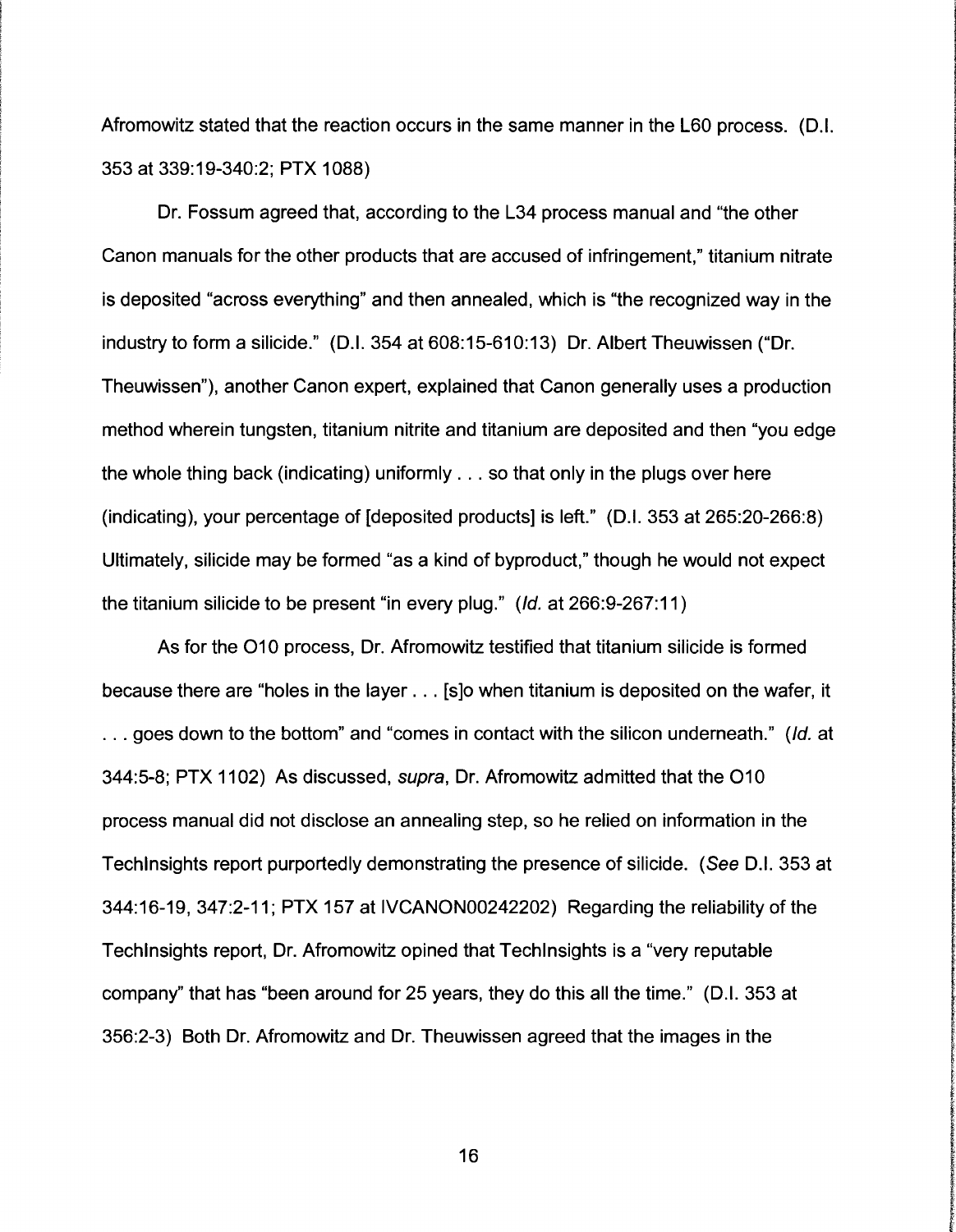Afromowitz stated that the reaction occurs in the same manner in the L60 process. (D.I. 353 at 339:19-340:2; PTX 1088)

Dr. Fossum agreed that, according to the L34 process manual and "the other Canon manuals for the other products that are accused of infringement," titanium nitrate is deposited "across everything" and then annealed, which is "the recognized way in the industry to form a silicide." (D.I. 354 at 608:15-610:13) Dr. Albert Theuwissen ("Dr. Theuwissen"), another Canon expert, explained that Canon generally uses a production method wherein tungsten, titanium nitrite and titanium are deposited and then "you edge the whole thing back (indicating) uniformly . . . so that only in the plugs over here (indicating), your percentage of [deposited products] is left." (D.I. 353 at 265:20-266:8) Ultimately, silicide may be formed "as a kind of byproduct," though he would not expect the titanium silicide to be present "in every plug." (*Id.* at 266:9-267:11)

As for the O10 process, Dr. Afromowitz testified that titanium silicide is formed because there are "holes in the layer . . . [s]o when titanium is deposited on the wafer, it . . . goes down to the bottom" and "comes in contact with the silicon underneath." (*Id.* at 344:5-8; PTX 1102) As discussed, *supra*, Dr. Afromowitz admitted that the O10 process manual did not disclose an annealing step, so he relied on information in the TechInsights report purportedly demonstrating the presence of silicide. (*See* D.I. 353 at 344:16-19, 347:2-11; PTX 157 at IVCANON00242202) Regarding the reliability of the TechInsights report, Dr. Afromowitz opined that TechInsights is a "very reputable company" that has "been around for 25 years, they do this all the time." (D.I. 353 at 356:2-3) Both Dr. Afromowitz and Dr. Theuwissen agreed that the images in the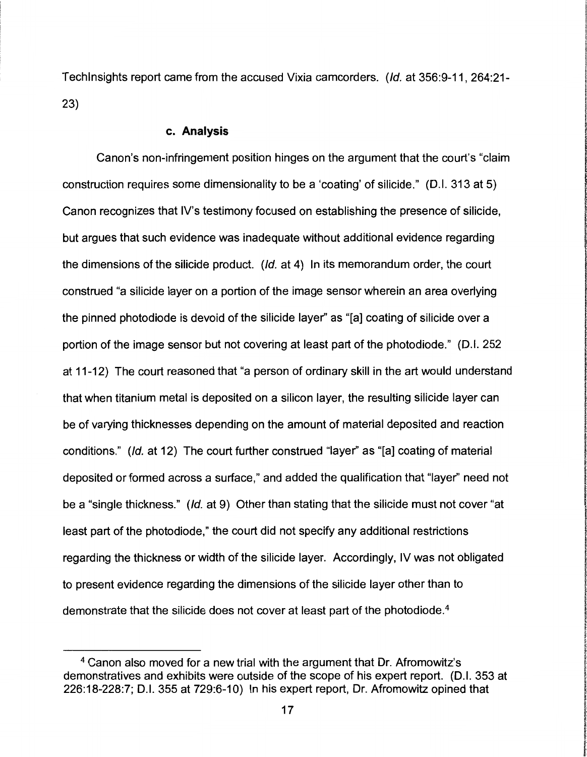TechInsights report came from the accused Vixia camcorders. (*Id.* at 356:9-11, 264:21-23)

### c. Analysis

Canon's non-infringement position hinges on the argument that the court's "claim construction requires some dimensionality to be a 'coating' of silicide." (D.I. 313 at 5) Canon recognizes that IV's testimony focused on establishing the presence of silicide, but argues that such evidence was inadequate without additional evidence regarding the dimensions of the silicide product. (*Id.* at 4) In its memorandum order, the court construed "a silicide layer on a portion of the image sensor wherein an area overlying the pinned photodiode is devoid of the silicide layer" as "[a] coating of silicide over a portion of the image sensor but not covering at least part of the photodiode." (D.I. 252 at 11-12) The court reasoned that "a person of ordinary skill in the art would understand that when titanium metal is deposited on a silicon layer, the resulting silicide layer can be of varying thicknesses depending on the amount of material deposited and reaction conditions." (*Id.* at 12) The court further construed "layer" as "[a] coating of material deposited or formed across a surface," and added the qualification that "layer" need not be a "single thickness." (*Id.* at 9) Other than stating that the silicide must not cover "at least part of the photodiode," the court did not specify any additional restrictions regarding the thickness or width of the silicide layer. Accordingly, IV was not obligated to present evidence regarding the dimensions of the silicide layer other than to demonstrate that the silicide does not cover at least part of the photodiode.[4]

---

[4] Canon also moved for a new trial with the argument that Dr. Afromowitz's demonstratives and exhibits were outside of the scope of his expert report. (D.I. 353 at 226:18-228:7; D.I. 355 at 729:6-10) In his expert report, Dr. Afromowitz opined that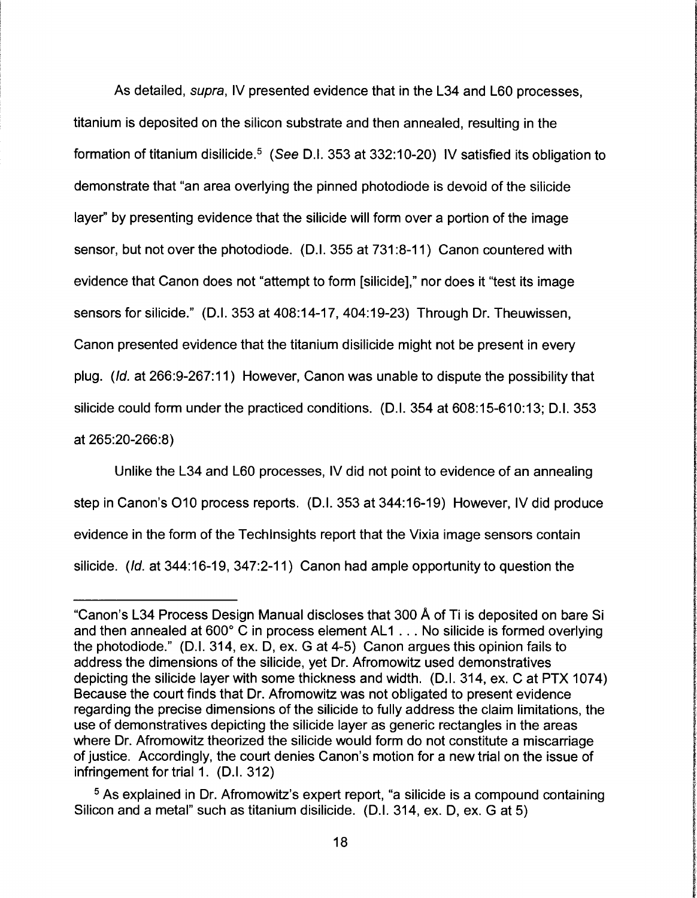As detailed, *supra*, IV presented evidence that in the L34 and L60 processes, titanium is deposited on the silicon substrate and then annealed, resulting in the formation of titanium disilicide.[5] (*See* D.I. 353 at 332:10-20) IV satisfied its obligation to demonstrate that "an area overlying the pinned photodiode is devoid of the silicide layer" by presenting evidence that the silicide will form over a portion of the image sensor, but not over the photodiode. (D.I. 355 at 731:8-11) Canon countered with evidence that Canon does not "attempt to form [silicide]," nor does it "test its image sensors for silicide." (D.I. 353 at 408:14-17, 404:19-23) Through Dr. Theuwissen, Canon presented evidence that the titanium disilicide might not be present in every plug. (*Id.* at 266:9-267:11) However, Canon was unable to dispute the possibility that silicide could form under the practiced conditions. (D.I. 354 at 608:15-610:13; D.I. 353 at 265:20-266:8)

Unlike the L34 and L60 processes, IV did not point to evidence of an annealing step in Canon's O10 process reports. (D.I. 353 at 344:16-19) However, IV did produce evidence in the form of the TechInsights report that the Vixia image sensors contain silicide. (*Id.* at 344:16-19, 347:2-11) Canon had ample opportunity to question the

---

"Canon's L34 Process Design Manual discloses that 300 Å of Ti is deposited on bare Si and then annealed at 600° C in process element AL1 . . . No silicide is formed overlying the photodiode." (D.I. 314, ex. D, ex. G at 4-5) Canon argues this opinion fails to address the dimensions of the silicide, yet Dr. Afromowitz used demonstratives depicting the silicide layer with some thickness and width. (D.I. 314, ex. C at PTX 1074) Because the court finds that Dr. Afromowitz was not obligated to present evidence regarding the precise dimensions of the silicide to fully address the claim limitations, the use of demonstratives depicting the silicide layer as generic rectangles in the areas where Dr. Afromowitz theorized the silicide would form do not constitute a miscarriage of justice. Accordingly, the court denies Canon's motion for a new trial on the issue of infringement for trial 1. (D.I. 312)

[5] As explained in Dr. Afromowitz's expert report, "a silicide is a compound containing Silicon and a metal" such as titanium disilicide. (D.I. 314, ex. D, ex. G at 5)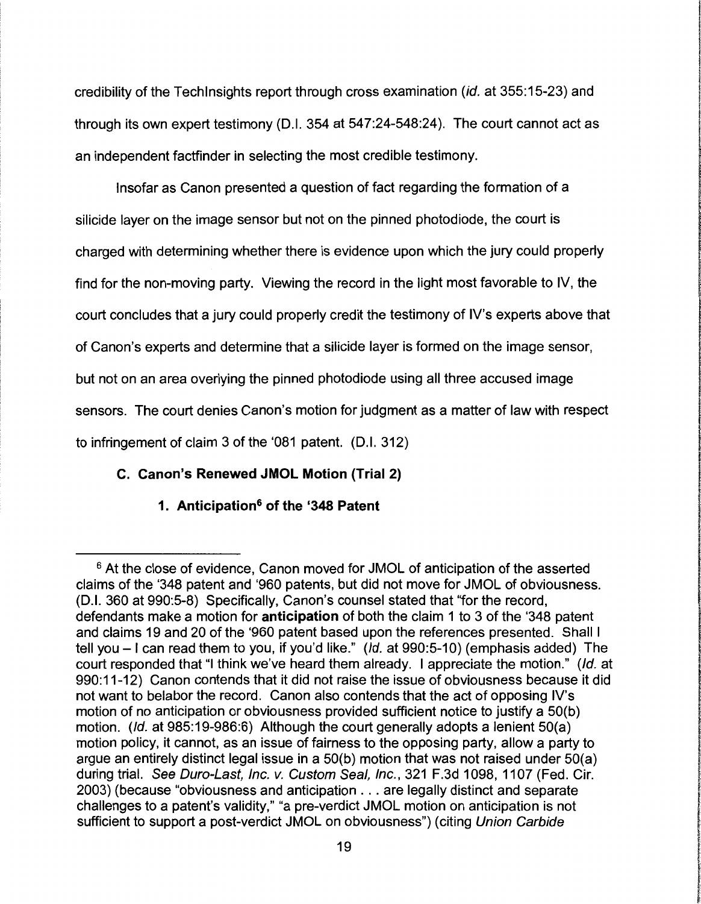credibility of the TechInsights report through cross examination (*id.* at 355:15-23) and through its own expert testimony (D.I. 354 at 547:24-548:24). The court cannot act as an independent factfinder in selecting the most credible testimony.

Insofar as Canon presented a question of fact regarding the formation of a silicide layer on the image sensor but not on the pinned photodiode, the court is charged with determining whether there is evidence upon which the jury could properly find for the non-moving party. Viewing the record in the light most favorable to IV, the court concludes that a jury could properly credit the testimony of IV's experts above that of Canon's experts and determine that a silicide layer is formed on the image sensor, but not on an area overlying the pinned photodiode using all three accused image sensors. The court denies Canon's motion for judgment as a matter of law with respect to infringement of claim 3 of the '081 patent. (D.I. 312)

### C. Canon's Renewed JMOL Motion (Trial 2)

#### 1. Anticipation[6] of the '348 Patent

---

[6] At the close of evidence, Canon moved for JMOL of anticipation of the asserted claims of the '348 patent and '960 patents, but did not move for JMOL of obviousness. (D.I. 360 at 990:5-8) Specifically, Canon's counsel stated that "for the record, defendants make a motion for **anticipation** of both the claim 1 to 3 of the '348 patent and claims 19 and 20 of the '960 patent based upon the references presented. Shall I tell you – I can read them to you, if you'd like." (*Id.* at 990:5-10) (emphasis added) The court responded that "I think we've heard them already. I appreciate the motion." (*Id.* at 990:11-12) Canon contends that it did not raise the issue of obviousness because it did not want to belabor the record. Canon also contends that the act of opposing IV's motion of no anticipation or obviousness provided sufficient notice to justify a 50(b) motion. (*Id.* at 985:19-986:6) Although the court generally adopts a lenient 50(a) motion policy, it cannot, as an issue of fairness to the opposing party, allow a party to argue an entirely distinct legal issue in a 50(b) motion that was not raised under 50(a) during trial. *See Duro-Last, Inc. v. Custom Seal, Inc.*, 321 F.3d 1098, 1107 (Fed. Cir. 2003) (because "obviousness and anticipation . . . are legally distinct and separate challenges to a patent's validity," "a pre-verdict JMOL motion on anticipation is not sufficient to support a post-verdict JMOL on obviousness") (citing *Union Carbide*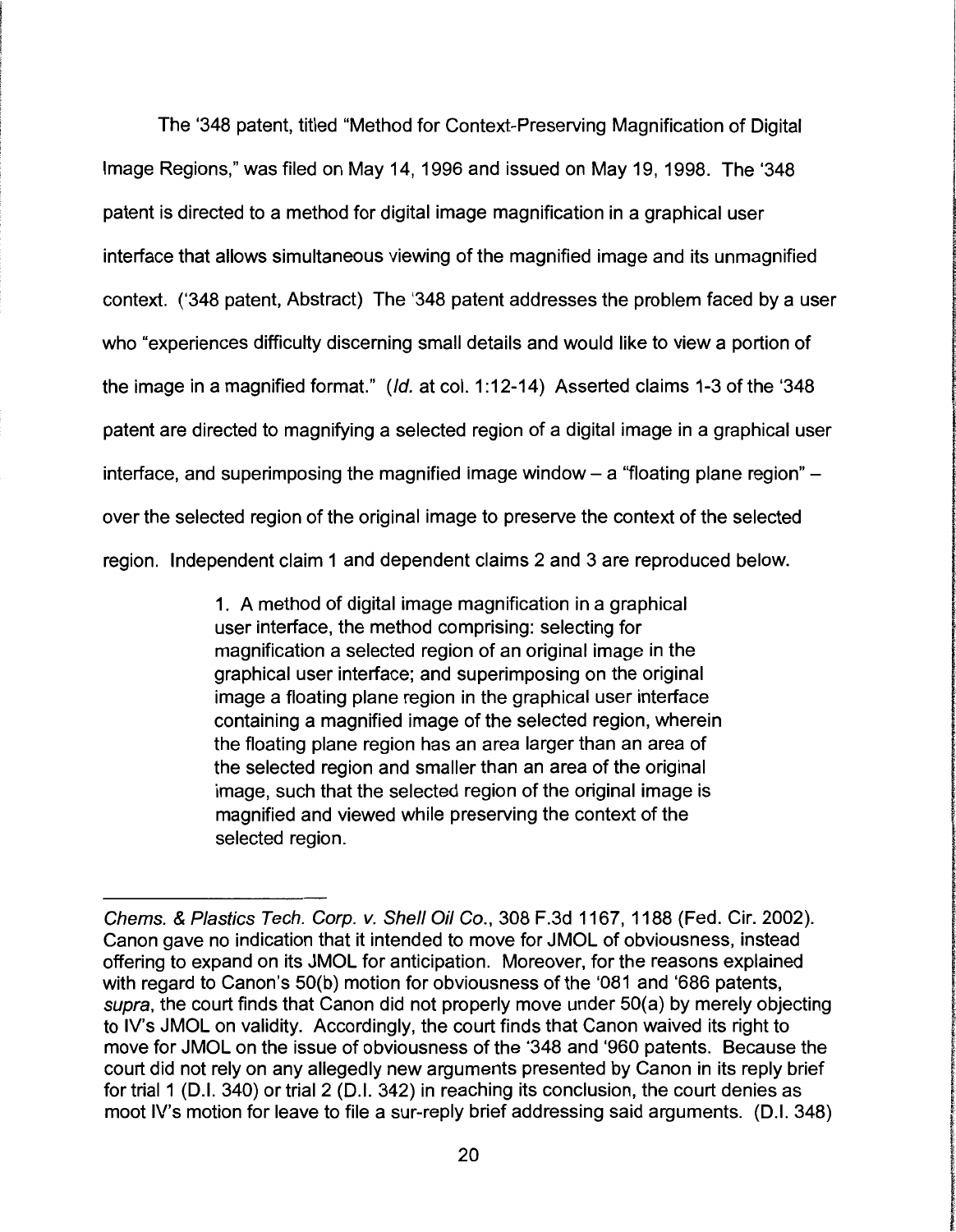The '348 patent, titled "Method for Context-Preserving Magnification of Digital Image Regions," was filed on May 14, 1996 and issued on May 19, 1998. The '348 patent is directed to a method for digital image magnification in a graphical user interface that allows simultaneous viewing of the magnified image and its unmagnified context. ('348 patent, Abstract) The '348 patent addresses the problem faced by a user who "experiences difficulty discerning small details and would like to view a portion of the image in a magnified format." (*Id.* at col. 1:12-14) Asserted claims 1-3 of the '348 patent are directed to magnifying a selected region of a digital image in a graphical user interface, and superimposing the magnified image window – a "floating plane region" – over the selected region of the original image to preserve the context of the selected region. Independent claim 1 and dependent claims 2 and 3 are reproduced below.

> 1. A method of digital image magnification in a graphical user interface, the method comprising: selecting for magnification a selected region of an original image in the graphical user interface; and superimposing on the original image a floating plane region in the graphical user interface containing a magnified image of the selected region, wherein the floating plane region has an area larger than an area of the selected region and smaller than an area of the original image, such that the selected region of the original image is magnified and viewed while preserving the context of the selected region.

---

*Chems. & Plastics Tech. Corp. v. Shell Oil Co.*, 308 F.3d 1167, 1188 (Fed. Cir. 2002). Canon gave no indication that it intended to move for JMOL of obviousness, instead offering to expand on its JMOL for anticipation. Moreover, for the reasons explained with regard to Canon's 50(b) motion for obviousness of the '081 and '686 patents, *supra*, the court finds that Canon did not properly move under 50(a) by merely objecting to IV's JMOL on validity. Accordingly, the court finds that Canon waived its right to move for JMOL on the issue of obviousness of the '348 and '960 patents. Because the court did not rely on any allegedly new arguments presented by Canon in its reply brief for trial 1 (D.I. 340) or trial 2 (D.I. 342) in reaching its conclusion, the court denies as moot IV's motion for leave to file a sur-reply brief addressing said arguments. (D.I. 348)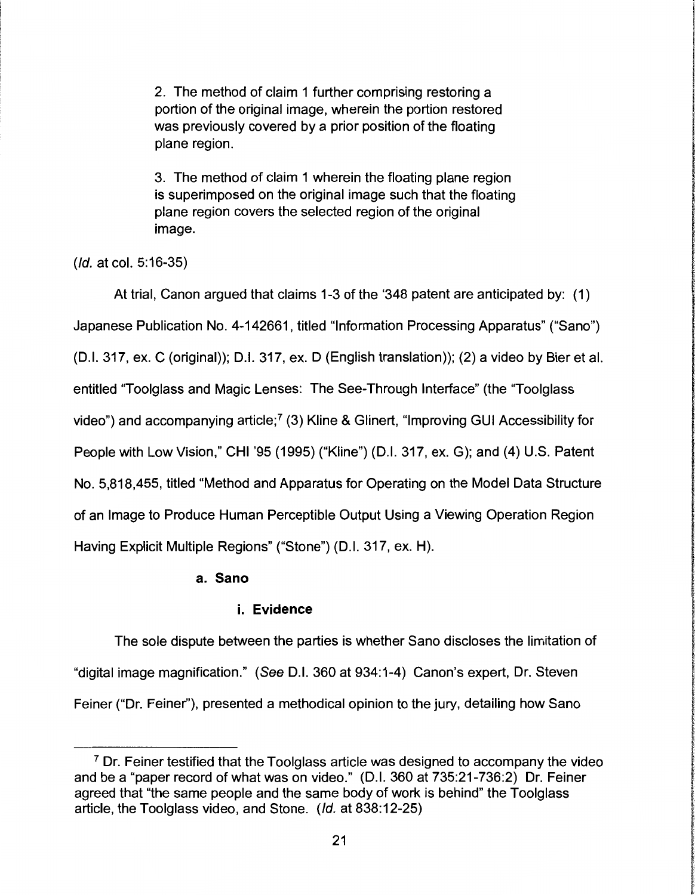2. The method of claim 1 further comprising restoring a portion of the original image, wherein the portion restored was previously covered by a prior position of the floating plane region.

3. The method of claim 1 wherein the floating plane region is superimposed on the original image such that the floating plane region covers the selected region of the original image.

(*Id.* at col. 5:16-35)

At trial, Canon argued that claims 1-3 of the '348 patent are anticipated by: (1) Japanese Publication No. 4-142661, titled "Information Processing Apparatus" ("Sano") (D.I. 317, ex. C (original)); D.I. 317, ex. D (English translation)); (2) a video by Bier et al. entitled "Toolglass and Magic Lenses: The See-Through Interface" (the "Toolglass video") and accompanying article;[7] (3) Kline & Glinert, "Improving GUI Accessibility for People with Low Vision," CHI '95 (1995) ("Kline") (D.I. 317, ex. G); and (4) U.S. Patent No. 5,818,455, titled "Method and Apparatus for Operating on the Model Data Structure of an Image to Produce Human Perceptible Output Using a Viewing Operation Region Having Explicit Multiple Regions" ("Stone") (D.I. 317, ex. H).

### a. Sano

#### i. Evidence

The sole dispute between the parties is whether Sano discloses the limitation of "digital image magnification." (*See* D.I. 360 at 934:1-4) Canon's expert, Dr. Steven Feiner ("Dr. Feiner"), presented a methodical opinion to the jury, detailing how Sano

---

[7] Dr. Feiner testified that the Toolglass article was designed to accompany the video and be a "paper record of what was on video." (D.I. 360 at 735:21-736:2) Dr. Feiner agreed that "the same people and the same body of work is behind" the Toolglass article, the Toolglass video, and Stone. (*Id.* at 838:12-25)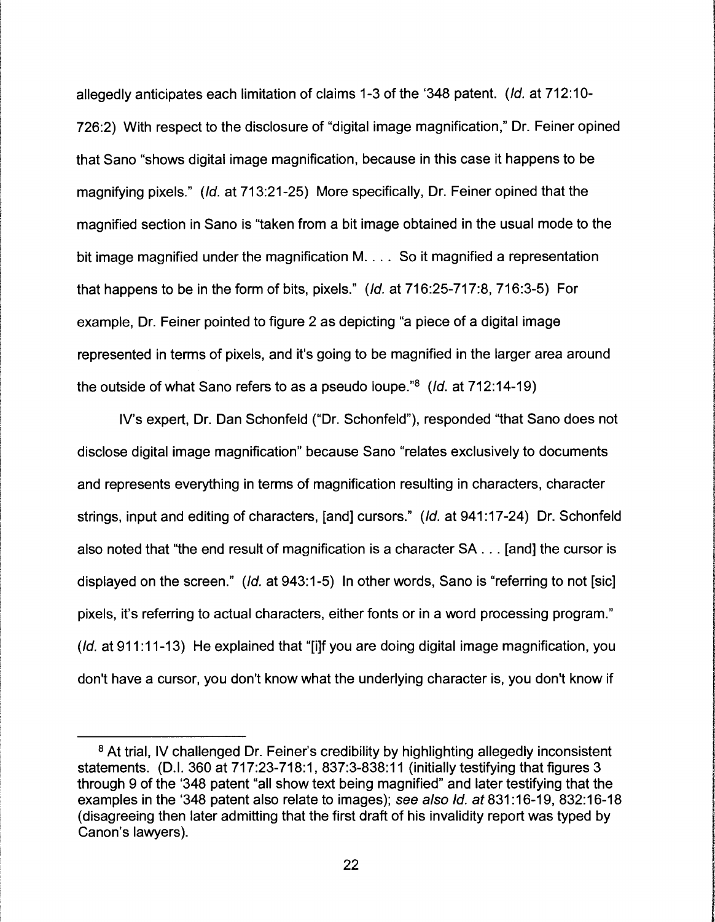allegedly anticipates each limitation of claims 1-3 of the '348 patent. (*Id.* at 712:10-726:2) With respect to the disclosure of "digital image magnification," Dr. Feiner opined that Sano "shows digital image magnification, because in this case it happens to be magnifying pixels." (*Id.* at 713:21-25) More specifically, Dr. Feiner opined that the magnified section in Sano is "taken from a bit image obtained in the usual mode to the bit image magnified under the magnification M. . . . So it magnified a representation that happens to be in the form of bits, pixels." (*Id.* at 716:25-717:8, 716:3-5) For example, Dr. Feiner pointed to figure 2 as depicting "a piece of a digital image represented in terms of pixels, and it's going to be magnified in the larger area around the outside of what Sano refers to as a pseudo loupe."[8] (*Id.* at 712:14-19)

IV's expert, Dr. Dan Schonfeld ("Dr. Schonfeld"), responded "that Sano does not disclose digital image magnification" because Sano "relates exclusively to documents and represents everything in terms of magnification resulting in characters, character strings, input and editing of characters, [and] cursors." (*Id.* at 941:17-24) Dr. Schonfeld also noted that "the end result of magnification is a character SA . . . [and] the cursor is displayed on the screen." (*Id.* at 943:1-5) In other words, Sano is "referring to not [sic] pixels, it's referring to actual characters, either fonts or in a word processing program." (*Id.* at 911:11-13) He explained that "[i]f you are doing digital image magnification, you don't have a cursor, you don't know what the underlying character is, you don't know if

---

[8] At trial, IV challenged Dr. Feiner's credibility by highlighting allegedly inconsistent statements. (D.I. 360 at 717:23-718:1, 837:3-838:11 (initially testifying that figures 3 through 9 of the '348 patent "all show text being magnified" and later testifying that the examples in the '348 patent also relate to images); *see also Id. at* 831:16-19, 832:16-18 (disagreeing then later admitting that the first draft of his invalidity report was typed by Canon's lawyers).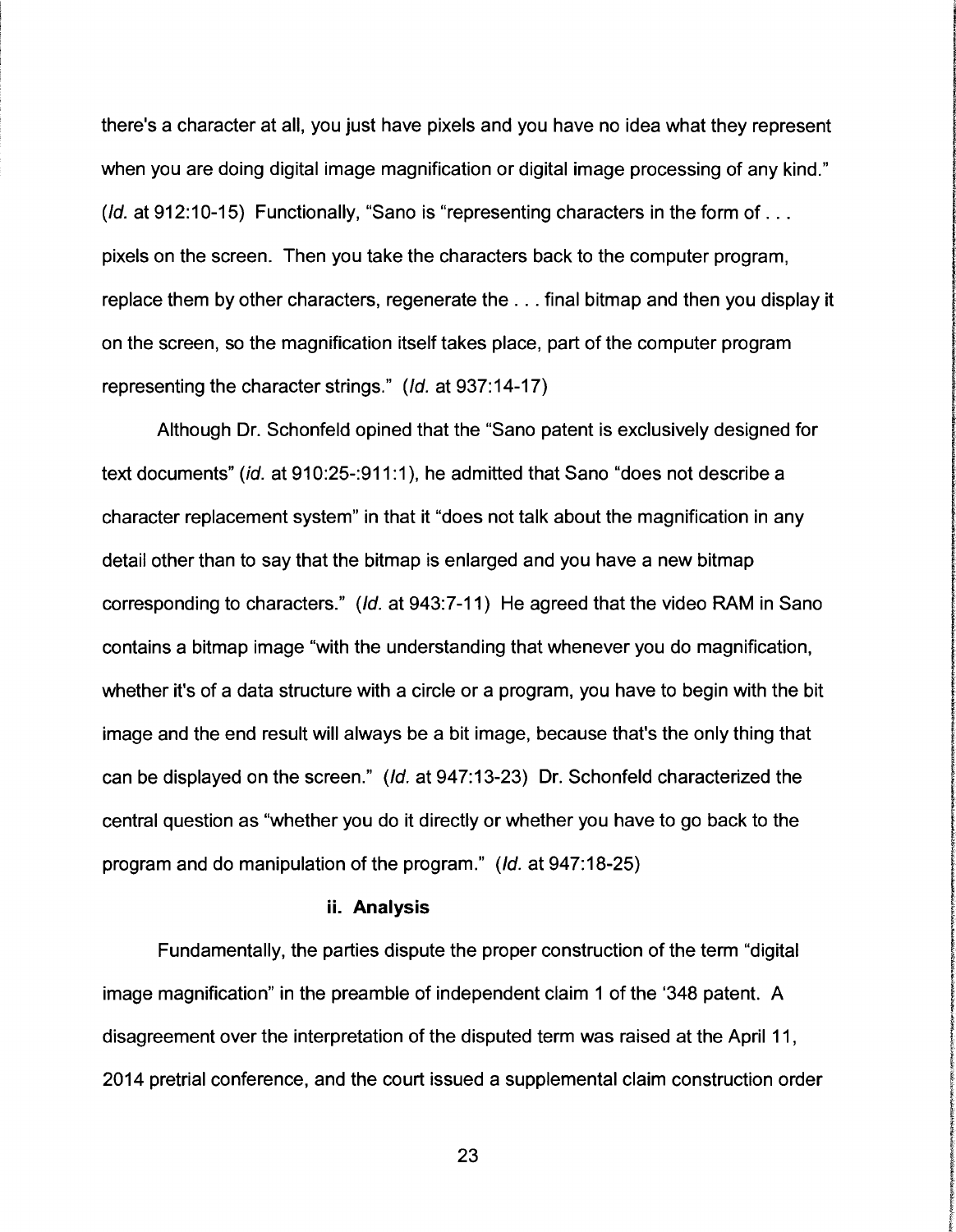there's a character at all, you just have pixels and you have no idea what they represent when you are doing digital image magnification or digital image processing of any kind." (*Id.* at 912:10-15) Functionally, "Sano is "representing characters in the form of . . . pixels on the screen. Then you take the characters back to the computer program, replace them by other characters, regenerate the . . . final bitmap and then you display it on the screen, so the magnification itself takes place, part of the computer program representing the character strings." (*Id.* at 937:14-17)

Although Dr. Schonfeld opined that the "Sano patent is exclusively designed for text documents" (*id.* at 910:25-:911:1), he admitted that Sano "does not describe a character replacement system" in that it "does not talk about the magnification in any detail other than to say that the bitmap is enlarged and you have a new bitmap corresponding to characters." (*Id.* at 943:7-11) He agreed that the video RAM in Sano contains a bitmap image "with the understanding that whenever you do magnification, whether it's of a data structure with a circle or a program, you have to begin with the bit image and the end result will always be a bit image, because that's the only thing that can be displayed on the screen." (*Id.* at 947:13-23) Dr. Schonfeld characterized the central question as "whether you do it directly or whether you have to go back to the program and do manipulation of the program." (*Id.* at 947:18-25)

#### ii. Analysis

Fundamentally, the parties dispute the proper construction of the term "digital image magnification" in the preamble of independent claim 1 of the '348 patent. A disagreement over the interpretation of the disputed term was raised at the April 11, 2014 pretrial conference, and the court issued a supplemental claim construction order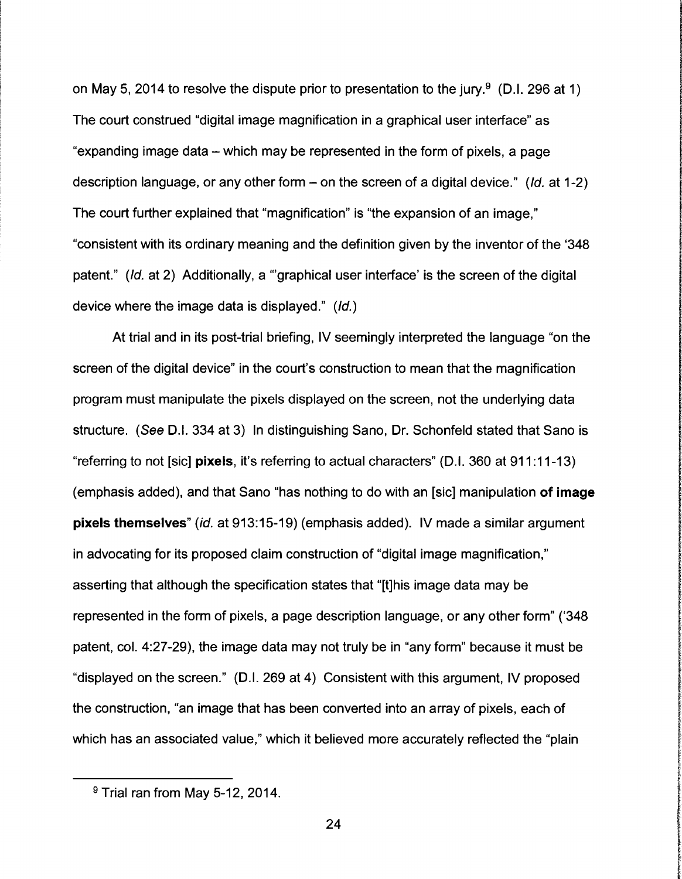on May 5, 2014 to resolve the dispute prior to presentation to the jury.[9] (D.I. 296 at 1) The court construed "digital image magnification in a graphical user interface" as "expanding image data – which may be represented in the form of pixels, a page description language, or any other form – on the screen of a digital device." (*Id.* at 1-2) The court further explained that "magnification" is "the expansion of an image," "consistent with its ordinary meaning and the definition given by the inventor of the '348 patent." (*Id.* at 2) Additionally, a "'graphical user interface' is the screen of the digital device where the image data is displayed." (*Id.*)

At trial and in its post-trial briefing, IV seemingly interpreted the language "on the screen of the digital device" in the court's construction to mean that the magnification program must manipulate the pixels displayed on the screen, not the underlying data structure. (*See* D.I. 334 at 3) In distinguishing Sano, Dr. Schonfeld stated that Sano is "referring to not [sic] **pixels**, it's referring to actual characters" (D.I. 360 at 911:11-13) (emphasis added), and that Sano "has nothing to do with an [sic] manipulation **of image pixels themselves**" (*id.* at 913:15-19) (emphasis added). IV made a similar argument in advocating for its proposed claim construction of "digital image magnification," asserting that although the specification states that "[t]his image data may be represented in the form of pixels, a page description language, or any other form" ('348 patent, col. 4:27-29), the image data may not truly be in "any form" because it must be "displayed on the screen." (D.I. 269 at 4) Consistent with this argument, IV proposed the construction, "an image that has been converted into an array of pixels, each of which has an associated value," which it believed more accurately reflected the "plain

---

[9] Trial ran from May 5-12, 2014.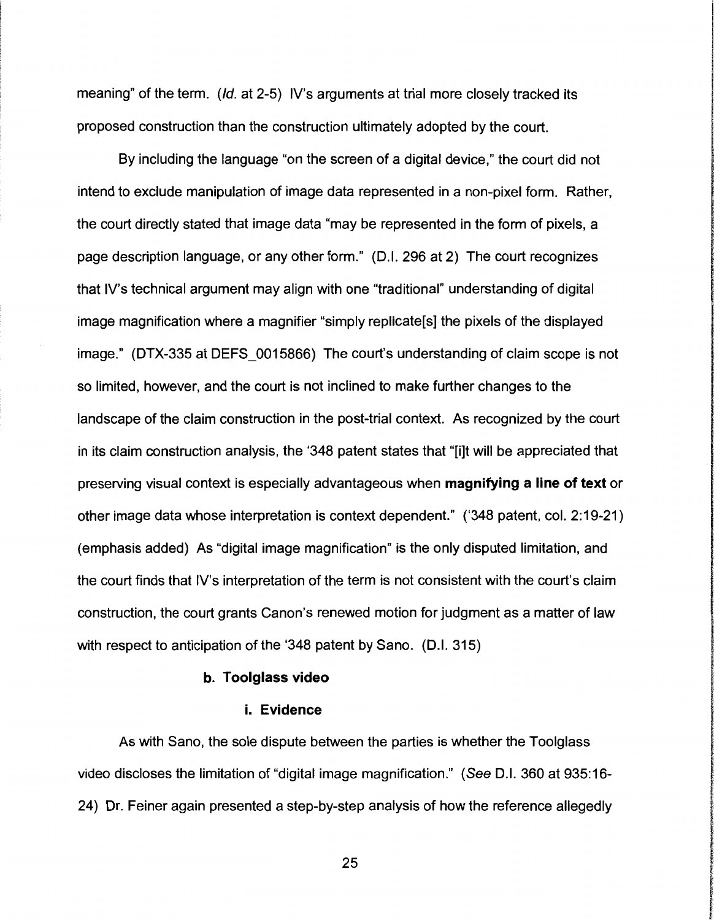meaning" of the term. (*Id.* at 2-5) IV's arguments at trial more closely tracked its proposed construction than the construction ultimately adopted by the court.

By including the language "on the screen of a digital device," the court did not intend to exclude manipulation of image data represented in a non-pixel form. Rather, the court directly stated that image data "may be represented in the form of pixels, a page description language, or any other form." (D.I. 296 at 2) The court recognizes that IV's technical argument may align with one "traditional" understanding of digital image magnification where a magnifier "simply replicate[s] the pixels of the displayed image." (DTX-335 at DEFS_0015866) The court's understanding of claim scope is not so limited, however, and the court is not inclined to make further changes to the landscape of the claim construction in the post-trial context. As recognized by the court in its claim construction analysis, the '348 patent states that "[i]t will be appreciated that preserving visual context is especially advantageous when **magnifying a line of text** or other image data whose interpretation is context dependent." ('348 patent, col. 2:19-21) (emphasis added) As "digital image magnification" is the only disputed limitation, and the court finds that IV's interpretation of the term is not consistent with the court's claim construction, the court grants Canon's renewed motion for judgment as a matter of law with respect to anticipation of the '348 patent by Sano. (D.I. 315)

#### b. Toolglass video

##### i. Evidence

As with Sano, the sole dispute between the parties is whether the Toolglass video discloses the limitation of "digital image magnification." (*See* D.I. 360 at 935:16-24) Dr. Feiner again presented a step-by-step analysis of how the reference allegedly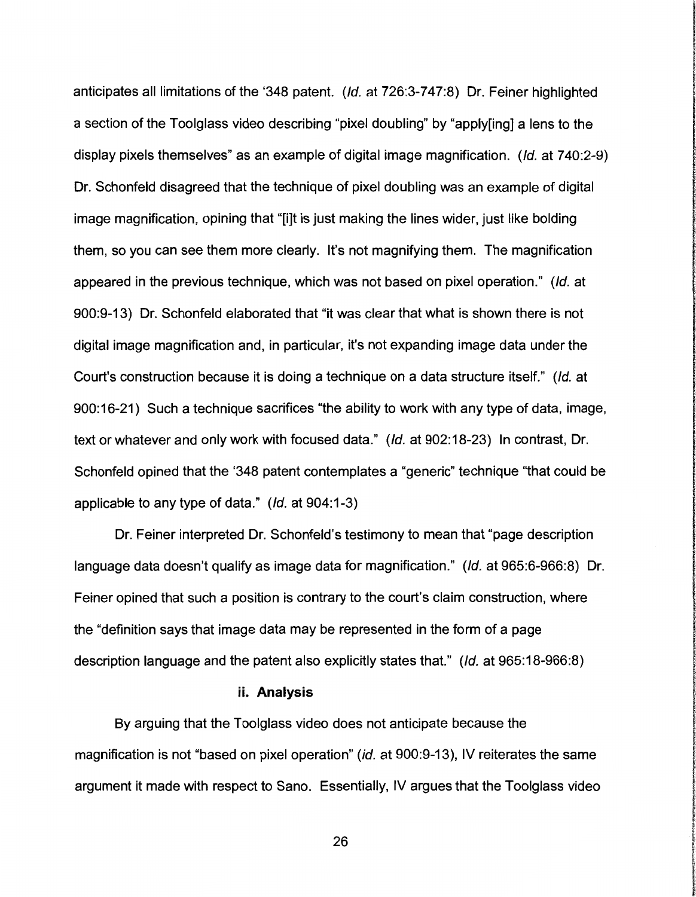anticipates all limitations of the '348 patent. (*Id.* at 726:3-747:8) Dr. Feiner highlighted a section of the Toolglass video describing "pixel doubling" by "apply[ing] a lens to the display pixels themselves" as an example of digital image magnification. (*Id.* at 740:2-9) Dr. Schonfeld disagreed that the technique of pixel doubling was an example of digital image magnification, opining that "[i]t is just making the lines wider, just like bolding them, so you can see them more clearly. It's not magnifying them. The magnification appeared in the previous technique, which was not based on pixel operation." (*Id.* at 900:9-13) Dr. Schonfeld elaborated that "it was clear that what is shown there is not digital image magnification and, in particular, it's not expanding image data under the Court's construction because it is doing a technique on a data structure itself." (*Id.* at 900:16-21) Such a technique sacrifices "the ability to work with any type of data, image, text or whatever and only work with focused data." (*Id.* at 902:18-23) In contrast, Dr. Schonfeld opined that the '348 patent contemplates a "generic" technique "that could be applicable to any type of data." (*Id.* at 904:1-3)

Dr. Feiner interpreted Dr. Schonfeld's testimony to mean that "page description language data doesn't qualify as image data for magnification." (*Id.* at 965:6-966:8) Dr. Feiner opined that such a position is contrary to the court's claim construction, where the "definition says that image data may be represented in the form of a page description language and the patent also explicitly states that." (*Id.* at 965:18-966:8)

#### ii. Analysis

By arguing that the Toolglass video does not anticipate because the magnification is not "based on pixel operation" (*id.* at 900:9-13), IV reiterates the same argument it made with respect to Sano. Essentially, IV argues that the Toolglass video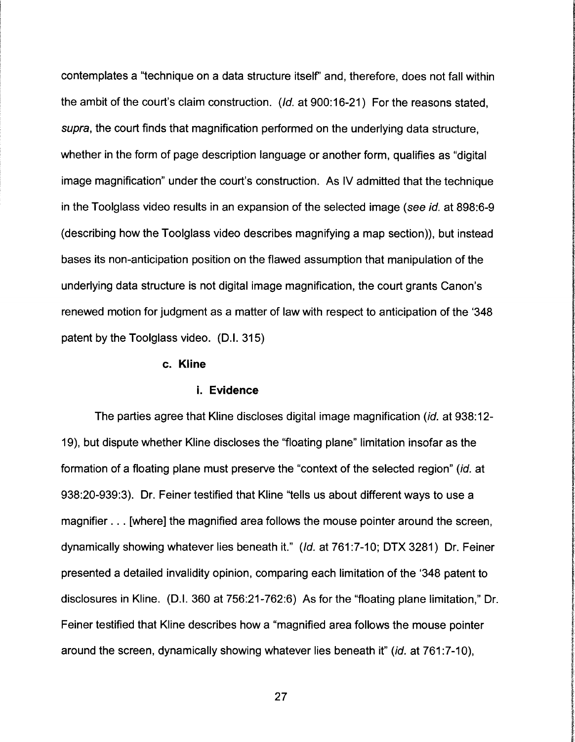contemplates a "technique on a data structure itself" and, therefore, does not fall within the ambit of the court's claim construction. (*Id.* at 900:16-21) For the reasons stated, *supra*, the court finds that magnification performed on the underlying data structure, whether in the form of page description language or another form, qualifies as "digital image magnification" under the court's construction. As IV admitted that the technique in the Toolglass video results in an expansion of the selected image (*see id.* at 898:6-9 (describing how the Toolglass video describes magnifying a map section)), but instead bases its non-anticipation position on the flawed assumption that manipulation of the underlying data structure is not digital image magnification, the court grants Canon's renewed motion for judgment as a matter of law with respect to anticipation of the '348 patent by the Toolglass video. (D.I. 315)

**c. Kline**

**i. Evidence**

The parties agree that Kline discloses digital image magnification (*id.* at 938:12-19), but dispute whether Kline discloses the "floating plane" limitation insofar as the formation of a floating plane must preserve the "context of the selected region" (*id.* at 938:20-939:3). Dr. Feiner testified that Kline "tells us about different ways to use a magnifier . . . [where] the magnified area follows the mouse pointer around the screen, dynamically showing whatever lies beneath it." (*Id.* at 761:7-10; DTX 3281) Dr. Feiner presented a detailed invalidity opinion, comparing each limitation of the '348 patent to disclosures in Kline. (D.I. 360 at 756:21-762:6) As for the "floating plane limitation," Dr. Feiner testified that Kline describes how a "magnified area follows the mouse pointer around the screen, dynamically showing whatever lies beneath it" (*id.* at 761:7-10),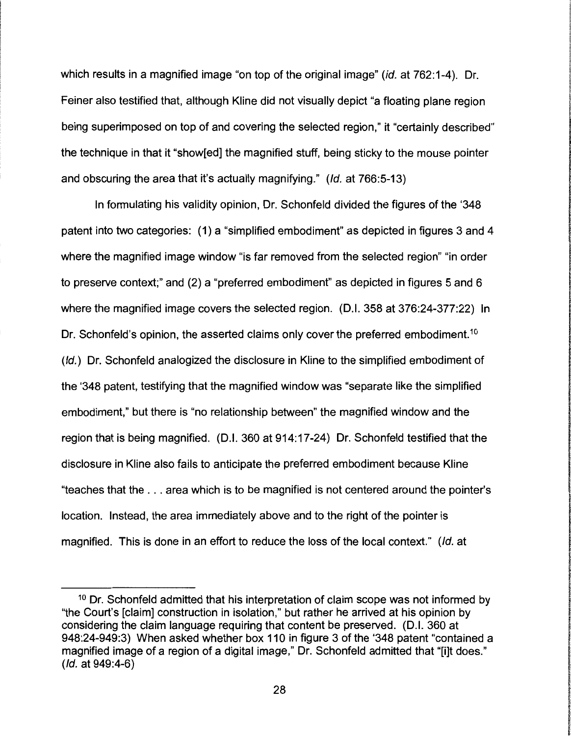which results in a magnified image "on top of the original image" (*id.* at 762:1-4). Dr. Feiner also testified that, although Kline did not visually depict "a floating plane region being superimposed on top of and covering the selected region," it "certainly described" the technique in that it "show[ed] the magnified stuff, being sticky to the mouse pointer and obscuring the area that it's actually magnifying." (*Id.* at 766:5-13)

In formulating his validity opinion, Dr. Schonfeld divided the figures of the '348 patent into two categories: (1) a "simplified embodiment" as depicted in figures 3 and 4 where the magnified image window "is far removed from the selected region" "in order to preserve context;" and (2) a "preferred embodiment" as depicted in figures 5 and 6 where the magnified image covers the selected region. (D.I. 358 at 376:24-377:22) In Dr. Schonfeld's opinion, the asserted claims only cover the preferred embodiment.[10] (*Id.*) Dr. Schonfeld analogized the disclosure in Kline to the simplified embodiment of the '348 patent, testifying that the magnified window was "separate like the simplified embodiment," but there is "no relationship between" the magnified window and the region that is being magnified. (D.I. 360 at 914:17-24) Dr. Schonfeld testified that the disclosure in Kline also fails to anticipate the preferred embodiment because Kline "teaches that the . . . area which is to be magnified is not centered around the pointer's location. Instead, the area immediately above and to the right of the pointer is magnified. This is done in an effort to reduce the loss of the local context." (*Id.* at

---

[10] Dr. Schonfeld admitted that his interpretation of claim scope was not informed by "the Court's [claim] construction in isolation," but rather he arrived at his opinion by considering the claim language requiring that content be preserved. (D.I. 360 at 948:24-949:3) When asked whether box 110 in figure 3 of the '348 patent "contained a magnified image of a region of a digital image," Dr. Schonfeld admitted that "[i]t does." (*Id.* at 949:4-6)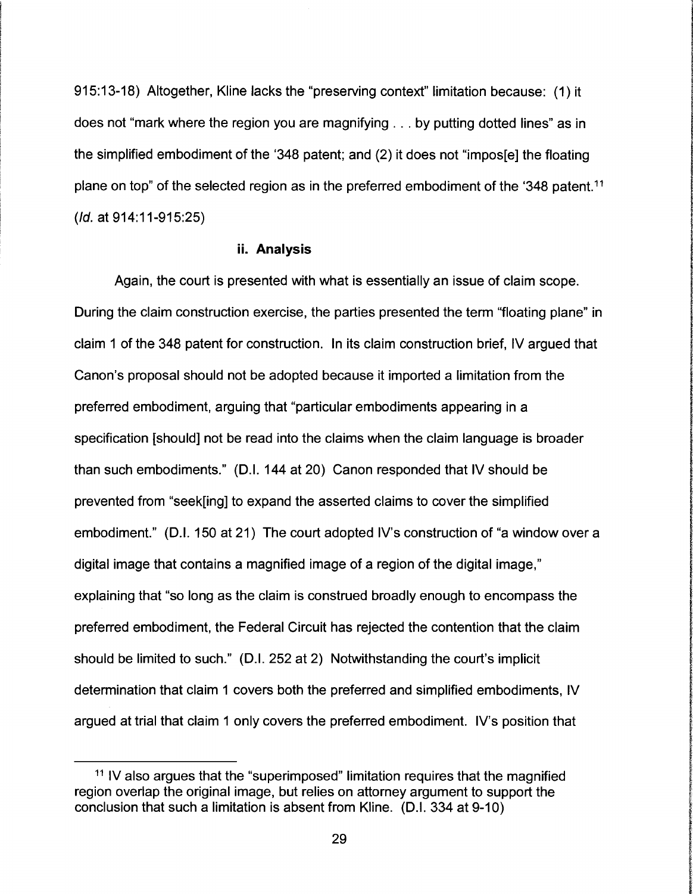915:13-18) Altogether, Kline lacks the "preserving context" limitation because: (1) it does not "mark where the region you are magnifying . . . by putting dotted lines" as in the simplified embodiment of the '348 patent; and (2) it does not "impos[e] the floating plane on top" of the selected region as in the preferred embodiment of the '348 patent.[11] (*Id.* at 914:11-915:25)

#### ii. Analysis

Again, the court is presented with what is essentially an issue of claim scope. During the claim construction exercise, the parties presented the term "floating plane" in claim 1 of the 348 patent for construction. In its claim construction brief, IV argued that Canon's proposal should not be adopted because it imported a limitation from the preferred embodiment, arguing that "particular embodiments appearing in a specification [should] not be read into the claims when the claim language is broader than such embodiments." (D.I. 144 at 20) Canon responded that IV should be prevented from "seek[ing] to expand the asserted claims to cover the simplified embodiment." (D.I. 150 at 21) The court adopted IV's construction of "a window over a digital image that contains a magnified image of a region of the digital image," explaining that "so long as the claim is construed broadly enough to encompass the preferred embodiment, the Federal Circuit has rejected the contention that the claim should be limited to such." (D.I. 252 at 2) Notwithstanding the court's implicit determination that claim 1 covers both the preferred and simplified embodiments, IV argued at trial that claim 1 only covers the preferred embodiment. IV's position that

[11] IV also argues that the "superimposed" limitation requires that the magnified region overlap the original image, but relies on attorney argument to support the conclusion that such a limitation is absent from Kline. (D.I. 334 at 9-10)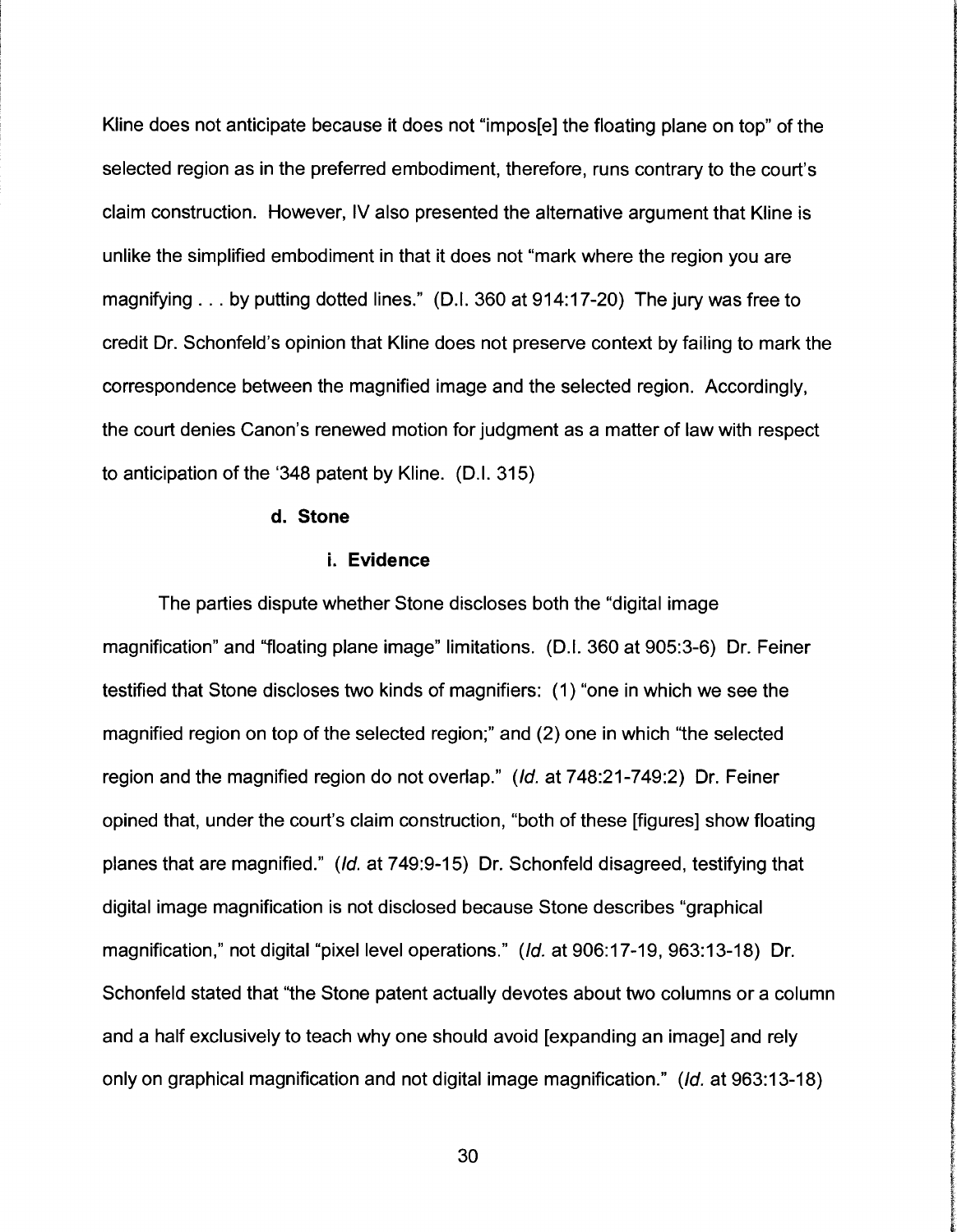Kline does not anticipate because it does not "impos[e] the floating plane on top" of the selected region as in the preferred embodiment, therefore, runs contrary to the court's claim construction. However, IV also presented the alternative argument that Kline is unlike the simplified embodiment in that it does not "mark where the region you are magnifying . . . by putting dotted lines." (D.I. 360 at 914:17-20) The jury was free to credit Dr. Schonfeld's opinion that Kline does not preserve context by failing to mark the correspondence between the magnified image and the selected region. Accordingly, the court denies Canon's renewed motion for judgment as a matter of law with respect to anticipation of the '348 patent by Kline. (D.I. 315)

**d. Stone**

**i. Evidence**

The parties dispute whether Stone discloses both the "digital image magnification" and "floating plane image" limitations. (D.I. 360 at 905:3-6) Dr. Feiner testified that Stone discloses two kinds of magnifiers: (1) "one in which we see the magnified region on top of the selected region;" and (2) one in which "the selected region and the magnified region do not overlap." (*Id.* at 748:21-749:2) Dr. Feiner opined that, under the court's claim construction, "both of these [figures] show floating planes that are magnified." (*Id.* at 749:9-15) Dr. Schonfeld disagreed, testifying that digital image magnification is not disclosed because Stone describes "graphical magnification," not digital "pixel level operations." (*Id.* at 906:17-19, 963:13-18) Dr. Schonfeld stated that "the Stone patent actually devotes about two columns or a column and a half exclusively to teach why one should avoid [expanding an image] and rely only on graphical magnification and not digital image magnification." (*Id.* at 963:13-18)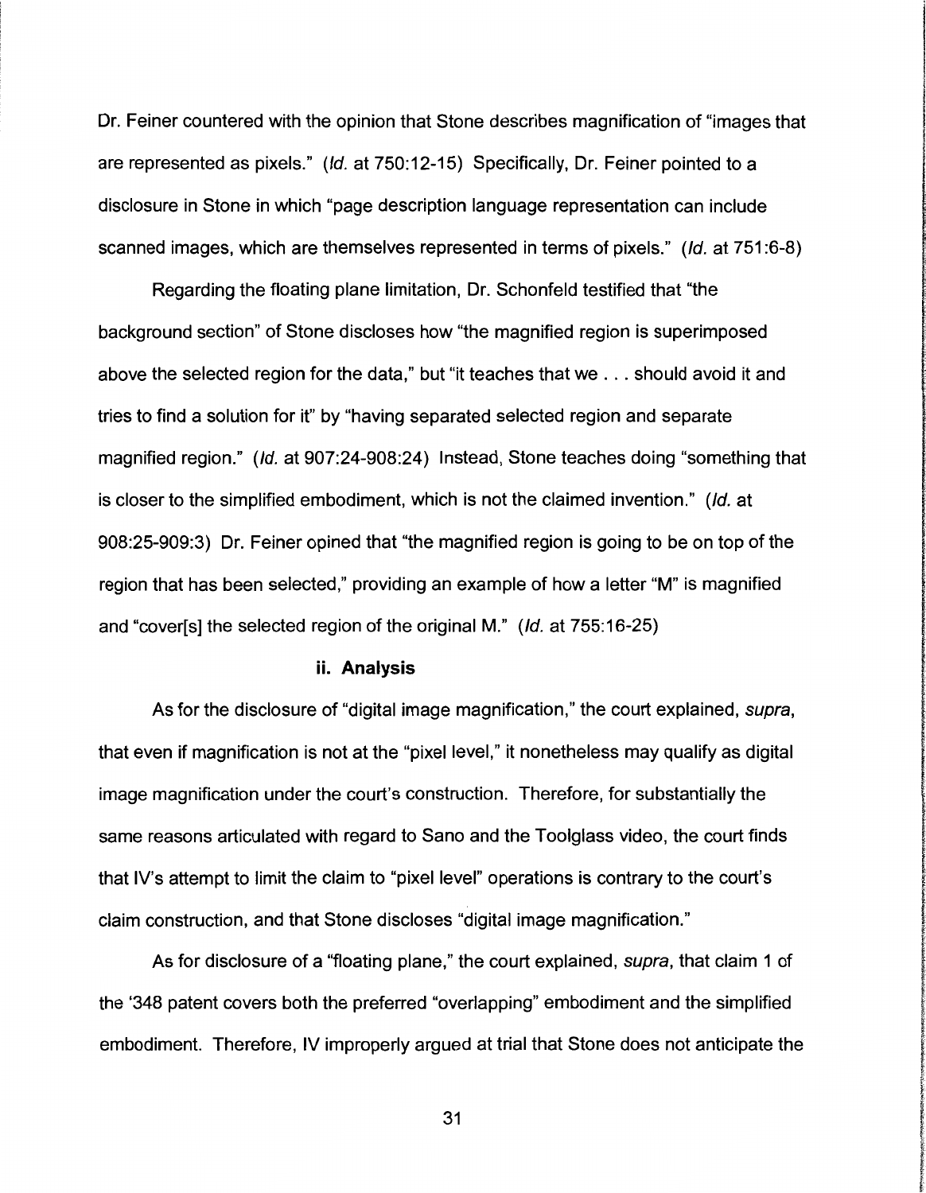Dr. Feiner countered with the opinion that Stone describes magnification of "images that are represented as pixels." (*Id.* at 750:12-15) Specifically, Dr. Feiner pointed to a disclosure in Stone in which "page description language representation can include scanned images, which are themselves represented in terms of pixels." (*Id.* at 751:6-8)

Regarding the floating plane limitation, Dr. Schonfeld testified that "the background section" of Stone discloses how "the magnified region is superimposed above the selected region for the data," but "it teaches that we . . . should avoid it and tries to find a solution for it" by "having separated selected region and separate magnified region." (*Id.* at 907:24-908:24) Instead, Stone teaches doing "something that is closer to the simplified embodiment, which is not the claimed invention." (*Id.* at 908:25-909:3) Dr. Feiner opined that "the magnified region is going to be on top of the region that has been selected," providing an example of how a letter "M" is magnified and "cover[s] the selected region of the original M." (*Id.* at 755:16-25)

### ii. Analysis

As for the disclosure of "digital image magnification," the court explained, *supra*, that even if magnification is not at the "pixel level," it nonetheless may qualify as digital image magnification under the court's construction. Therefore, for substantially the same reasons articulated with regard to Sano and the Toolglass video, the court finds that IV's attempt to limit the claim to "pixel level" operations is contrary to the court's claim construction, and that Stone discloses "digital image magnification."

As for disclosure of a "floating plane," the court explained, *supra*, that claim 1 of the '348 patent covers both the preferred "overlapping" embodiment and the simplified embodiment. Therefore, IV improperly argued at trial that Stone does not anticipate the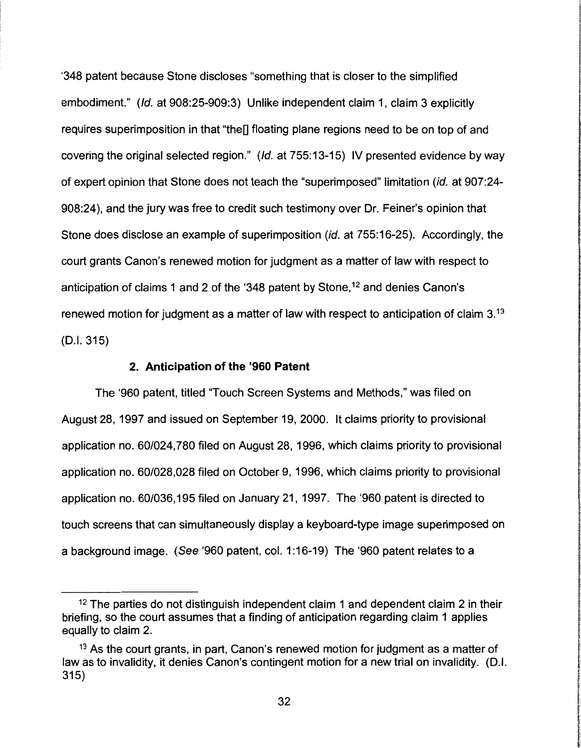'348 patent because Stone discloses "something that is closer to the simplified embodiment." (*Id.* at 908:25-909:3) Unlike independent claim 1, claim 3 explicitly requires superimposition in that "the[] floating plane regions need to be on top of and covering the original selected region." (*Id.* at 755:13-15) IV presented evidence by way of expert opinion that Stone does not teach the "superimposed" limitation (*id.* at 907:24-908:24), and the jury was free to credit such testimony over Dr. Feiner's opinion that Stone does disclose an example of superimposition (*id.* at 755:16-25). Accordingly, the court grants Canon's renewed motion for judgment as a matter of law with respect to anticipation of claims 1 and 2 of the '348 patent by Stone,[12] and denies Canon's renewed motion for judgment as a matter of law with respect to anticipation of claim 3.[13] (D.I. 315)

### 2. Anticipation of the '960 Patent

The '960 patent, titled "Touch Screen Systems and Methods," was filed on August 28, 1997 and issued on September 19, 2000. It claims priority to provisional application no. 60/024,780 filed on August 28, 1996, which claims priority to provisional application no. 60/028,028 filed on October 9, 1996, which claims priority to provisional application no. 60/036,195 filed on January 21, 1997. The '960 patent is directed to touch screens that can simultaneously display a keyboard-type image superimposed on a background image. (*See* '960 patent, col. 1:16-19) The '960 patent relates to a

---

[12] The parties do not distinguish independent claim 1 and dependent claim 2 in their briefing, so the court assumes that a finding of anticipation regarding claim 1 applies equally to claim 2.

[13] As the court grants, in part, Canon's renewed motion for judgment as a matter of law as to invalidity, it denies Canon's contingent motion for a new trial on invalidity. (D.I. 315)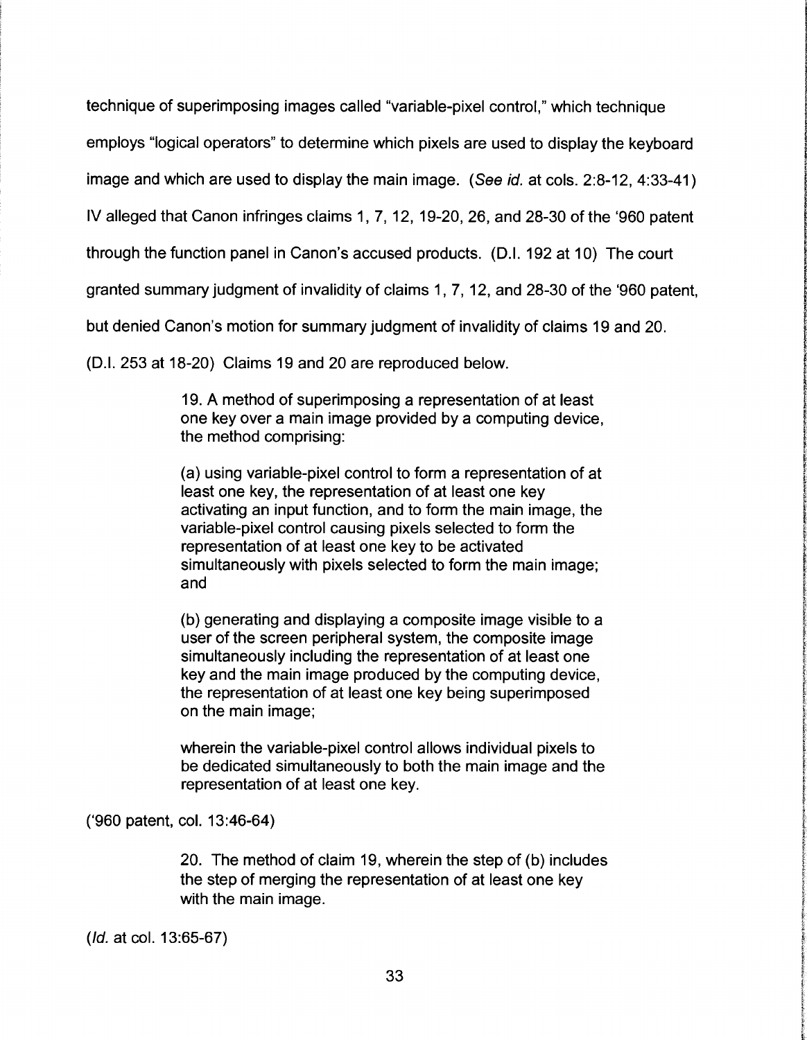technique of superimposing images called "variable-pixel control," which technique employs "logical operators" to determine which pixels are used to display the keyboard image and which are used to display the main image. (*See id.* at cols. 2:8-12, 4:33-41) IV alleged that Canon infringes claims 1, 7, 12, 19-20, 26, and 28-30 of the '960 patent through the function panel in Canon's accused products. (D.I. 192 at 10) The court granted summary judgment of invalidity of claims 1, 7, 12, and 28-30 of the '960 patent, but denied Canon's motion for summary judgment of invalidity of claims 19 and 20. (D.I. 253 at 18-20) Claims 19 and 20 are reproduced below.

> 19. A method of superimposing a representation of at least one key over a main image provided by a computing device, the method comprising:
>
> (a) using variable-pixel control to form a representation of at least one key, the representation of at least one key activating an input function, and to form the main image, the variable-pixel control causing pixels selected to form the representation of at least one key to be activated simultaneously with pixels selected to form the main image; and
>
> (b) generating and displaying a composite image visible to a user of the screen peripheral system, the composite image simultaneously including the representation of at least one key and the main image produced by the computing device, the representation of at least one key being superimposed on the main image;
>
> wherein the variable-pixel control allows individual pixels to be dedicated simultaneously to both the main image and the representation of at least one key.

('960 patent, col. 13:46-64)

> 20. The method of claim 19, wherein the step of (b) includes the step of merging the representation of at least one key with the main image.

(*Id.* at col. 13:65-67)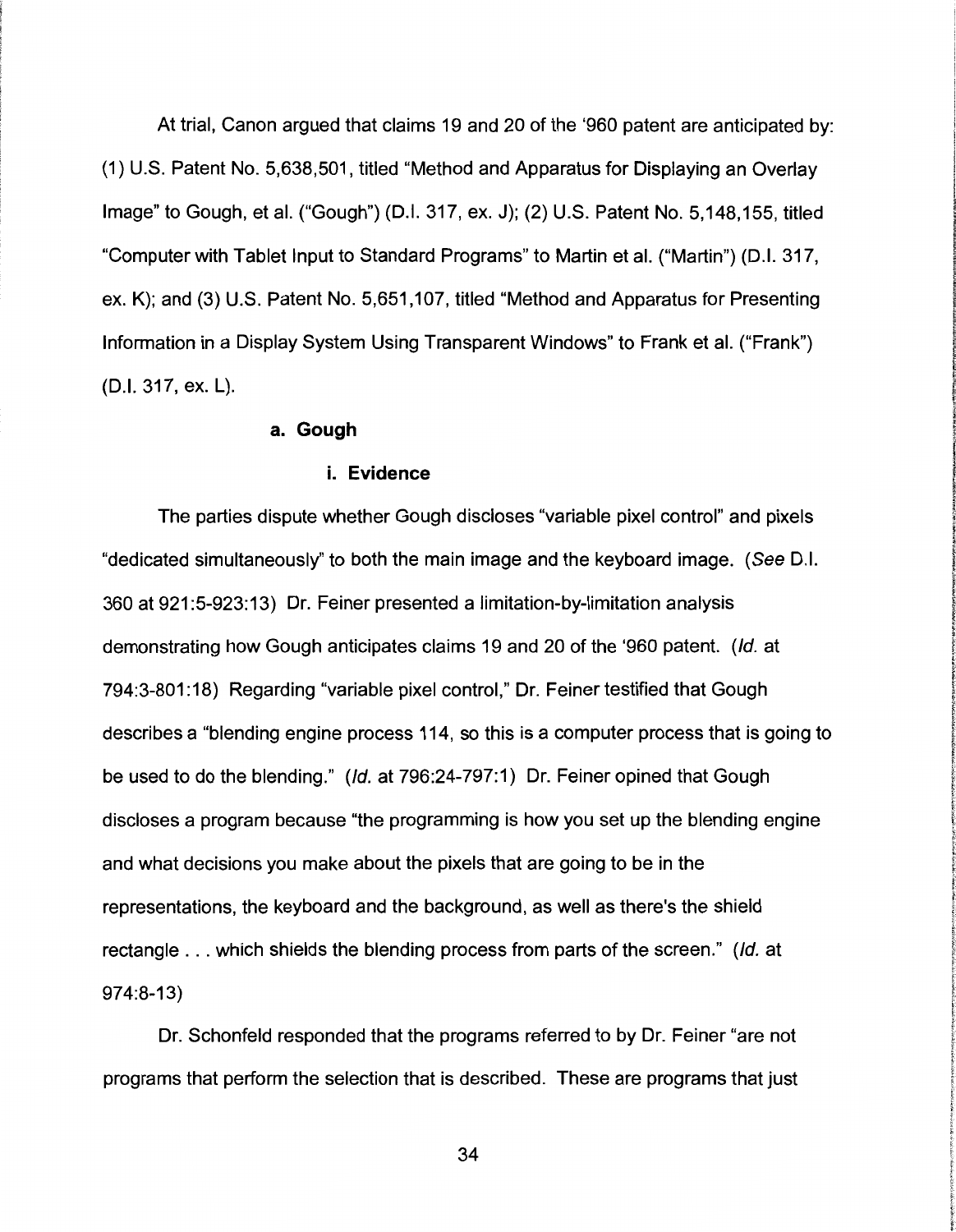At trial, Canon argued that claims 19 and 20 of the '960 patent are anticipated by: (1) U.S. Patent No. 5,638,501, titled "Method and Apparatus for Displaying an Overlay Image" to Gough, et al. ("Gough") (D.I. 317, ex. J); (2) U.S. Patent No. 5,148,155, titled "Computer with Tablet Input to Standard Programs" to Martin et al. ("Martin") (D.I. 317, ex. K); and (3) U.S. Patent No. 5,651,107, titled "Method and Apparatus for Presenting Information in a Display System Using Transparent Windows" to Frank et al. ("Frank") (D.I. 317, ex. L).

**a. Gough**

**i. Evidence**

The parties dispute whether Gough discloses "variable pixel control" and pixels "dedicated simultaneously" to both the main image and the keyboard image. (*See* D.I. 360 at 921:5-923:13) Dr. Feiner presented a limitation-by-limitation analysis demonstrating how Gough anticipates claims 19 and 20 of the '960 patent. (*Id.* at 794:3-801:18) Regarding "variable pixel control," Dr. Feiner testified that Gough describes a "blending engine process 114, so this is a computer process that is going to be used to do the blending." (*Id.* at 796:24-797:1) Dr. Feiner opined that Gough discloses a program because "the programming is how you set up the blending engine and what decisions you make about the pixels that are going to be in the representations, the keyboard and the background, as well as there's the shield rectangle . . . which shields the blending process from parts of the screen." (*Id.* at 974:8-13)

Dr. Schonfeld responded that the programs referred to by Dr. Feiner "are not programs that perform the selection that is described. These are programs that just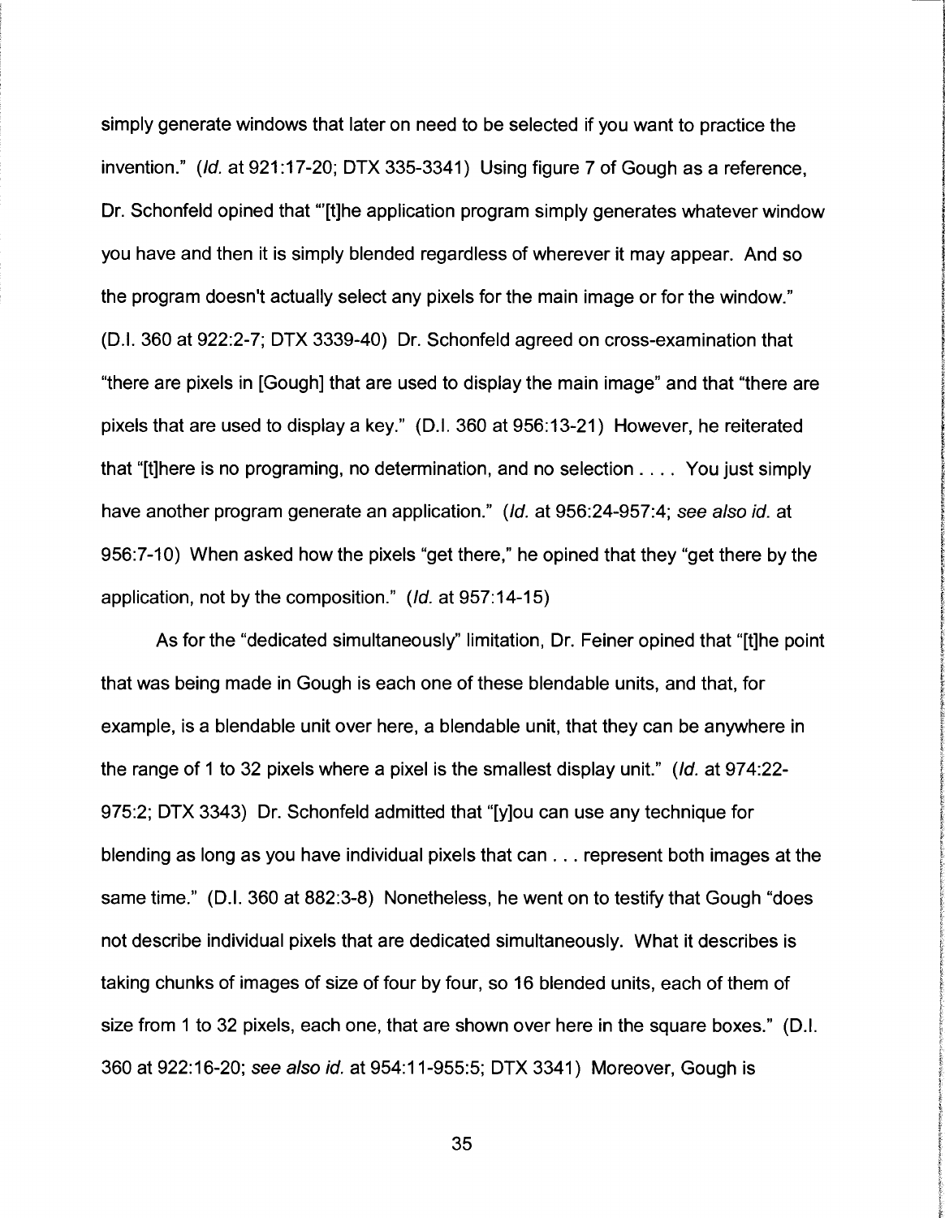simply generate windows that later on need to be selected if you want to practice the invention." (*Id.* at 921:17-20; DTX 335-3341) Using figure 7 of Gough as a reference, Dr. Schonfeld opined that "'[t]he application program simply generates whatever window you have and then it is simply blended regardless of wherever it may appear. And so the program doesn't actually select any pixels for the main image or for the window." (D.I. 360 at 922:2-7; DTX 3339-40) Dr. Schonfeld agreed on cross-examination that "there are pixels in [Gough] that are used to display the main image" and that "there are pixels that are used to display a key." (D.I. 360 at 956:13-21) However, he reiterated that "[t]here is no programing, no determination, and no selection . . . . You just simply have another program generate an application." (*Id.* at 956:24-957:4; *see also id.* at 956:7-10) When asked how the pixels "get there," he opined that they "get there by the application, not by the composition." (*Id.* at 957:14-15)

As for the "dedicated simultaneously" limitation, Dr. Feiner opined that "[t]he point that was being made in Gough is each one of these blendable units, and that, for example, is a blendable unit over here, a blendable unit, that they can be anywhere in the range of 1 to 32 pixels where a pixel is the smallest display unit." (*Id.* at 974:22-975:2; DTX 3343) Dr. Schonfeld admitted that "[y]ou can use any technique for blending as long as you have individual pixels that can . . . represent both images at the same time." (D.I. 360 at 882:3-8) Nonetheless, he went on to testify that Gough "does not describe individual pixels that are dedicated simultaneously. What it describes is taking chunks of images of size of four by four, so 16 blended units, each of them of size from 1 to 32 pixels, each one, that are shown over here in the square boxes." (D.I. 360 at 922:16-20; *see also id.* at 954:11-955:5; DTX 3341) Moreover, Gough is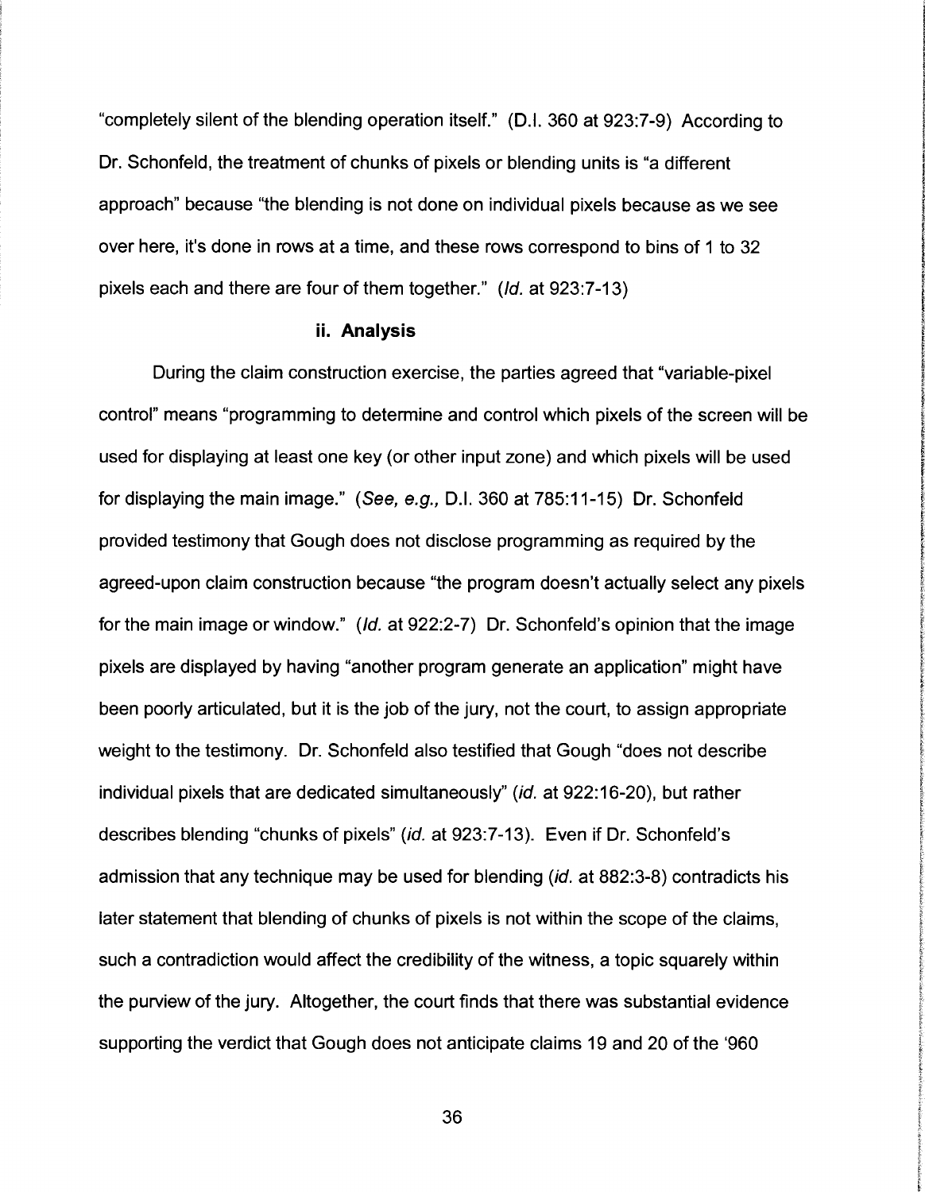"completely silent of the blending operation itself." (D.I. 360 at 923:7-9) According to Dr. Schonfeld, the treatment of chunks of pixels or blending units is "a different approach" because "the blending is not done on individual pixels because as we see over here, it's done in rows at a time, and these rows correspond to bins of 1 to 32 pixels each and there are four of them together." (*Id.* at 923:7-13)

### ii. Analysis

During the claim construction exercise, the parties agreed that "variable-pixel control" means "programming to determine and control which pixels of the screen will be used for displaying at least one key (or other input zone) and which pixels will be used for displaying the main image." (*See, e.g.,* D.I. 360 at 785:11-15) Dr. Schonfeld provided testimony that Gough does not disclose programming as required by the agreed-upon claim construction because "the program doesn't actually select any pixels for the main image or window." (*Id.* at 922:2-7) Dr. Schonfeld's opinion that the image pixels are displayed by having "another program generate an application" might have been poorly articulated, but it is the job of the jury, not the court, to assign appropriate weight to the testimony. Dr. Schonfeld also testified that Gough "does not describe individual pixels that are dedicated simultaneously" (*id.* at 922:16-20), but rather describes blending "chunks of pixels" (*id.* at 923:7-13). Even if Dr. Schonfeld's admission that any technique may be used for blending (*id.* at 882:3-8) contradicts his later statement that blending of chunks of pixels is not within the scope of the claims, such a contradiction would affect the credibility of the witness, a topic squarely within the purview of the jury. Altogether, the court finds that there was substantial evidence supporting the verdict that Gough does not anticipate claims 19 and 20 of the '960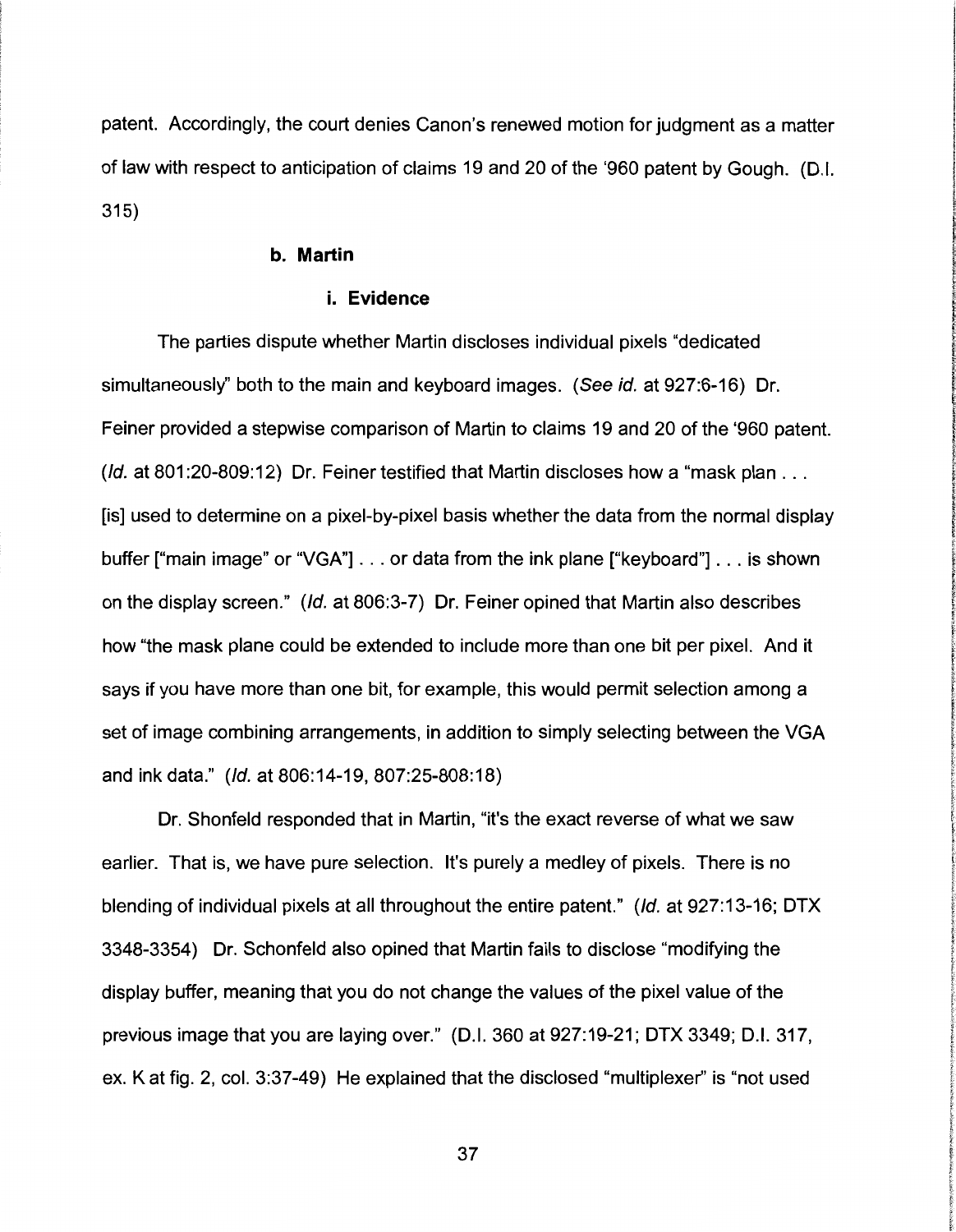patent. Accordingly, the court denies Canon's renewed motion for judgment as a matter of law with respect to anticipation of claims 19 and 20 of the '960 patent by Gough. (D.I. 315)

#### b. Martin

##### i. Evidence

The parties dispute whether Martin discloses individual pixels "dedicated simultaneously" both to the main and keyboard images. (*See id.* at 927:6-16) Dr. Feiner provided a stepwise comparison of Martin to claims 19 and 20 of the '960 patent. (*Id.* at 801:20-809:12) Dr. Feiner testified that Martin discloses how a "mask plan . . . [is] used to determine on a pixel-by-pixel basis whether the data from the normal display buffer ["main image" or "VGA"] . . . or data from the ink plane ["keyboard"] . . . is shown on the display screen." (*Id.* at 806:3-7) Dr. Feiner opined that Martin also describes how "the mask plane could be extended to include more than one bit per pixel. And it says if you have more than one bit, for example, this would permit selection among a set of image combining arrangements, in addition to simply selecting between the VGA and ink data." (*Id.* at 806:14-19, 807:25-808:18)

Dr. Shonfeld responded that in Martin, "it's the exact reverse of what we saw earlier. That is, we have pure selection. It's purely a medley of pixels. There is no blending of individual pixels at all throughout the entire patent." (*Id.* at 927:13-16; DTX 3348-3354) Dr. Schonfeld also opined that Martin fails to disclose "modifying the display buffer, meaning that you do not change the values of the pixel value of the previous image that you are laying over." (D.I. 360 at 927:19-21; DTX 3349; D.I. 317, ex. K at fig. 2, col. 3:37-49) He explained that the disclosed "multiplexer" is "not used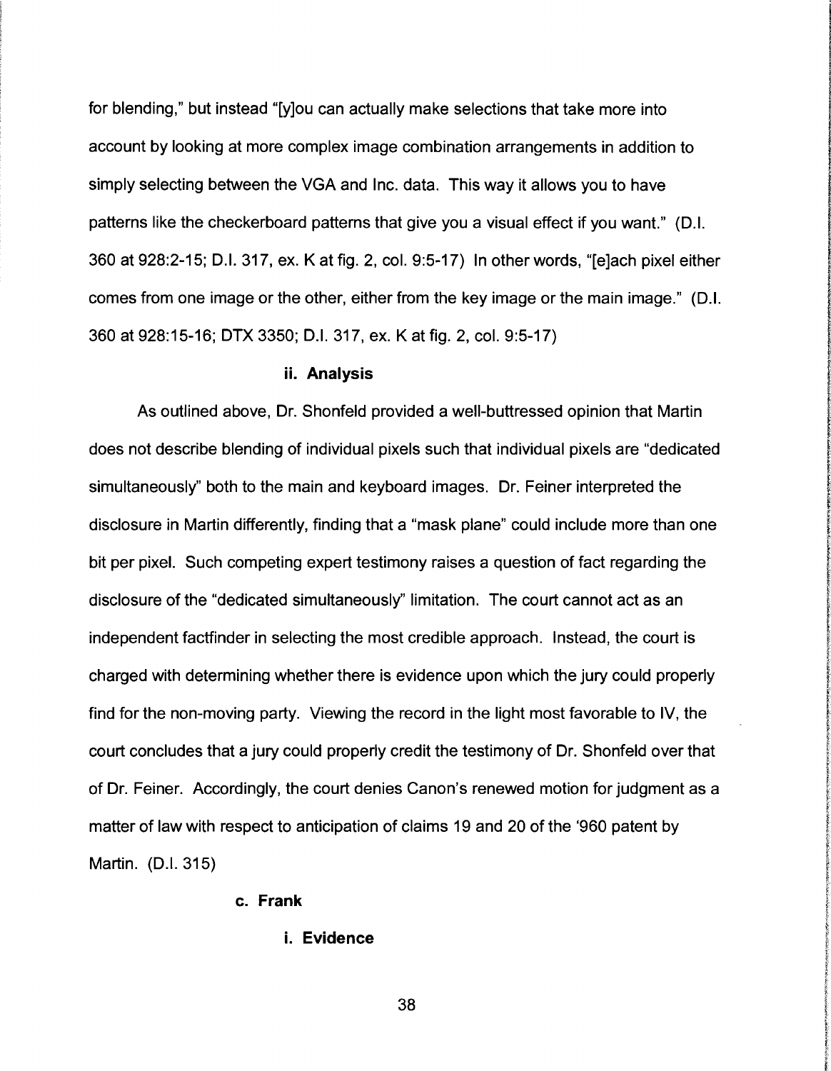for blending," but instead "[y]ou can actually make selections that take more into account by looking at more complex image combination arrangements in addition to simply selecting between the VGA and Inc. data. This way it allows you to have patterns like the checkerboard patterns that give you a visual effect if you want." (D.I. 360 at 928:2-15; D.I. 317, ex. K at fig. 2, col. 9:5-17) In other words, "[e]ach pixel either comes from one image or the other, either from the key image or the main image." (D.I. 360 at 928:15-16; DTX 3350; D.I. 317, ex. K at fig. 2, col. 9:5-17)

#### ii. Analysis

As outlined above, Dr. Shonfeld provided a well-buttressed opinion that Martin does not describe blending of individual pixels such that individual pixels are "dedicated simultaneously" both to the main and keyboard images. Dr. Feiner interpreted the disclosure in Martin differently, finding that a "mask plane" could include more than one bit per pixel. Such competing expert testimony raises a question of fact regarding the disclosure of the "dedicated simultaneously" limitation. The court cannot act as an independent factfinder in selecting the most credible approach. Instead, the court is charged with determining whether there is evidence upon which the jury could properly find for the non-moving party. Viewing the record in the light most favorable to IV, the court concludes that a jury could properly credit the testimony of Dr. Shonfeld over that of Dr. Feiner. Accordingly, the court denies Canon's renewed motion for judgment as a matter of law with respect to anticipation of claims 19 and 20 of the '960 patent by Martin. (D.I. 315)

### c. Frank

#### i. Evidence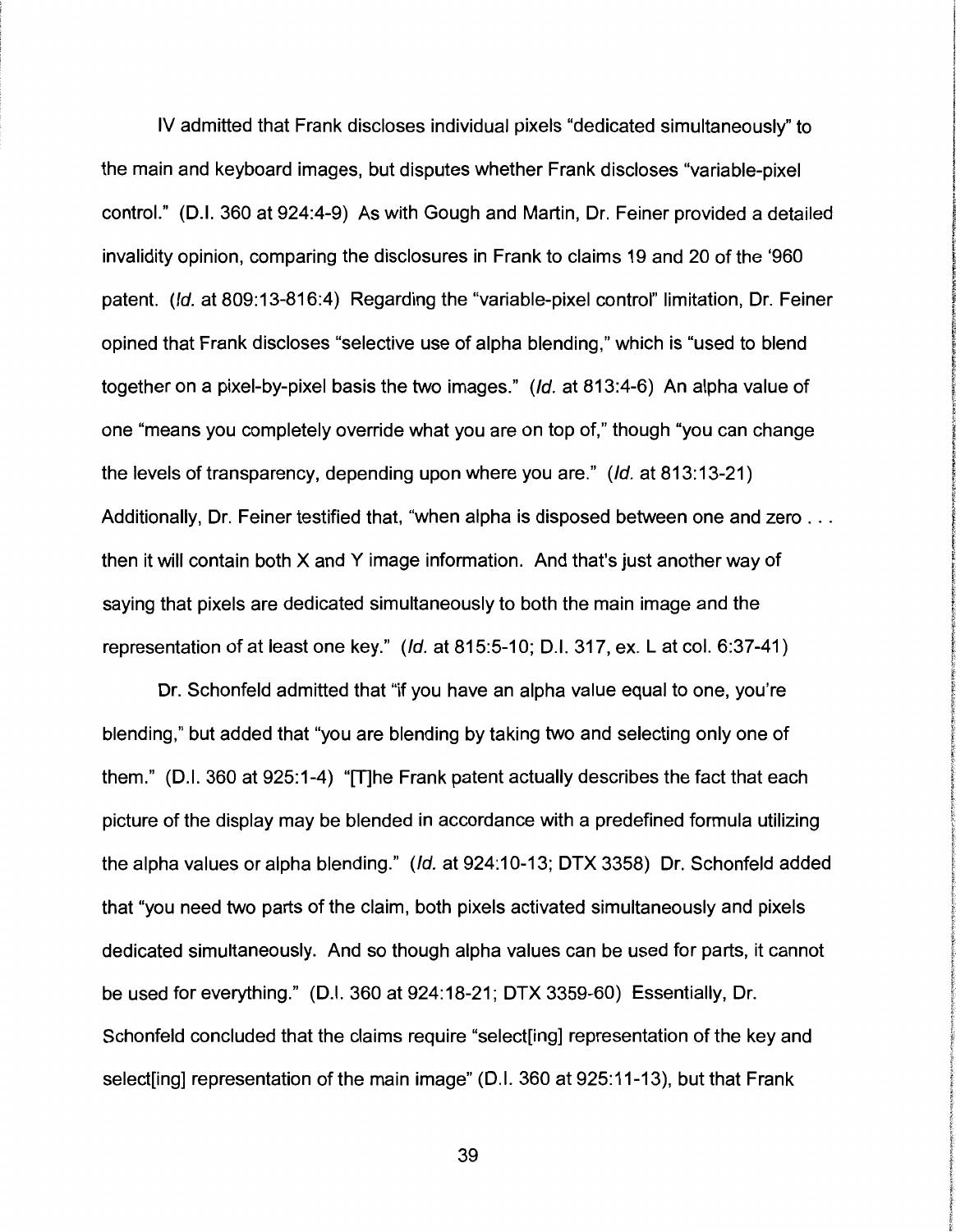IV admitted that Frank discloses individual pixels "dedicated simultaneously" to the main and keyboard images, but disputes whether Frank discloses "variable-pixel control." (D.I. 360 at 924:4-9) As with Gough and Martin, Dr. Feiner provided a detailed invalidity opinion, comparing the disclosures in Frank to claims 19 and 20 of the '960 patent. (*Id.* at 809:13-816:4) Regarding the "variable-pixel control" limitation, Dr. Feiner opined that Frank discloses "selective use of alpha blending," which is "used to blend together on a pixel-by-pixel basis the two images." (*Id.* at 813:4-6) An alpha value of one "means you completely override what you are on top of," though "you can change the levels of transparency, depending upon where you are." (*Id.* at 813:13-21) Additionally, Dr. Feiner testified that, "when alpha is disposed between one and zero . . . then it will contain both X and Y image information. And that's just another way of saying that pixels are dedicated simultaneously to both the main image and the representation of at least one key." (*Id.* at 815:5-10; D.I. 317, ex. L at col. 6:37-41)

Dr. Schonfeld admitted that "if you have an alpha value equal to one, you're blending," but added that "you are blending by taking two and selecting only one of them." (D.I. 360 at 925:1-4) "[T]he Frank patent actually describes the fact that each picture of the display may be blended in accordance with a predefined formula utilizing the alpha values or alpha blending." (*Id.* at 924:10-13; DTX 3358) Dr. Schonfeld added that "you need two parts of the claim, both pixels activated simultaneously and pixels dedicated simultaneously. And so though alpha values can be used for parts, it cannot be used for everything." (D.I. 360 at 924:18-21; DTX 3359-60) Essentially, Dr. Schonfeld concluded that the claims require "select[ing] representation of the key and select[ing] representation of the main image" (D.I. 360 at 925:11-13), but that Frank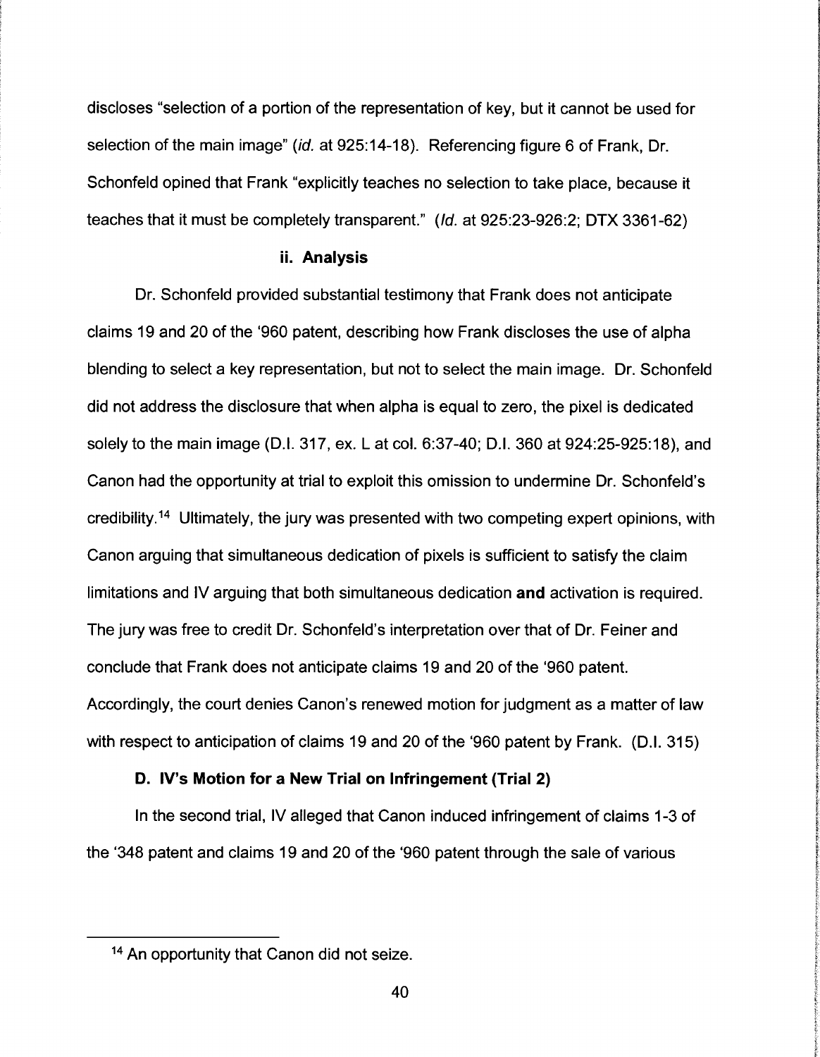discloses "selection of a portion of the representation of key, but it cannot be used for selection of the main image" (*id.* at 925:14-18). Referencing figure 6 of Frank, Dr. Schonfeld opined that Frank "explicitly teaches no selection to take place, because it teaches that it must be completely transparent." (*Id.* at 925:23-926:2; DTX 3361-62)

#### ii. Analysis

Dr. Schonfeld provided substantial testimony that Frank does not anticipate claims 19 and 20 of the '960 patent, describing how Frank discloses the use of alpha blending to select a key representation, but not to select the main image. Dr. Schonfeld did not address the disclosure that when alpha is equal to zero, the pixel is dedicated solely to the main image (D.I. 317, ex. L at col. 6:37-40; D.I. 360 at 924:25-925:18), and Canon had the opportunity at trial to exploit this omission to undermine Dr. Schonfeld's credibility.[14] Ultimately, the jury was presented with two competing expert opinions, with Canon arguing that simultaneous dedication of pixels is sufficient to satisfy the claim limitations and IV arguing that both simultaneous dedication **and** activation is required. The jury was free to credit Dr. Schonfeld's interpretation over that of Dr. Feiner and conclude that Frank does not anticipate claims 19 and 20 of the '960 patent. Accordingly, the court denies Canon's renewed motion for judgment as a matter of law with respect to anticipation of claims 19 and 20 of the '960 patent by Frank. (D.I. 315)

### D. IV's Motion for a New Trial on Infringement (Trial 2)

In the second trial, IV alleged that Canon induced infringement of claims 1-3 of the '348 patent and claims 19 and 20 of the '960 patent through the sale of various

---

[14] An opportunity that Canon did not seize.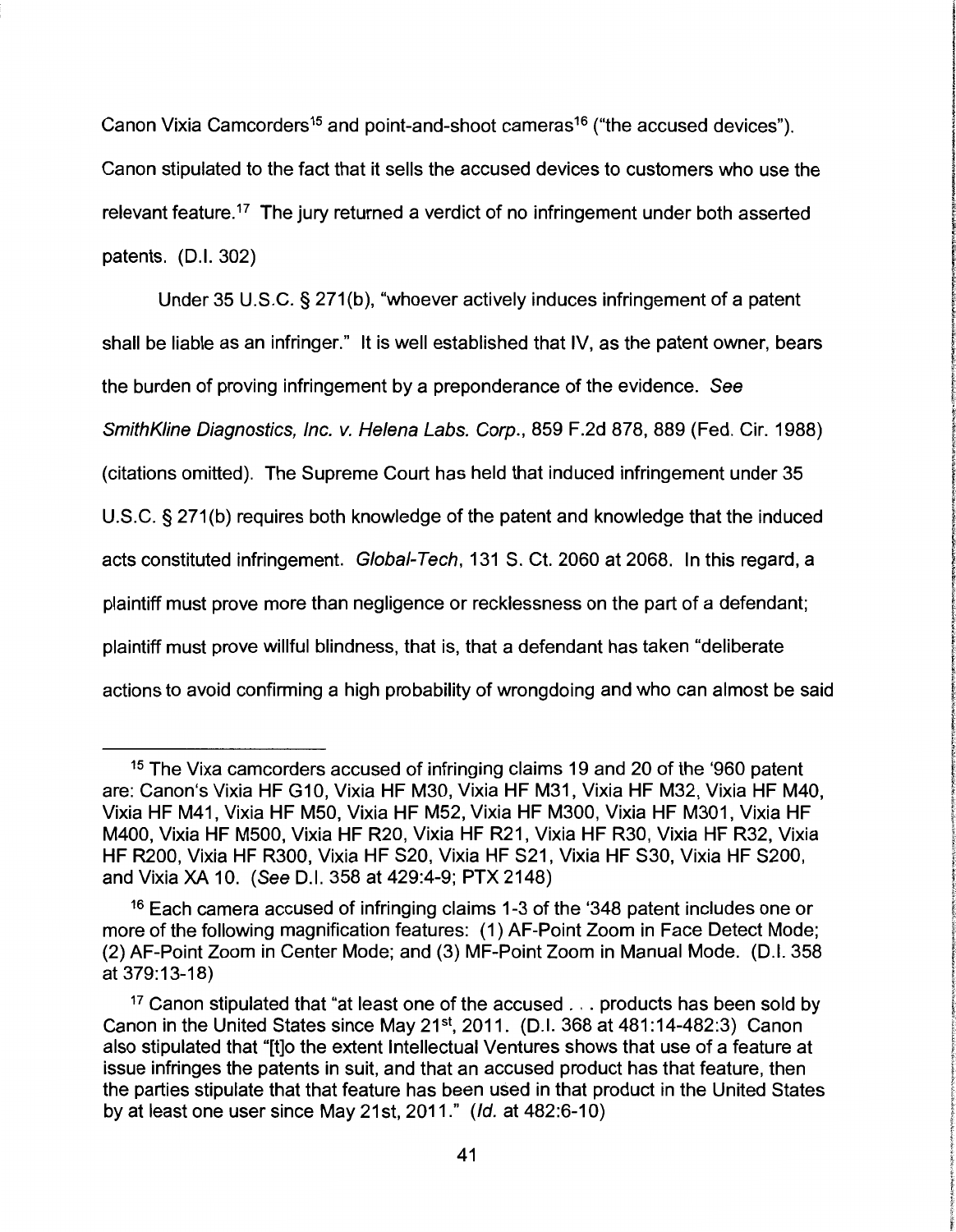Canon Vixia Camcorders[15] and point-and-shoot cameras[16] ("the accused devices"). Canon stipulated to the fact that it sells the accused devices to customers who use the relevant feature.[17] The jury returned a verdict of no infringement under both asserted patents. (D.I. 302)

Under 35 U.S.C. § 271(b), "whoever actively induces infringement of a patent shall be liable as an infringer." It is well established that IV, as the patent owner, bears the burden of proving infringement by a preponderance of the evidence. *See SmithKline Diagnostics, Inc. v. Helena Labs. Corp.*, 859 F.2d 878, 889 (Fed. Cir. 1988) (citations omitted). The Supreme Court has held that induced infringement under 35 U.S.C. § 271(b) requires both knowledge of the patent and knowledge that the induced acts constituted infringement. *Global-Tech*, 131 S. Ct. 2060 at 2068. In this regard, a plaintiff must prove more than negligence or recklessness on the part of a defendant; plaintiff must prove willful blindness, that is, that a defendant has taken "deliberate actions to avoid confirming a high probability of wrongdoing and who can almost be said

---

[15] The Vixa camcorders accused of infringing claims 19 and 20 of the '960 patent are: Canon's Vixia HF G10, Vixia HF M30, Vixia HF M31, Vixia HF M32, Vixia HF M40, Vixia HF M41, Vixia HF M50, Vixia HF M52, Vixia HF M300, Vixia HF M301, Vixia HF M400, Vixia HF M500, Vixia HF R20, Vixia HF R21, Vixia HF R30, Vixia HF R32, Vixia HF R200, Vixia HF R300, Vixia HF S20, Vixia HF S21, Vixia HF S30, Vixia HF S200, and Vixia XA 10. (*See* D.I. 358 at 429:4-9; PTX 2148)

[16] Each camera accused of infringing claims 1-3 of the '348 patent includes one or more of the following magnification features: (1) AF-Point Zoom in Face Detect Mode; (2) AF-Point Zoom in Center Mode; and (3) MF-Point Zoom in Manual Mode. (D.I. 358 at 379:13-18)

[17] Canon stipulated that "at least one of the accused . . . products has been sold by Canon in the United States since May 21st, 2011. (D.I. 368 at 481:14-482:3) Canon also stipulated that "[t]o the extent Intellectual Ventures shows that use of a feature at issue infringes the patents in suit, and that an accused product has that feature, then the parties stipulate that that feature has been used in that product in the United States by at least one user since May 21st, 2011." (*Id.* at 482:6-10)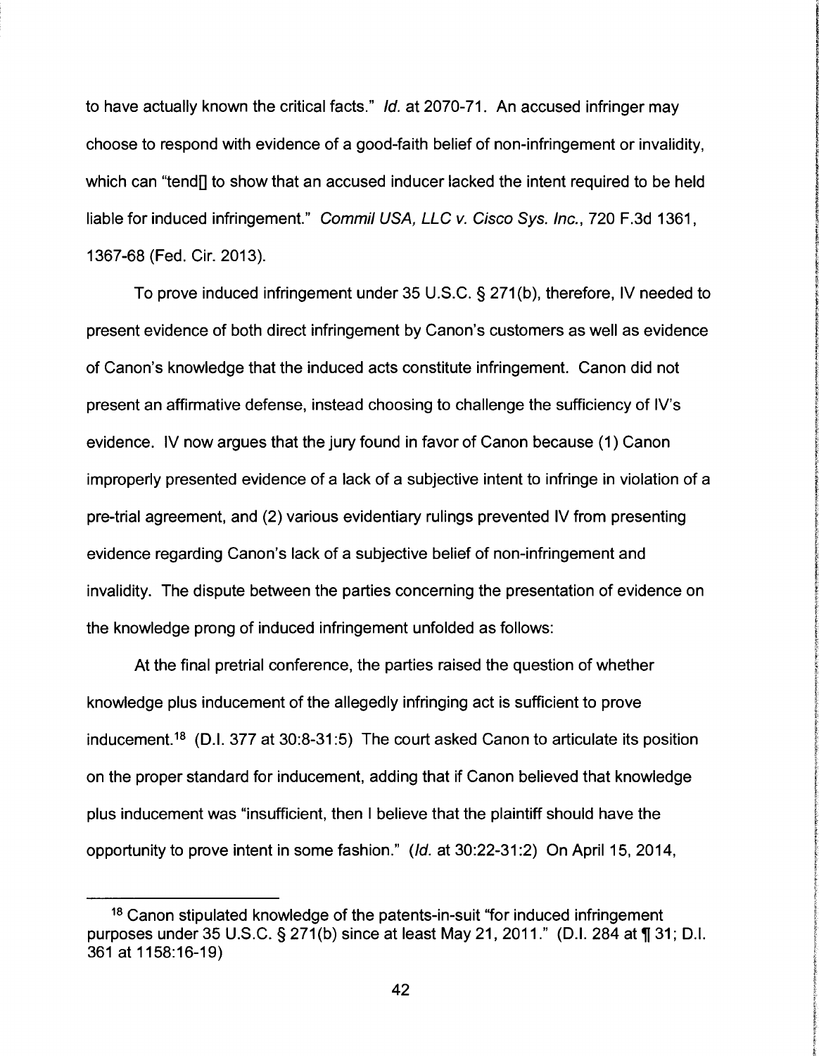to have actually known the critical facts." *Id.* at 2070-71. An accused infringer may choose to respond with evidence of a good-faith belief of non-infringement or invalidity, which can "tend[] to show that an accused inducer lacked the intent required to be held liable for induced infringement." *Commil USA, LLC v. Cisco Sys. Inc.*, 720 F.3d 1361, 1367-68 (Fed. Cir. 2013).

To prove induced infringement under 35 U.S.C. § 271(b), therefore, IV needed to present evidence of both direct infringement by Canon's customers as well as evidence of Canon's knowledge that the induced acts constitute infringement. Canon did not present an affirmative defense, instead choosing to challenge the sufficiency of IV's evidence. IV now argues that the jury found in favor of Canon because (1) Canon improperly presented evidence of a lack of a subjective intent to infringe in violation of a pre-trial agreement, and (2) various evidentiary rulings prevented IV from presenting evidence regarding Canon's lack of a subjective belief of non-infringement and invalidity. The dispute between the parties concerning the presentation of evidence on the knowledge prong of induced infringement unfolded as follows:

At the final pretrial conference, the parties raised the question of whether knowledge plus inducement of the allegedly infringing act is sufficient to prove inducement.[18] (D.I. 377 at 30:8-31:5) The court asked Canon to articulate its position on the proper standard for inducement, adding that if Canon believed that knowledge plus inducement was "insufficient, then I believe that the plaintiff should have the opportunity to prove intent in some fashion." (*Id.* at 30:22-31:2) On April 15, 2014,

---

[18] Canon stipulated knowledge of the patents-in-suit "for induced infringement purposes under 35 U.S.C. § 271(b) since at least May 21, 2011." (D.I. 284 at ¶ 31; D.I. 361 at 1158:16-19)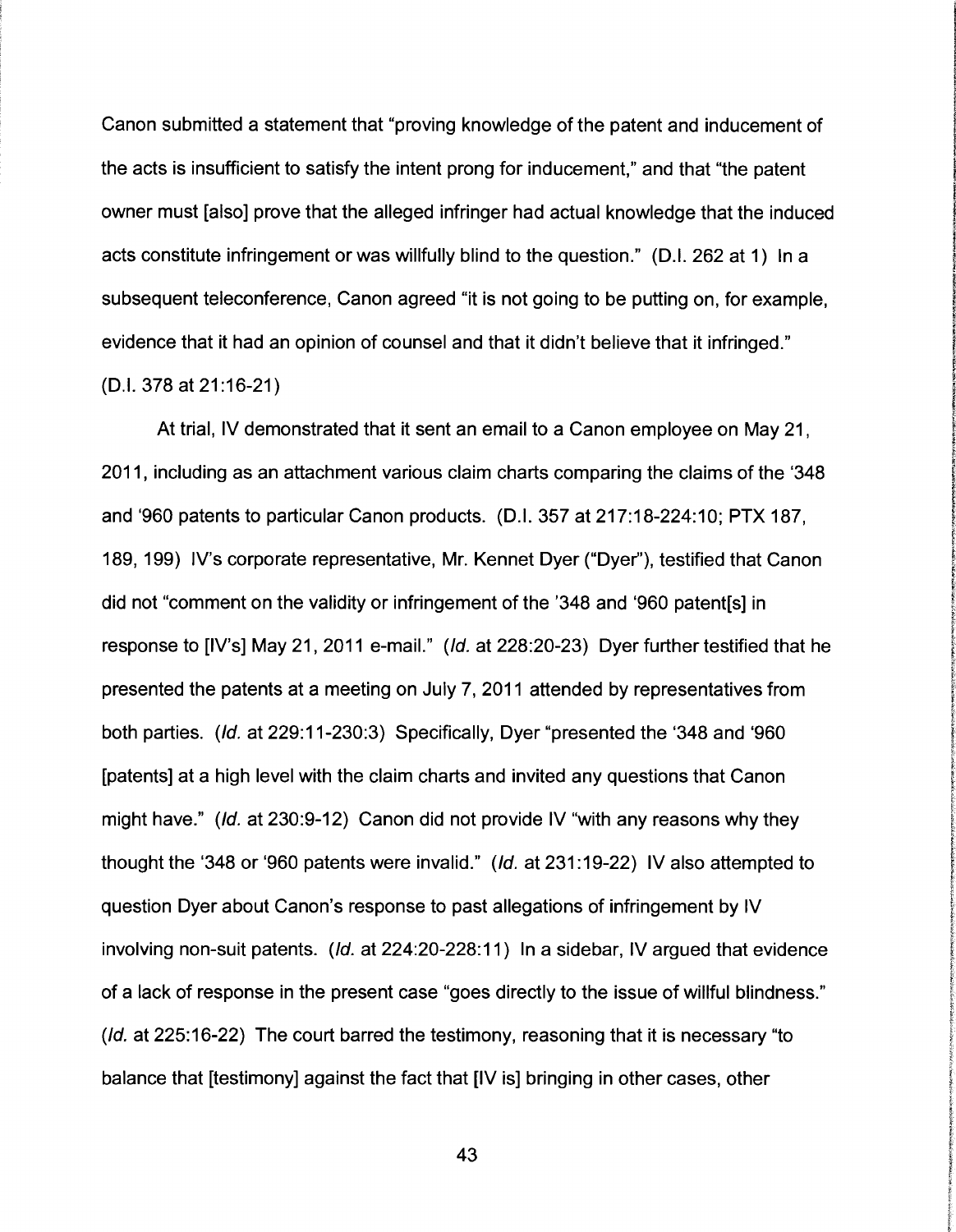Canon submitted a statement that "proving knowledge of the patent and inducement of the acts is insufficient to satisfy the intent prong for inducement," and that "the patent owner must [also] prove that the alleged infringer had actual knowledge that the induced acts constitute infringement or was willfully blind to the question." (D.I. 262 at 1) In a subsequent teleconference, Canon agreed "it is not going to be putting on, for example, evidence that it had an opinion of counsel and that it didn't believe that it infringed." (D.I. 378 at 21:16-21)

At trial, IV demonstrated that it sent an email to a Canon employee on May 21, 2011, including as an attachment various claim charts comparing the claims of the '348 and '960 patents to particular Canon products. (D.I. 357 at 217:18-224:10; PTX 187, 189, 199) IV's corporate representative, Mr. Kennet Dyer ("Dyer"), testified that Canon did not "comment on the validity or infringement of the '348 and '960 patent[s] in response to [IV's] May 21, 2011 e-mail." (*Id.* at 228:20-23) Dyer further testified that he presented the patents at a meeting on July 7, 2011 attended by representatives from both parties. (*Id.* at 229:11-230:3) Specifically, Dyer "presented the '348 and '960 [patents] at a high level with the claim charts and invited any questions that Canon might have." (*Id.* at 230:9-12) Canon did not provide IV "with any reasons why they thought the '348 or '960 patents were invalid." (*Id.* at 231:19-22) IV also attempted to question Dyer about Canon's response to past allegations of infringement by IV involving non-suit patents. (*Id.* at 224:20-228:11) In a sidebar, IV argued that evidence of a lack of response in the present case "goes directly to the issue of willful blindness." (*Id.* at 225:16-22) The court barred the testimony, reasoning that it is necessary "to balance that [testimony] against the fact that [IV is] bringing in other cases, other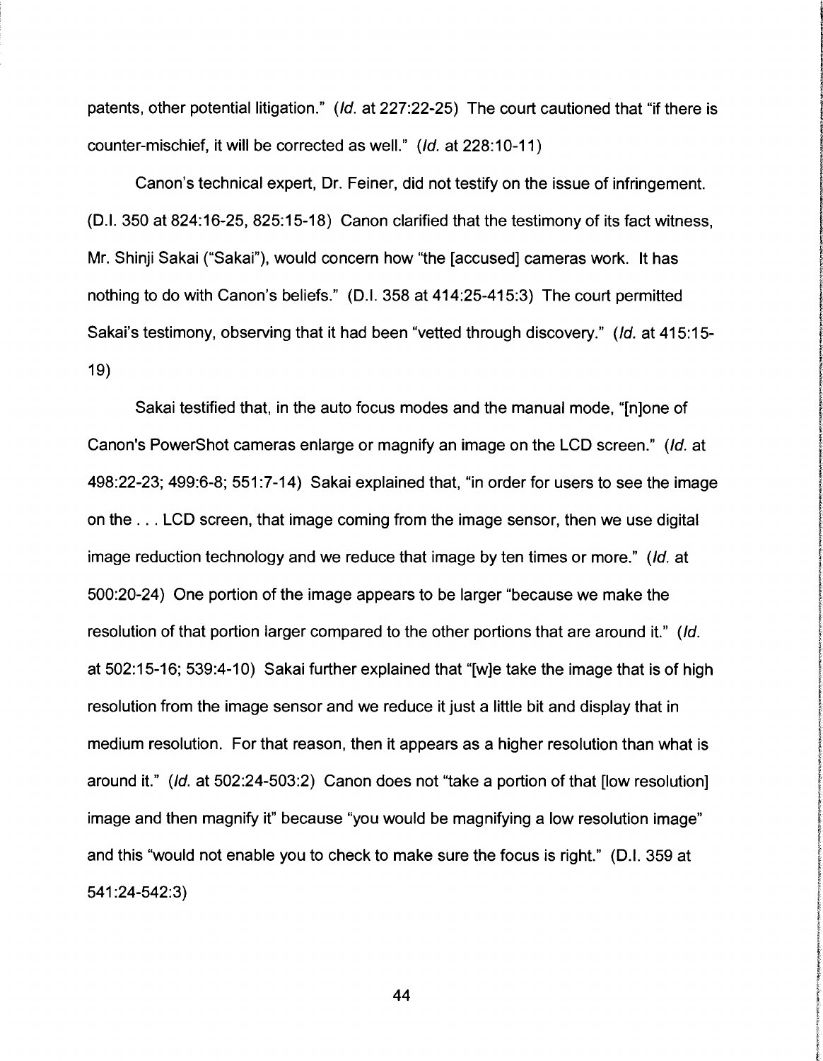patents, other potential litigation." (*Id.* at 227:22-25) The court cautioned that "if there is counter-mischief, it will be corrected as well." (*Id.* at 228:10-11)

Canon's technical expert, Dr. Feiner, did not testify on the issue of infringement. (D.I. 350 at 824:16-25, 825:15-18) Canon clarified that the testimony of its fact witness, Mr. Shinji Sakai ("Sakai"), would concern how "the [accused] cameras work. It has nothing to do with Canon's beliefs." (D.I. 358 at 414:25-415:3) The court permitted Sakai's testimony, observing that it had been "vetted through discovery." (*Id.* at 415:15-19)

Sakai testified that, in the auto focus modes and the manual mode, "[n]one of Canon's PowerShot cameras enlarge or magnify an image on the LCD screen." (*Id.* at 498:22-23; 499:6-8; 551:7-14) Sakai explained that, "in order for users to see the image on the . . . LCD screen, that image coming from the image sensor, then we use digital image reduction technology and we reduce that image by ten times or more." (*Id.* at 500:20-24) One portion of the image appears to be larger "because we make the resolution of that portion larger compared to the other portions that are around it." (*Id.* at 502:15-16; 539:4-10) Sakai further explained that "[w]e take the image that is of high resolution from the image sensor and we reduce it just a little bit and display that in medium resolution. For that reason, then it appears as a higher resolution than what is around it." (*Id.* at 502:24-503:2) Canon does not "take a portion of that [low resolution] image and then magnify it" because "you would be magnifying a low resolution image" and this "would not enable you to check to make sure the focus is right." (D.I. 359 at 541:24-542:3)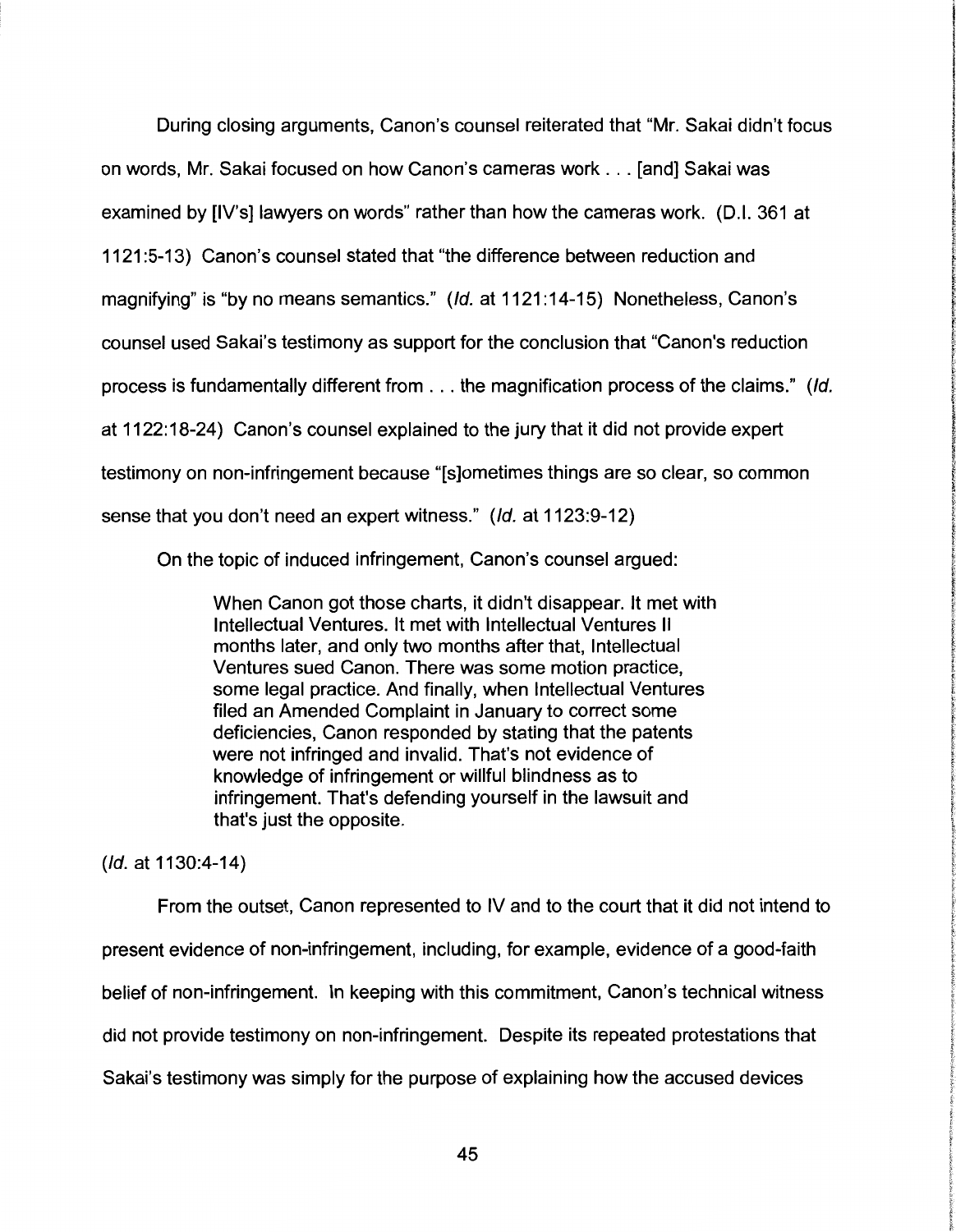During closing arguments, Canon's counsel reiterated that "Mr. Sakai didn't focus on words, Mr. Sakai focused on how Canon's cameras work . . . [and] Sakai was examined by [IV's] lawyers on words" rather than how the cameras work. (D.I. 361 at 1121:5-13) Canon's counsel stated that "the difference between reduction and magnifying" is "by no means semantics." (*Id.* at 1121:14-15) Nonetheless, Canon's counsel used Sakai's testimony as support for the conclusion that "Canon's reduction process is fundamentally different from . . . the magnification process of the claims." (*Id.* at 1122:18-24) Canon's counsel explained to the jury that it did not provide expert testimony on non-infringement because "[s]ometimes things are so clear, so common sense that you don't need an expert witness." (*Id.* at 1123:9-12)

On the topic of induced infringement, Canon's counsel argued:

> When Canon got those charts, it didn't disappear. It met with Intellectual Ventures. It met with Intellectual Ventures II months later, and only two months after that, Intellectual Ventures sued Canon. There was some motion practice, some legal practice. And finally, when Intellectual Ventures filed an Amended Complaint in January to correct some deficiencies, Canon responded by stating that the patents were not infringed and invalid. That's not evidence of knowledge of infringement or willful blindness as to infringement. That's defending yourself in the lawsuit and that's just the opposite.

(*Id.* at 1130:4-14)

From the outset, Canon represented to IV and to the court that it did not intend to present evidence of non-infringement, including, for example, evidence of a good-faith belief of non-infringement. In keeping with this commitment, Canon's technical witness did not provide testimony on non-infringement. Despite its repeated protestations that Sakai's testimony was simply for the purpose of explaining how the accused devices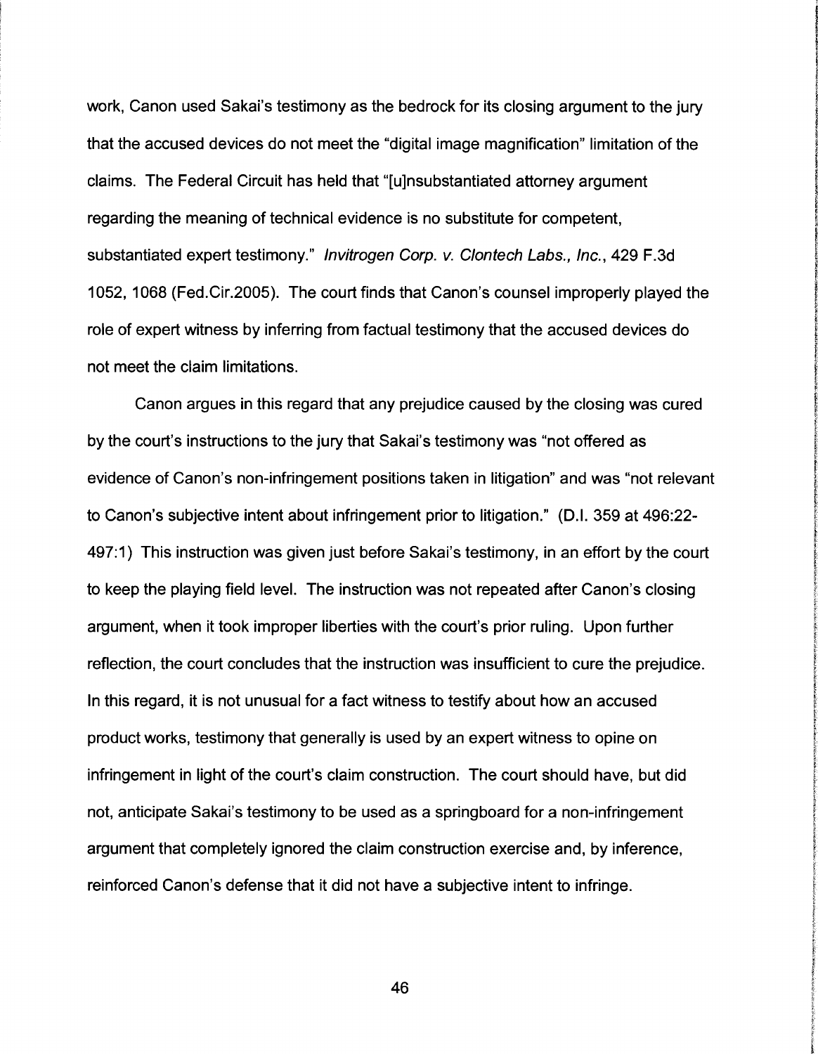work, Canon used Sakai's testimony as the bedrock for its closing argument to the jury that the accused devices do not meet the "digital image magnification" limitation of the claims. The Federal Circuit has held that "[u]nsubstantiated attorney argument regarding the meaning of technical evidence is no substitute for competent, substantiated expert testimony." *Invitrogen Corp. v. Clontech Labs., Inc.*, 429 F.3d 1052, 1068 (Fed.Cir.2005). The court finds that Canon's counsel improperly played the role of expert witness by inferring from factual testimony that the accused devices do not meet the claim limitations.

Canon argues in this regard that any prejudice caused by the closing was cured by the court's instructions to the jury that Sakai's testimony was "not offered as evidence of Canon's non-infringement positions taken in litigation" and was "not relevant to Canon's subjective intent about infringement prior to litigation." (D.I. 359 at 496:22-497:1) This instruction was given just before Sakai's testimony, in an effort by the court to keep the playing field level. The instruction was not repeated after Canon's closing argument, when it took improper liberties with the court's prior ruling. Upon further reflection, the court concludes that the instruction was insufficient to cure the prejudice. In this regard, it is not unusual for a fact witness to testify about how an accused product works, testimony that generally is used by an expert witness to opine on infringement in light of the court's claim construction. The court should have, but did not, anticipate Sakai's testimony to be used as a springboard for a non-infringement argument that completely ignored the claim construction exercise and, by inference, reinforced Canon's defense that it did not have a subjective intent to infringe.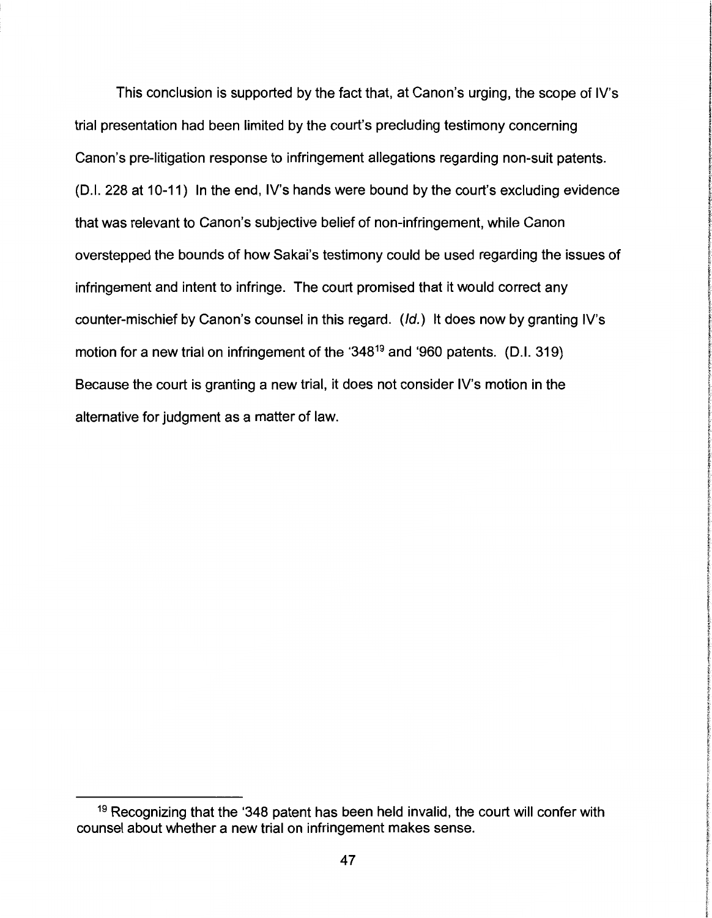This conclusion is supported by the fact that, at Canon's urging, the scope of IV's trial presentation had been limited by the court's precluding testimony concerning Canon's pre-litigation response to infringement allegations regarding non-suit patents. (D.I. 228 at 10-11) In the end, IV's hands were bound by the court's excluding evidence that was relevant to Canon's subjective belief of non-infringement, while Canon overstepped the bounds of how Sakai's testimony could be used regarding the issues of infringement and intent to infringe. The court promised that it would correct any counter-mischief by Canon's counsel in this regard. (*Id.*) It does now by granting IV's motion for a new trial on infringement of the '348[19] and '960 patents. (D.I. 319) Because the court is granting a new trial, it does not consider IV's motion in the alternative for judgment as a matter of law.

---

[19] Recognizing that the '348 patent has been held invalid, the court will confer with counsel about whether a new trial on infringement makes sense.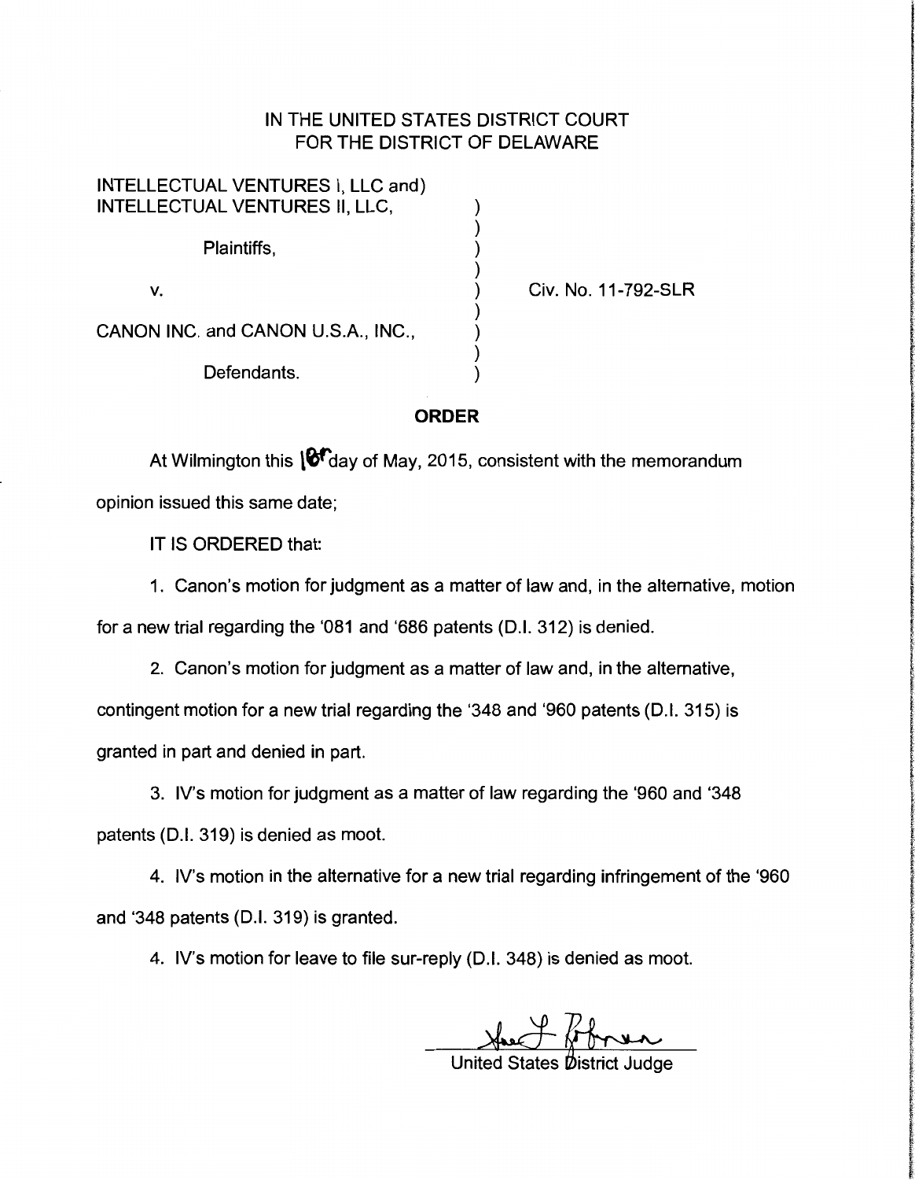IN THE UNITED STATES DISTRICT COURT
FOR THE DISTRICT OF DELAWARE

INTELLECTUAL VENTURES I, LLC and )
INTELLECTUAL VENTURES II, LLC, )
)
Plaintiffs, )
)
v. ) Civ. No. 11-792-SLR
)
CANON INC. and CANON U.S.A., INC., )
)
Defendants. )

**ORDER**

At Wilmington this 18th day of May, 2015, consistent with the memorandum opinion issued this same date;

IT IS ORDERED that:

1. Canon's motion for judgment as a matter of law and, in the alternative, motion for a new trial regarding the '081 and '686 patents (D.I. 312) is denied.

2. Canon's motion for judgment as a matter of law and, in the alternative, contingent motion for a new trial regarding the '348 and '960 patents (D.I. 315) is granted in part and denied in part.

3. IV's motion for judgment as a matter of law regarding the '960 and '348 patents (D.I. 319) is denied as moot.

4. IV's motion in the alternative for a new trial regarding infringement of the '960 and '348 patents (D.I. 319) is granted.

4. IV's motion for leave to file sur-reply (D.I. 348) is denied as moot.

United States District Judge